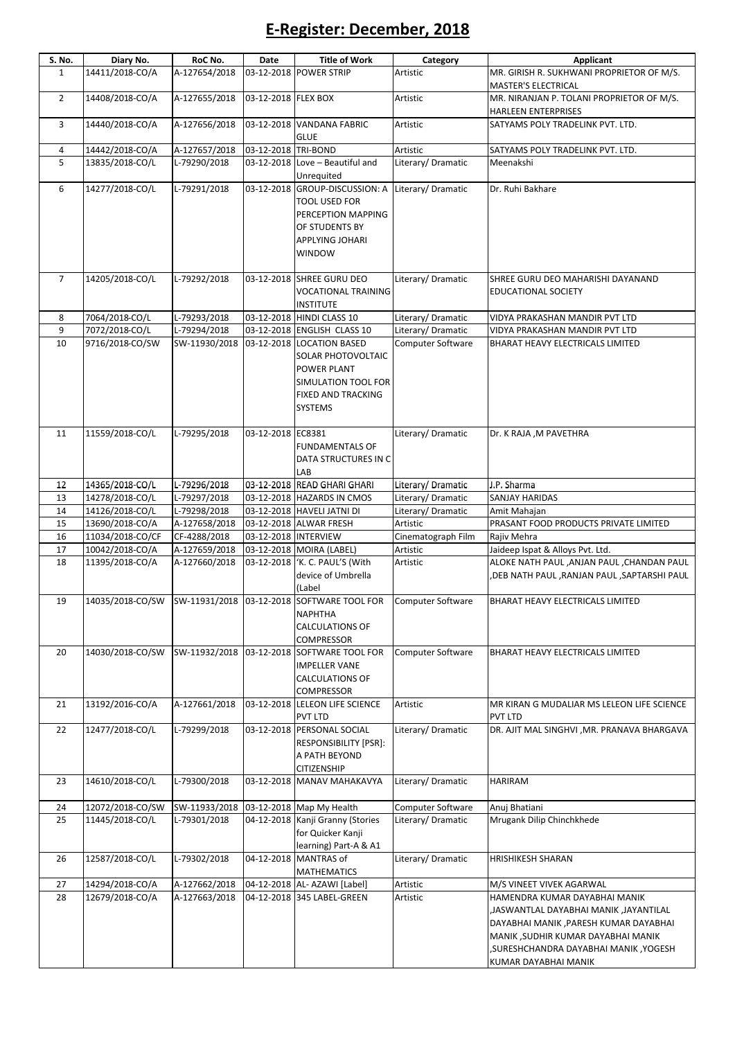# E-Register: December, 2018

| S. No. | Diary No. | RoC No. | Date | Title of Work | Category | Applicant |
|---|---|---|---|---|---|---|
| 1 | 14411/2018-CO/A | A-127654/2018 | 03-12-2018 | POWER STRIP | Artistic | MR. GIRISH R. SUKHWANI PROPRIETOR OF M/S. MASTER'S ELECTRICAL |
| 2 | 14408/2018-CO/A | A-127655/2018 | 03-12-2018 | FLEX BOX | Artistic | MR. NIRANJAN P. TOLANI PROPRIETOR OF M/S. HARLEEN ENTERPRISES |
| 3 | 14440/2018-CO/A | A-127656/2018 | 03-12-2018 | VANDANA FABRIC GLUE | Artistic | SATYAMS POLY TRADELINK PVT. LTD. |
| 4 | 14442/2018-CO/A | A-127657/2018 | 03-12-2018 | TRI-BOND | Artistic | SATYAMS POLY TRADELINK PVT. LTD. |
| 5 | 13835/2018-CO/L | L-79290/2018 | 03-12-2018 | Love – Beautiful and Unrequited | Literary/ Dramatic | Meenakshi |
| 6 | 14277/2018-CO/L | L-79291/2018 | 03-12-2018 | GROUP-DISCUSSION: A TOOL USED FOR PERCEPTION MAPPING OF STUDENTS BY APPLYING JOHARI WINDOW | Literary/ Dramatic | Dr. Ruhi Bakhare |
| 7 | 14205/2018-CO/L | L-79292/2018 | 03-12-2018 | SHREE GURU DEO VOCATIONAL TRAINING INSTITUTE | Literary/ Dramatic | SHREE GURU DEO MAHARISHI DAYANAND EDUCATIONAL SOCIETY |
| 8 | 7064/2018-CO/L | L-79293/2018 | 03-12-2018 | HINDI CLASS 10 | Literary/ Dramatic | VIDYA PRAKASHAN MANDIR PVT LTD |
| 9 | 7072/2018-CO/L | L-79294/2018 | 03-12-2018 | ENGLISH CLASS 10 | Literary/ Dramatic | VIDYA PRAKASHAN MANDIR PVT LTD |
| 10 | 9716/2018-CO/SW | SW-11930/2018 | 03-12-2018 | LOCATION BASED SOLAR PHOTOVOLTAIC POWER PLANT SIMULATION TOOL FOR FIXED AND TRACKING SYSTEMS | Computer Software | BHARAT HEAVY ELECTRICALS LIMITED |
| 11 | 11559/2018-CO/L | L-79295/2018 | 03-12-2018 | EC8381 FUNDAMENTALS OF DATA STRUCTURES IN C LAB | Literary/ Dramatic | Dr. K RAJA ,M PAVETHRA |
| 12 | 14365/2018-CO/L | L-79296/2018 | 03-12-2018 | READ GHARI GHARI | Literary/ Dramatic | J.P. Sharma |
| 13 | 14278/2018-CO/L | L-79297/2018 | 03-12-2018 | HAZARDS IN CMOS | Literary/ Dramatic | SANJAY HARIDAS |
| 14 | 14126/2018-CO/L | L-79298/2018 | 03-12-2018 | HAVELI JATNI DI | Literary/ Dramatic | Amit Mahajan |
| 15 | 13690/2018-CO/A | A-127658/2018 | 03-12-2018 | ALWAR FRESH | Artistic | PRASANT FOOD PRODUCTS PRIVATE LIMITED |
| 16 | 11034/2018-CO/CF | CF-4288/2018 | 03-12-2018 | INTERVIEW | Cinematograph Film | Rajiv Mehra |
| 17 | 10042/2018-CO/A | A-127659/2018 | 03-12-2018 | MOIRA (LABEL) | Artistic | Jaideep Ispat & Alloys Pvt. Ltd. |
| 18 | 11395/2018-CO/A | A-127660/2018 | 03-12-2018 | 'K. C. PAUL'S (With device of Umbrella (Label | Artistic | ALOKE NATH PAUL ,ANJAN PAUL ,CHANDAN PAUL ,DEB NATH PAUL ,RANJAN PAUL ,SAPTARSHI PAUL |
| 19 | 14035/2018-CO/SW | SW-11931/2018 | 03-12-2018 | SOFTWARE TOOL FOR NAPHTHA CALCULATIONS OF COMPRESSOR | Computer Software | BHARAT HEAVY ELECTRICALS LIMITED |
| 20 | 14030/2018-CO/SW | SW-11932/2018 | 03-12-2018 | SOFTWARE TOOL FOR IMPELLER VANE CALCULATIONS OF COMPRESSOR | Computer Software | BHARAT HEAVY ELECTRICALS LIMITED |
| 21 | 13192/2016-CO/A | A-127661/2018 | 03-12-2018 | LELEON LIFE SCIENCE PVT LTD | Artistic | MR KIRAN G MUDALIAR MS LELEON LIFE SCIENCE PVT LTD |
| 22 | 12477/2018-CO/L | L-79299/2018 | 03-12-2018 | PERSONAL SOCIAL RESPONSIBILITY [PSR]: A PATH BEYOND CITIZENSHIP | Literary/ Dramatic | DR. AJIT MAL SINGHVI ,MR. PRANAVA BHARGAVA |
| 23 | 14610/2018-CO/L | L-79300/2018 | 03-12-2018 | MANAV MAHAKAVYA | Literary/ Dramatic | HARIRAM |
| 24 | 12072/2018-CO/SW | SW-11933/2018 | 03-12-2018 | Map My Health | Computer Software | Anuj Bhatiani |
| 25 | 11445/2018-CO/L | L-79301/2018 | 04-12-2018 | Kanji Granny (Stories for Quicker Kanji learning) Part-A & A1 | Literary/ Dramatic | Mrugank Dilip Chinchkhede |
| 26 | 12587/2018-CO/L | L-79302/2018 | 04-12-2018 | MANTRAS of MATHEMATICS | Literary/ Dramatic | HRISHIKESH SHARAN |
| 27 | 14294/2018-CO/A | A-127662/2018 | 04-12-2018 | AL- AZAWI [Label] | Artistic | M/S VINEET VIVEK AGARWAL |
| 28 | 12679/2018-CO/A | A-127663/2018 | 04-12-2018 | 345 LABEL-GREEN | Artistic | HAMENDRA KUMAR DAYABHAI MANIK ,JASWANTLAL DAYABHAI MANIK ,JAYANTILAL DAYABHAI MANIK ,PARESH KUMAR DAYABHAI MANIK ,SUDHIR KUMAR DAYABHAI MANIK ,SURESHCHANDRA DAYABHAI MANIK ,YOGESH KUMAR DAYABHAI MANIK |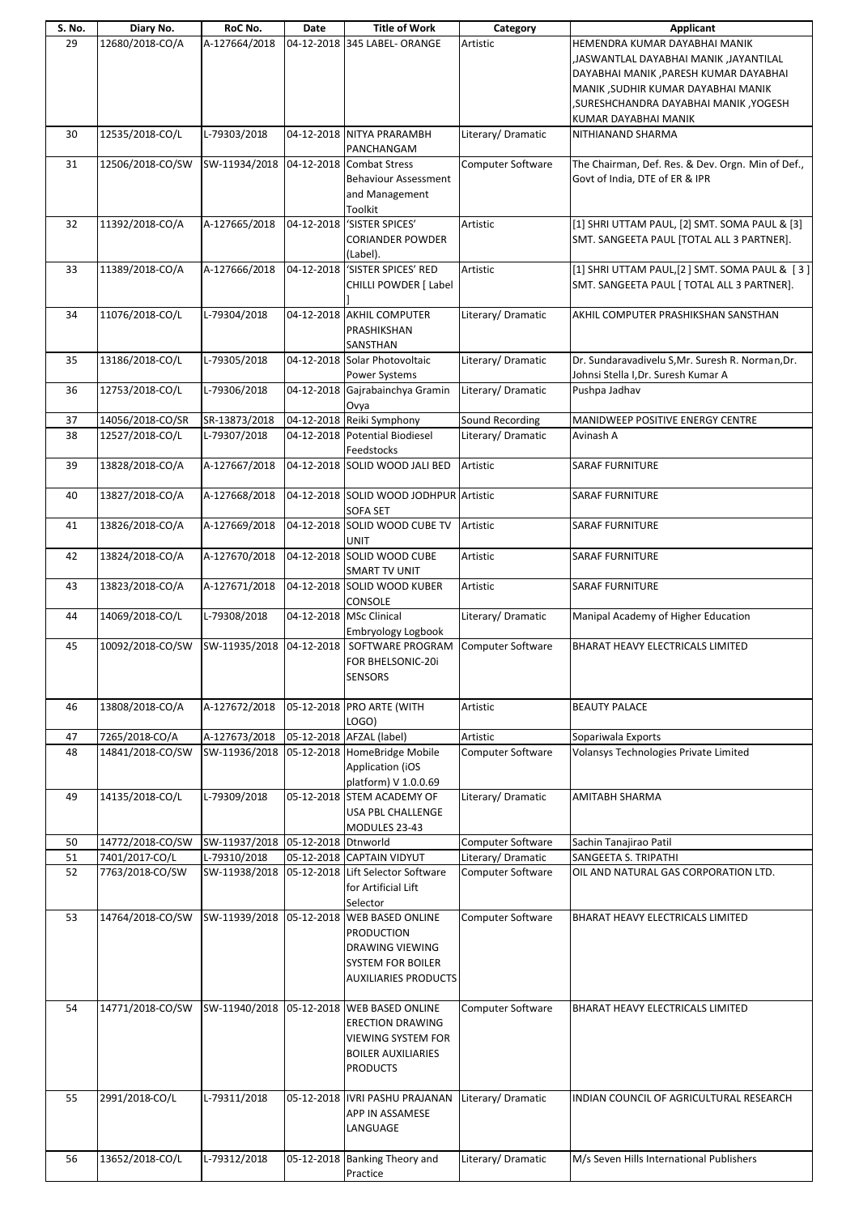| S. No. | Diary No. | RoC No. | Date | Title of Work | Category | Applicant |
|---|---|---|---|---|---|---|
| 29 | 12680/2018-CO/A | A-127664/2018 | 04-12-2018 | 345 LABEL- ORANGE | Artistic | HEMENDRA KUMAR DAYABHAI MANIK ,JASWANTLAL DAYABHAI MANIK ,JAYANTILAL DAYABHAI MANIK ,PARESH KUMAR DAYABHAI MANIK ,SUDHIR KUMAR DAYABHAI MANIK ,SURESHCHANDRA DAYABHAI MANIK ,YOGESH KUMAR DAYABHAI MANIK |
| 30 | 12535/2018-CO/L | L-79303/2018 | 04-12-2018 | NITYA PRARAMBH PANCHANGAM | Literary/ Dramatic | NITHIANAND SHARMA |
| 31 | 12506/2018-CO/SW | SW-11934/2018 | 04-12-2018 | Combat Stress Behaviour Assessment and Management Toolkit | Computer Software | The Chairman, Def. Res. & Dev. Orgn. Min of Def., Govt of India, DTE of ER & IPR |
| 32 | 11392/2018-CO/A | A-127665/2018 | 04-12-2018 | 'SISTER SPICES' CORIANDER POWDER (Label). | Artistic | [1] SHRI UTTAM PAUL, [2] SMT. SOMA PAUL & [3] SMT. SANGEETA PAUL [TOTAL ALL 3 PARTNER]. |
| 33 | 11389/2018-CO/A | A-127666/2018 | 04-12-2018 | 'SISTER SPICES' RED CHILLI POWDER [ Label ] | Artistic | [1] SHRI UTTAM PAUL,[2 ] SMT. SOMA PAUL & [ 3 ] SMT. SANGEETA PAUL [ TOTAL ALL 3 PARTNER]. |
| 34 | 11076/2018-CO/L | L-79304/2018 | 04-12-2018 | AKHIL COMPUTER PRASHIKSHAN SANSTHAN | Literary/ Dramatic | AKHIL COMPUTER PRASHIKSHAN SANSTHAN |
| 35 | 13186/2018-CO/L | L-79305/2018 | 04-12-2018 | Solar Photovoltaic Power Systems | Literary/ Dramatic | Dr. Sundaravadivelu S,Mr. Suresh R. Norman,Dr. Johnsi Stella I,Dr. Suresh Kumar A |
| 36 | 12753/2018-CO/L | L-79306/2018 | 04-12-2018 | Gajrabainchya Gramin Ovya | Literary/ Dramatic | Pushpa Jadhav |
| 37 | 14056/2018-CO/SR | SR-13873/2018 | 04-12-2018 | Reiki Symphony | Sound Recording | MANIDWEEP POSITIVE ENERGY CENTRE |
| 38 | 12527/2018-CO/L | L-79307/2018 | 04-12-2018 | Potential Biodiesel Feedstocks | Literary/ Dramatic | Avinash A |
| 39 | 13828/2018-CO/A | A-127667/2018 | 04-12-2018 | SOLID WOOD JALI BED | Artistic | SARAF FURNITURE |
| 40 | 13827/2018-CO/A | A-127668/2018 | 04-12-2018 | SOLID WOOD JODHPUR SOFA SET | Artistic | SARAF FURNITURE |
| 41 | 13826/2018-CO/A | A-127669/2018 | 04-12-2018 | SOLID WOOD CUBE TV UNIT | Artistic | SARAF FURNITURE |
| 42 | 13824/2018-CO/A | A-127670/2018 | 04-12-2018 | SOLID WOOD CUBE SMART TV UNIT | Artistic | SARAF FURNITURE |
| 43 | 13823/2018-CO/A | A-127671/2018 | 04-12-2018 | SOLID WOOD KUBER CONSOLE | Artistic | SARAF FURNITURE |
| 44 | 14069/2018-CO/L | L-79308/2018 | 04-12-2018 | MSc Clinical Embryology Logbook | Literary/ Dramatic | Manipal Academy of Higher Education |
| 45 | 10092/2018-CO/SW | SW-11935/2018 | 04-12-2018 | SOFTWARE PROGRAM FOR BHELSONIC-20i SENSORS | Computer Software | BHARAT HEAVY ELECTRICALS LIMITED |
| 46 | 13808/2018-CO/A | A-127672/2018 | 05-12-2018 | PRO ARTE (WITH LOGO) | Artistic | BEAUTY PALACE |
| 47 | 7265/2018-CO/A | A-127673/2018 | 05-12-2018 | AFZAL (label) | Artistic | Sopariwala Exports |
| 48 | 14841/2018-CO/SW | SW-11936/2018 | 05-12-2018 | HomeBridge Mobile Application (iOS platform) V 1.0.0.69 | Computer Software | Volansys Technologies Private Limited |
| 49 | 14135/2018-CO/L | L-79309/2018 | 05-12-2018 | STEM ACADEMY OF USA PBL CHALLENGE MODULES 23-43 | Literary/ Dramatic | AMITABH SHARMA |
| 50 | 14772/2018-CO/SW | SW-11937/2018 | 05-12-2018 | Dtnworld | Computer Software | Sachin Tanajirao Patil |
| 51 | 7401/2017-CO/L | L-79310/2018 | 05-12-2018 | CAPTAIN VIDYUT | Literary/ Dramatic | SANGEETA S. TRIPATHI |
| 52 | 7763/2018-CO/SW | SW-11938/2018 | 05-12-2018 | Lift Selector Software for Artificial Lift Selector | Computer Software | OIL AND NATURAL GAS CORPORATION LTD. |
| 53 | 14764/2018-CO/SW | SW-11939/2018 | 05-12-2018 | WEB BASED ONLINE PRODUCTION DRAWING VIEWING SYSTEM FOR BOILER AUXILIARIES PRODUCTS | Computer Software | BHARAT HEAVY ELECTRICALS LIMITED |
| 54 | 14771/2018-CO/SW | SW-11940/2018 | 05-12-2018 | WEB BASED ONLINE ERECTION DRAWING VIEWING SYSTEM FOR BOILER AUXILIARIES PRODUCTS | Computer Software | BHARAT HEAVY ELECTRICALS LIMITED |
| 55 | 2991/2018-CO/L | L-79311/2018 | 05-12-2018 | IVRI PASHU PRAJANAN APP IN ASSAMESE LANGUAGE | Literary/ Dramatic | INDIAN COUNCIL OF AGRICULTURAL RESEARCH |
| 56 | 13652/2018-CO/L | L-79312/2018 | 05-12-2018 | Banking Theory and Practice | Literary/ Dramatic | M/s Seven Hills International Publishers |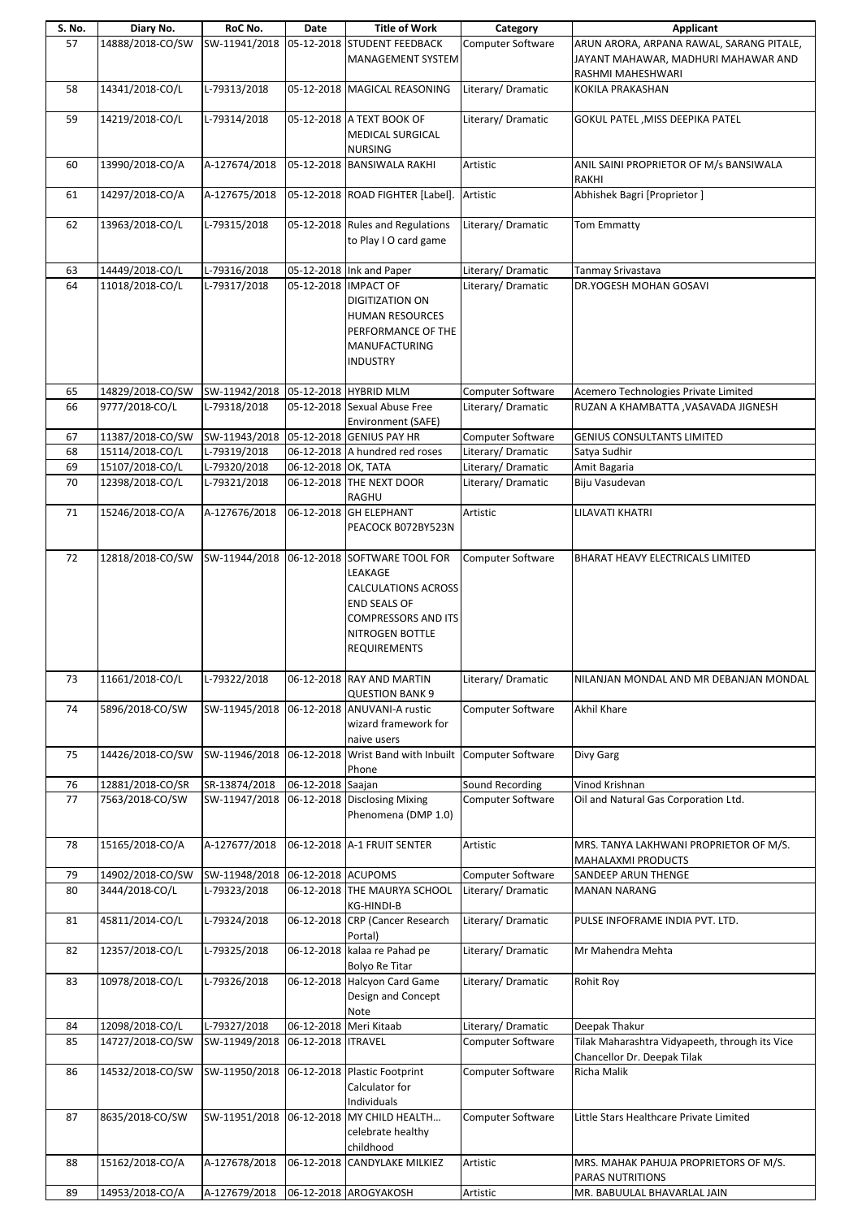| S. No. | Diary No. | RoC No. | Date | Title of Work | Category | Applicant |
|---|---|---|---|---|---|---|
| 57 | 14888/2018-CO/SW | SW-11941/2018 | 05-12-2018 | STUDENT FEEDBACK MANAGEMENT SYSTEM | Computer Software | ARUN ARORA, ARPANA RAWAL, SARANG PITALE, JAYANT MAHAWAR, MADHURI MAHAWAR AND RASHMI MAHESHWARI |
| 58 | 14341/2018-CO/L | L-79313/2018 | 05-12-2018 | MAGICAL REASONING | Literary/ Dramatic | KOKILA PRAKASHAN |
| 59 | 14219/2018-CO/L | L-79314/2018 | 05-12-2018 | A TEXT BOOK OF MEDICAL SURGICAL NURSING | Literary/ Dramatic | GOKUL PATEL ,MISS DEEPIKA PATEL |
| 60 | 13990/2018-CO/A | A-127674/2018 | 05-12-2018 | BANSIWALA RAKHI | Artistic | ANIL SAINI PROPRIETOR OF M/s BANSIWALA RAKHI |
| 61 | 14297/2018-CO/A | A-127675/2018 | 05-12-2018 | ROAD FIGHTER [Label]. | Artistic | Abhishek Bagri [Proprietor ] |
| 62 | 13963/2018-CO/L | L-79315/2018 | 05-12-2018 | Rules and Regulations to Play I O card game | Literary/ Dramatic | Tom Emmatty |
| 63 | 14449/2018-CO/L | L-79316/2018 | 05-12-2018 | Ink and Paper | Literary/ Dramatic | Tanmay Srivastava |
| 64 | 11018/2018-CO/L | L-79317/2018 | 05-12-2018 | IMPACT OF DIGITIZATION ON HUMAN RESOURCES PERFORMANCE OF THE MANUFACTURING INDUSTRY | Literary/ Dramatic | DR.YOGESH MOHAN GOSAVI |
| 65 | 14829/2018-CO/SW | SW-11942/2018 | 05-12-2018 | HYBRID MLM | Computer Software | Acemero Technologies Private Limited |
| 66 | 9777/2018-CO/L | L-79318/2018 | 05-12-2018 | Sexual Abuse Free Environment (SAFE) | Literary/ Dramatic | RUZAN A KHAMBATTA ,VASAVADA JIGNESH |
| 67 | 11387/2018-CO/SW | SW-11943/2018 | 05-12-2018 | GENIUS PAY HR | Computer Software | GENIUS CONSULTANTS LIMITED |
| 68 | 15114/2018-CO/L | L-79319/2018 | 06-12-2018 | A hundred red roses | Literary/ Dramatic | Satya Sudhir |
| 69 | 15107/2018-CO/L | L-79320/2018 | 06-12-2018 | OK, TATA | Literary/ Dramatic | Amit Bagaria |
| 70 | 12398/2018-CO/L | L-79321/2018 | 06-12-2018 | THE NEXT DOOR RAGHU | Literary/ Dramatic | Biju Vasudevan |
| 71 | 15246/2018-CO/A | A-127676/2018 | 06-12-2018 | GH ELEPHANT PEACOCK B072BY523N | Artistic | LILAVATI KHATRI |
| 72 | 12818/2018-CO/SW | SW-11944/2018 | 06-12-2018 | SOFTWARE TOOL FOR LEAKAGE CALCULATIONS ACROSS END SEALS OF COMPRESSORS AND ITS NITROGEN BOTTLE REQUIREMENTS | Computer Software | BHARAT HEAVY ELECTRICALS LIMITED |
| 73 | 11661/2018-CO/L | L-79322/2018 | 06-12-2018 | RAY AND MARTIN QUESTION BANK 9 | Literary/ Dramatic | NILANJAN MONDAL AND MR DEBANJAN MONDAL |
| 74 | 5896/2018-CO/SW | SW-11945/2018 | 06-12-2018 | ANUVANI-A rustic wizard framework for naive users | Computer Software | Akhil Khare |
| 75 | 14426/2018-CO/SW | SW-11946/2018 | 06-12-2018 | Wrist Band with Inbuilt Phone | Computer Software | Divy Garg |
| 76 | 12881/2018-CO/SR | SR-13874/2018 | 06-12-2018 | Saajan | Sound Recording | Vinod Krishnan |
| 77 | 7563/2018-CO/SW | SW-11947/2018 | 06-12-2018 | Disclosing Mixing Phenomena (DMP 1.0) | Computer Software | Oil and Natural Gas Corporation Ltd. |
| 78 | 15165/2018-CO/A | A-127677/2018 | 06-12-2018 | A-1 FRUIT SENTER | Artistic | MRS. TANYA LAKHWANI PROPRIETOR OF M/S. MAHALAXMI PRODUCTS |
| 79 | 14902/2018-CO/SW | SW-11948/2018 | 06-12-2018 | ACUPOMS | Computer Software | SANDEEP ARUN THENGE |
| 80 | 3444/2018-CO/L | L-79323/2018 | 06-12-2018 | THE MAURYA SCHOOL KG-HINDI-B | Literary/ Dramatic | MANAN NARANG |
| 81 | 45811/2014-CO/L | L-79324/2018 | 06-12-2018 | CRP (Cancer Research Portal) | Literary/ Dramatic | PULSE INFOFRAME INDIA PVT. LTD. |
| 82 | 12357/2018-CO/L | L-79325/2018 | 06-12-2018 | kalaa re Pahad pe Bolyo Re Titar | Literary/ Dramatic | Mr Mahendra Mehta |
| 83 | 10978/2018-CO/L | L-79326/2018 | 06-12-2018 | Halcyon Card Game Design and Concept Note | Literary/ Dramatic | Rohit Roy |
| 84 | 12098/2018-CO/L | L-79327/2018 | 06-12-2018 | Meri Kitaab | Literary/ Dramatic | Deepak Thakur |
| 85 | 14727/2018-CO/SW | SW-11949/2018 | 06-12-2018 | ITRAVEL | Computer Software | Tilak Maharashtra Vidyapeeth, through its Vice Chancellor Dr. Deepak Tilak |
| 86 | 14532/2018-CO/SW | SW-11950/2018 | 06-12-2018 | Plastic Footprint Calculator for Individuals | Computer Software | Richa Malik |
| 87 | 8635/2018-CO/SW | SW-11951/2018 | 06-12-2018 | MY CHILD HEALTH… celebrate healthy childhood | Computer Software | Little Stars Healthcare Private Limited |
| 88 | 15162/2018-CO/A | A-127678/2018 | 06-12-2018 | CANDYLAKE MILKIEZ | Artistic | MRS. MAHAK PAHUJA PROPRIETORS OF M/S. PARAS NUTRITIONS |
| 89 | 14953/2018-CO/A | A-127679/2018 | 06-12-2018 | AROGYAKOSH | Artistic | MR. BABUULAL BHAVARLAL JAIN |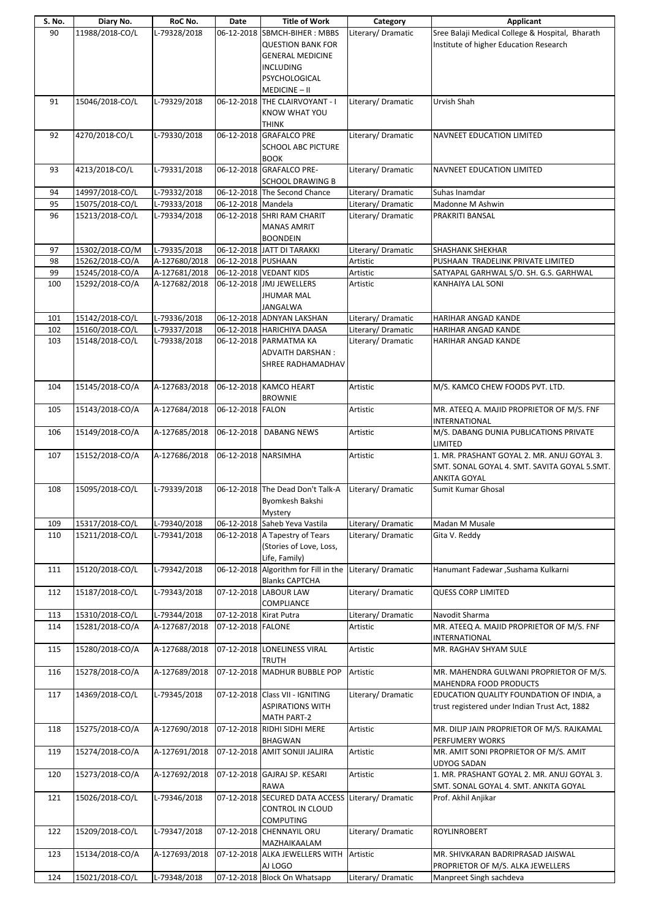| S. No. | Diary No. | RoC No. | Date | Title of Work | Category | Applicant |
|---|---|---|---|---|---|---|
| 90 | 11988/2018-CO/L | L-79328/2018 | 06-12-2018 | SBMCH-BIHER : MBBS QUESTION BANK FOR GENERAL MEDICINE INCLUDING PSYCHOLOGICAL MEDICINE – II | Literary/ Dramatic | Sree Balaji Medical College & Hospital, Bharath Institute of higher Education Research |
| 91 | 15046/2018-CO/L | L-79329/2018 | 06-12-2018 | THE CLAIRVOYANT - I KNOW WHAT YOU THINK | Literary/ Dramatic | Urvish Shah |
| 92 | 4270/2018-CO/L | L-79330/2018 | 06-12-2018 | GRAFALCO PRE SCHOOL ABC PICTURE BOOK | Literary/ Dramatic | NAVNEET EDUCATION LIMITED |
| 93 | 4213/2018-CO/L | L-79331/2018 | 06-12-2018 | GRAFALCO PRE-SCHOOL DRAWING B | Literary/ Dramatic | NAVNEET EDUCATION LIMITED |
| 94 | 14997/2018-CO/L | L-79332/2018 | 06-12-2018 | The Second Chance | Literary/ Dramatic | Suhas Inamdar |
| 95 | 15075/2018-CO/L | L-79333/2018 | 06-12-2018 | Mandela | Literary/ Dramatic | Madonne M Ashwin |
| 96 | 15213/2018-CO/L | L-79334/2018 | 06-12-2018 | SHRI RAM CHARIT MANAS AMRIT BOONDEIN | Literary/ Dramatic | PRAKRITI BANSAL |
| 97 | 15302/2018-CO/M | L-79335/2018 | 06-12-2018 | JATT DI TARAKKI | Literary/ Dramatic | SHASHANK SHEKHAR |
| 98 | 15262/2018-CO/A | A-127680/2018 | 06-12-2018 | PUSHAAN | Artistic | PUSHAAN TRADELINK PRIVATE LIMITED |
| 99 | 15245/2018-CO/A | A-127681/2018 | 06-12-2018 | VEDANT KIDS | Artistic | SATYAPAL GARHWAL S/O. SH. G.S. GARHWAL |
| 100 | 15292/2018-CO/A | A-127682/2018 | 06-12-2018 | JMJ JEWELLERS JHUMAR MAL JANGALWA | Artistic | KANHAIYA LAL SONI |
| 101 | 15142/2018-CO/L | L-79336/2018 | 06-12-2018 | ADNYAN LAKSHAN | Literary/ Dramatic | HARIHAR ANGAD KANDE |
| 102 | 15160/2018-CO/L | L-79337/2018 | 06-12-2018 | HARICHIYA DAASA | Literary/ Dramatic | HARIHAR ANGAD KANDE |
| 103 | 15148/2018-CO/L | L-79338/2018 | 06-12-2018 | PARMATMA KA ADVAITH DARSHAN : SHREE RADHAMADHAV | Literary/ Dramatic | HARIHAR ANGAD KANDE |
| 104 | 15145/2018-CO/A | A-127683/2018 | 06-12-2018 | KAMCO HEART BROWNIE | Artistic | M/S. KAMCO CHEW FOODS PVT. LTD. |
| 105 | 15143/2018-CO/A | A-127684/2018 | 06-12-2018 | FALON | Artistic | MR. ATEEQ A. MAJID PROPRIETOR OF M/S. FNF INTERNATIONAL |
| 106 | 15149/2018-CO/A | A-127685/2018 | 06-12-2018 | DABANG NEWS | Artistic | M/S. DABANG DUNIA PUBLICATIONS PRIVATE LIMITED |
| 107 | 15152/2018-CO/A | A-127686/2018 | 06-12-2018 | NARSIMHA | Artistic | 1. MR. PRASHANT GOYAL 2. MR. ANUJ GOYAL 3. SMT. SONAL GOYAL 4. SMT. SAVITA GOYAL 5.SMT. ANKITA GOYAL |
| 108 | 15095/2018-CO/L | L-79339/2018 | 06-12-2018 | The Dead Don't Talk-A Byomkesh Bakshi Mystery | Literary/ Dramatic | Sumit Kumar Ghosal |
| 109 | 15317/2018-CO/L | L-79340/2018 | 06-12-2018 | Saheb Yeva Vastila | Literary/ Dramatic | Madan M Musale |
| 110 | 15211/2018-CO/L | L-79341/2018 | 06-12-2018 | A Tapestry of Tears (Stories of Love, Loss, Life, Family) | Literary/ Dramatic | Gita V. Reddy |
| 111 | 15120/2018-CO/L | L-79342/2018 | 06-12-2018 | Algorithm for Fill in the Blanks CAPTCHA | Literary/ Dramatic | Hanumant Fadewar ,Sushama Kulkarni |
| 112 | 15187/2018-CO/L | L-79343/2018 | 07-12-2018 | LABOUR LAW COMPLIANCE | Literary/ Dramatic | QUESS CORP LIMITED |
| 113 | 15310/2018-CO/L | L-79344/2018 | 07-12-2018 | Kirat Putra | Literary/ Dramatic | Navodit Sharma |
| 114 | 15281/2018-CO/A | A-127687/2018 | 07-12-2018 | FALONE | Artistic | MR. ATEEQ A. MAJID PROPRIETOR OF M/S. FNF INTERNATIONAL |
| 115 | 15280/2018-CO/A | A-127688/2018 | 07-12-2018 | LONELINESS VIRAL TRUTH | Artistic | MR. RAGHAV SHYAM SULE |
| 116 | 15278/2018-CO/A | A-127689/2018 | 07-12-2018 | MADHUR BUBBLE POP | Artistic | MR. MAHENDRA GULWANI PROPRIETOR OF M/S. MAHENDRA FOOD PRODUCTS |
| 117 | 14369/2018-CO/L | L-79345/2018 | 07-12-2018 | Class VII - IGNITING ASPIRATIONS WITH MATH PART-2 | Literary/ Dramatic | EDUCATION QUALITY FOUNDATION OF INDIA, a trust registered under Indian Trust Act, 1882 |
| 118 | 15275/2018-CO/A | A-127690/2018 | 07-12-2018 | RIDHI SIDHI MERE BHAGWAN | Artistic | MR. DILIP JAIN PROPRIETOR OF M/S. RAJKAMAL PERFUMERY WORKS |
| 119 | 15274/2018-CO/A | A-127691/2018 | 07-12-2018 | AMIT SONIJI JALJIRA | Artistic | MR. AMIT SONI PROPRIETOR OF M/S. AMIT UDYOG SADAN |
| 120 | 15273/2018-CO/A | A-127692/2018 | 07-12-2018 | GAJRAJ SP. KESARI RAWA | Artistic | 1. MR. PRASHANT GOYAL 2. MR. ANUJ GOYAL 3. SMT. SONAL GOYAL 4. SMT. ANKITA GOYAL |
| 121 | 15026/2018-CO/L | L-79346/2018 | 07-12-2018 | SECURED DATA ACCESS CONTROL IN CLOUD COMPUTING | Literary/ Dramatic | Prof. Akhil Anjikar |
| 122 | 15209/2018-CO/L | L-79347/2018 | 07-12-2018 | CHENNAYIL ORU MAZHAIKAALAM | Literary/ Dramatic | ROYLINROBERT |
| 123 | 15134/2018-CO/A | A-127693/2018 | 07-12-2018 | ALKA JEWELLERS WITH AJ LOGO | Artistic | MR. SHIVKARAN BADRIPRASAD JAISWAL PROPRIETOR OF M/S. ALKA JEWELLERS |
| 124 | 15021/2018-CO/L | L-79348/2018 | 07-12-2018 | Block On Whatsapp | Literary/ Dramatic | Manpreet Singh sachdeva |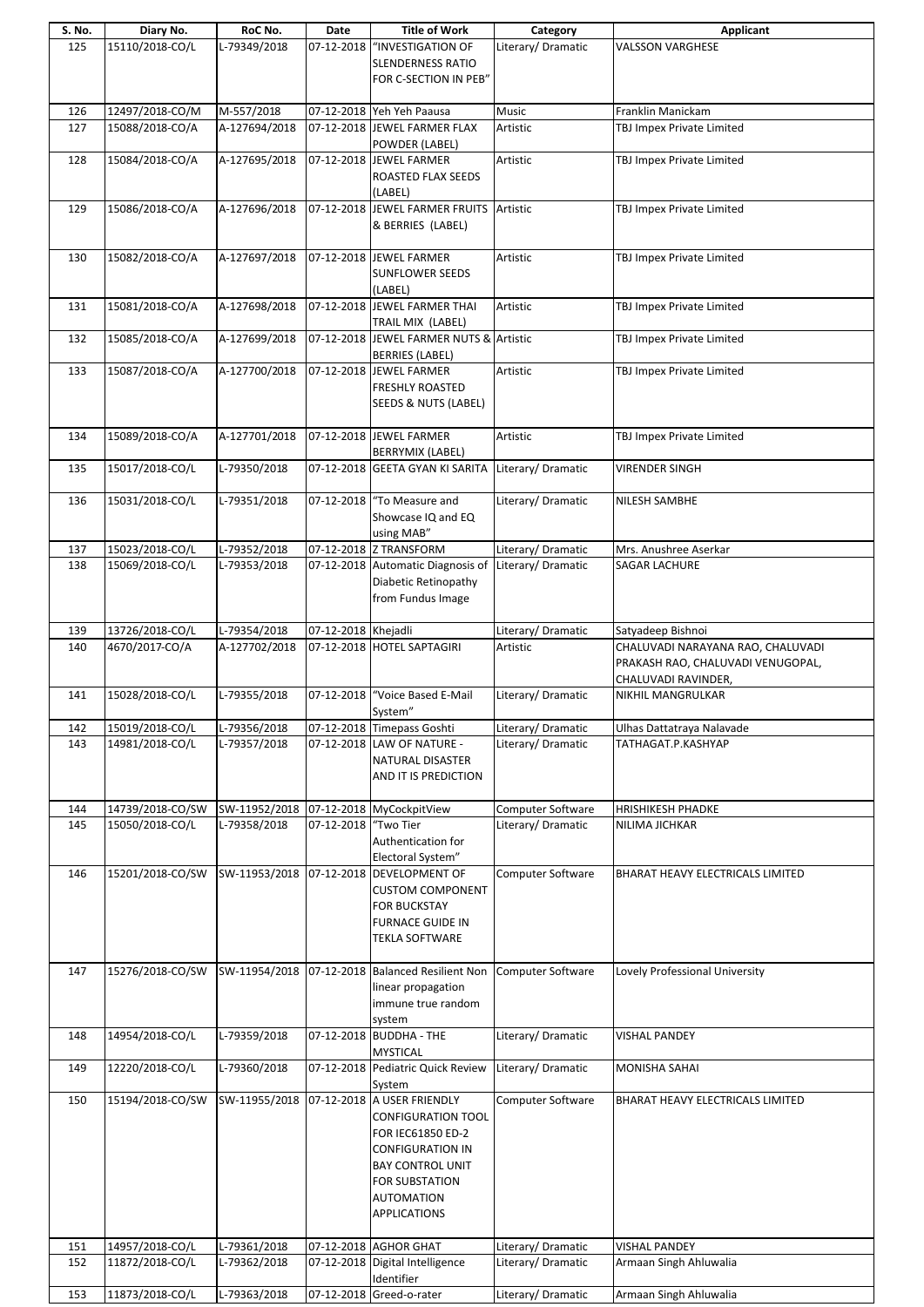| S. No. | Diary No. | RoC No. | Date | Title of Work | Category | Applicant |
|---|---|---|---|---|---|---|
| 125 | 15110/2018-CO/L | L-79349/2018 | 07-12-2018 | "INVESTIGATION OF SLENDERNESS RATIO FOR C-SECTION IN PEB" | Literary/ Dramatic | VALSSON VARGHESE |
| 126 | 12497/2018-CO/M | M-557/2018 | 07-12-2018 | Yeh Yeh Paausa | Music | Franklin Manickam |
| 127 | 15088/2018-CO/A | A-127694/2018 | 07-12-2018 | JEWEL FARMER FLAX POWDER (LABEL) | Artistic | TBJ Impex Private Limited |
| 128 | 15084/2018-CO/A | A-127695/2018 | 07-12-2018 | JEWEL FARMER ROASTED FLAX SEEDS (LABEL) | Artistic | TBJ Impex Private Limited |
| 129 | 15086/2018-CO/A | A-127696/2018 | 07-12-2018 | JEWEL FARMER FRUITS & BERRIES (LABEL) | Artistic | TBJ Impex Private Limited |
| 130 | 15082/2018-CO/A | A-127697/2018 | 07-12-2018 | JEWEL FARMER SUNFLOWER SEEDS (LABEL) | Artistic | TBJ Impex Private Limited |
| 131 | 15081/2018-CO/A | A-127698/2018 | 07-12-2018 | JEWEL FARMER THAI TRAIL MIX (LABEL) | Artistic | TBJ Impex Private Limited |
| 132 | 15085/2018-CO/A | A-127699/2018 | 07-12-2018 | JEWEL FARMER NUTS & BERRIES (LABEL) | Artistic | TBJ Impex Private Limited |
| 133 | 15087/2018-CO/A | A-127700/2018 | 07-12-2018 | JEWEL FARMER FRESHLY ROASTED SEEDS & NUTS (LABEL) | Artistic | TBJ Impex Private Limited |
| 134 | 15089/2018-CO/A | A-127701/2018 | 07-12-2018 | JEWEL FARMER BERRYMIX (LABEL) | Artistic | TBJ Impex Private Limited |
| 135 | 15017/2018-CO/L | L-79350/2018 | 07-12-2018 | GEETA GYAN KI SARITA | Literary/ Dramatic | VIRENDER SINGH |
| 136 | 15031/2018-CO/L | L-79351/2018 | 07-12-2018 | "To Measure and Showcase IQ and EQ using MAB" | Literary/ Dramatic | NILESH SAMBHE |
| 137 | 15023/2018-CO/L | L-79352/2018 | 07-12-2018 | Z TRANSFORM | Literary/ Dramatic | Mrs. Anushree Aserkar |
| 138 | 15069/2018-CO/L | L-79353/2018 | 07-12-2018 | Automatic Diagnosis of Diabetic Retinopathy from Fundus Image | Literary/ Dramatic | SAGAR LACHURE |
| 139 | 13726/2018-CO/L | L-79354/2018 | 07-12-2018 | Khejadli | Literary/ Dramatic | Satyadeep Bishnoi |
| 140 | 4670/2017-CO/A | A-127702/2018 | 07-12-2018 | HOTEL SAPTAGIRI | Artistic | CHALUVADI NARAYANA RAO, CHALUVADI PRAKASH RAO, CHALUVADI VENUGOPAL, CHALUVADI RAVINDER, |
| 141 | 15028/2018-CO/L | L-79355/2018 | 07-12-2018 | "Voice Based E-Mail System" | Literary/ Dramatic | NIKHIL MANGRULKAR |
| 142 | 15019/2018-CO/L | L-79356/2018 | 07-12-2018 | Timepass Goshti | Literary/ Dramatic | Ulhas Dattatraya Nalavade |
| 143 | 14981/2018-CO/L | L-79357/2018 | 07-12-2018 | LAW OF NATURE - NATURAL DISASTER AND IT IS PREDICTION | Literary/ Dramatic | TATHAGAT.P.KASHYAP |
| 144 | 14739/2018-CO/SW | SW-11952/2018 | 07-12-2018 | MyCockpitView | Computer Software | HRISHIKESH PHADKE |
| 145 | 15050/2018-CO/L | L-79358/2018 | 07-12-2018 | "Two Tier Authentication for Electoral System" | Literary/ Dramatic | NILIMA JICHKAR |
| 146 | 15201/2018-CO/SW | SW-11953/2018 | 07-12-2018 | DEVELOPMENT OF CUSTOM COMPONENT FOR BUCKSTAY FURNACE GUIDE IN TEKLA SOFTWARE | Computer Software | BHARAT HEAVY ELECTRICALS LIMITED |
| 147 | 15276/2018-CO/SW | SW-11954/2018 | 07-12-2018 | Balanced Resilient Non linear propagation immune true random system | Computer Software | Lovely Professional University |
| 148 | 14954/2018-CO/L | L-79359/2018 | 07-12-2018 | BUDDHA - THE MYSTICAL | Literary/ Dramatic | VISHAL PANDEY |
| 149 | 12220/2018-CO/L | L-79360/2018 | 07-12-2018 | Pediatric Quick Review System | Literary/ Dramatic | MONISHA SAHAI |
| 150 | 15194/2018-CO/SW | SW-11955/2018 | 07-12-2018 | A USER FRIENDLY CONFIGURATION TOOL FOR IEC61850 ED-2 CONFIGURATION IN BAY CONTROL UNIT FOR SUBSTATION AUTOMATION APPLICATIONS | Computer Software | BHARAT HEAVY ELECTRICALS LIMITED |
| 151 | 14957/2018-CO/L | L-79361/2018 | 07-12-2018 | AGHOR GHAT | Literary/ Dramatic | VISHAL PANDEY |
| 152 | 11872/2018-CO/L | L-79362/2018 | 07-12-2018 | Digital Intelligence Identifier | Literary/ Dramatic | Armaan Singh Ahluwalia |
| 153 | 11873/2018-CO/L | L-79363/2018 | 07-12-2018 | Greed-o-rater | Literary/ Dramatic | Armaan Singh Ahluwalia |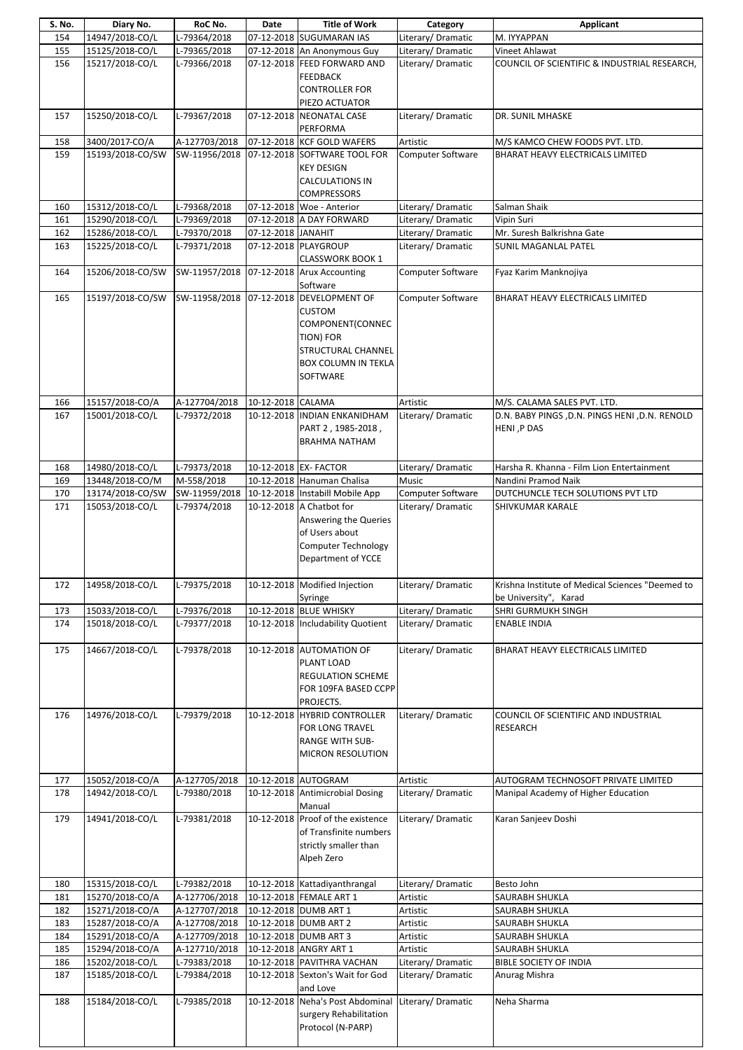| S. No. | Diary No. | RoC No. | Date | Title of Work | Category | Applicant |
|---|---|---|---|---|---|---|
| 154 | 14947/2018-CO/L | L-79364/2018 | 07-12-2018 | SUGUMARAN IAS | Literary/ Dramatic | M. IYYAPPAN |
| 155 | 15125/2018-CO/L | L-79365/2018 | 07-12-2018 | An Anonymous Guy | Literary/ Dramatic | Vineet Ahlawat |
| 156 | 15217/2018-CO/L | L-79366/2018 | 07-12-2018 | FEED FORWARD AND FEEDBACK CONTROLLER FOR PIEZO ACTUATOR | Literary/ Dramatic | COUNCIL OF SCIENTIFIC & INDUSTRIAL RESEARCH, |
| 157 | 15250/2018-CO/L | L-79367/2018 | 07-12-2018 | NEONATAL CASE PERFORMA | Literary/ Dramatic | DR. SUNIL MHASKE |
| 158 | 3400/2017-CO/A | A-127703/2018 | 07-12-2018 | KCF GOLD WAFERS | Artistic | M/S KAMCO CHEW FOODS PVT. LTD. |
| 159 | 15193/2018-CO/SW | SW-11956/2018 | 07-12-2018 | SOFTWARE TOOL FOR KEY DESIGN CALCULATIONS IN COMPRESSORS | Computer Software | BHARAT HEAVY ELECTRICALS LIMITED |
| 160 | 15312/2018-CO/L | L-79368/2018 | 07-12-2018 | Woe - Anterior | Literary/ Dramatic | Salman Shaik |
| 161 | 15290/2018-CO/L | L-79369/2018 | 07-12-2018 | A DAY FORWARD | Literary/ Dramatic | Vipin Suri |
| 162 | 15286/2018-CO/L | L-79370/2018 | 07-12-2018 | JANAHIT | Literary/ Dramatic | Mr. Suresh Balkrishna Gate |
| 163 | 15225/2018-CO/L | L-79371/2018 | 07-12-2018 | PLAYGROUP CLASSWORK BOOK 1 | Literary/ Dramatic | SUNIL MAGANLAL PATEL |
| 164 | 15206/2018-CO/SW | SW-11957/2018 | 07-12-2018 | Arux Accounting Software | Computer Software | Fyaz Karim Manknojiya |
| 165 | 15197/2018-CO/SW | SW-11958/2018 | 07-12-2018 | DEVELOPMENT OF CUSTOM COMPONENT(CONNECTION) FOR STRUCTURAL CHANNEL BOX COLUMN IN TEKLA SOFTWARE | Computer Software | BHARAT HEAVY ELECTRICALS LIMITED |
| 166 | 15157/2018-CO/A | A-127704/2018 | 10-12-2018 | CALAMA | Artistic | M/S. CALAMA SALES PVT. LTD. |
| 167 | 15001/2018-CO/L | L-79372/2018 | 10-12-2018 | INDIAN ENKANIDHAM PART 2 , 1985-2018 , BRAHMA NATHAM | Literary/ Dramatic | D.N. BABY PINGS ,D.N. PINGS HENI ,D.N. RENOLD HENI ,P DAS |
| 168 | 14980/2018-CO/L | L-79373/2018 | 10-12-2018 | EX- FACTOR | Literary/ Dramatic | Harsha R. Khanna - Film Lion Entertainment |
| 169 | 13448/2018-CO/M | M-558/2018 | 10-12-2018 | Hanuman Chalisa | Music | Nandini Pramod Naik |
| 170 | 13174/2018-CO/SW | SW-11959/2018 | 10-12-2018 | Instabill Mobile App | Computer Software | DUTCHUNCLE TECH SOLUTIONS PVT LTD |
| 171 | 15053/2018-CO/L | L-79374/2018 | 10-12-2018 | A Chatbot for Answering the Queries of Users about Computer Technology Department of YCCE | Literary/ Dramatic | SHIVKUMAR KARALE |
| 172 | 14958/2018-CO/L | L-79375/2018 | 10-12-2018 | Modified Injection Syringe | Literary/ Dramatic | Krishna Institute of Medical Sciences "Deemed to be University", Karad |
| 173 | 15033/2018-CO/L | L-79376/2018 | 10-12-2018 | BLUE WHISKY | Literary/ Dramatic | SHRI GURMUKH SINGH |
| 174 | 15018/2018-CO/L | L-79377/2018 | 10-12-2018 | Includability Quotient | Literary/ Dramatic | ENABLE INDIA |
| 175 | 14667/2018-CO/L | L-79378/2018 | 10-12-2018 | AUTOMATION OF PLANT LOAD REGULATION SCHEME FOR 109FA BASED CCPP PROJECTS. | Literary/ Dramatic | BHARAT HEAVY ELECTRICALS LIMITED |
| 176 | 14976/2018-CO/L | L-79379/2018 | 10-12-2018 | HYBRID CONTROLLER FOR LONG TRAVEL RANGE WITH SUB-MICRON RESOLUTION | Literary/ Dramatic | COUNCIL OF SCIENTIFIC AND INDUSTRIAL RESEARCH |
| 177 | 15052/2018-CO/A | A-127705/2018 | 10-12-2018 | AUTOGRAM | Artistic | AUTOGRAM TECHNOSOFT PRIVATE LIMITED |
| 178 | 14942/2018-CO/L | L-79380/2018 | 10-12-2018 | Antimicrobial Dosing Manual | Literary/ Dramatic | Manipal Academy of Higher Education |
| 179 | 14941/2018-CO/L | L-79381/2018 | 10-12-2018 | Proof of the existence of Transfinite numbers strictly smaller than Alpeh Zero | Literary/ Dramatic | Karan Sanjeev Doshi |
| 180 | 15315/2018-CO/L | L-79382/2018 | 10-12-2018 | Kattadiyanthrangal | Literary/ Dramatic | Besto John |
| 181 | 15270/2018-CO/A | A-127706/2018 | 10-12-2018 | FEMALE ART 1 | Artistic | SAURABH SHUKLA |
| 182 | 15271/2018-CO/A | A-127707/2018 | 10-12-2018 | DUMB ART 1 | Artistic | SAURABH SHUKLA |
| 183 | 15287/2018-CO/A | A-127708/2018 | 10-12-2018 | DUMB ART 2 | Artistic | SAURABH SHUKLA |
| 184 | 15291/2018-CO/A | A-127709/2018 | 10-12-2018 | DUMB ART 3 | Artistic | SAURABH SHUKLA |
| 185 | 15294/2018-CO/A | A-127710/2018 | 10-12-2018 | ANGRY ART 1 | Artistic | SAURABH SHUKLA |
| 186 | 15202/2018-CO/L | L-79383/2018 | 10-12-2018 | PAVITHRA VACHAN | Literary/ Dramatic | BIBLE SOCIETY OF INDIA |
| 187 | 15185/2018-CO/L | L-79384/2018 | 10-12-2018 | Sexton's Wait for God and Love | Literary/ Dramatic | Anurag Mishra |
| 188 | 15184/2018-CO/L | L-79385/2018 | 10-12-2018 | Neha's Post Abdominal surgery Rehabilitation Protocol (N-PARP) | Literary/ Dramatic | Neha Sharma |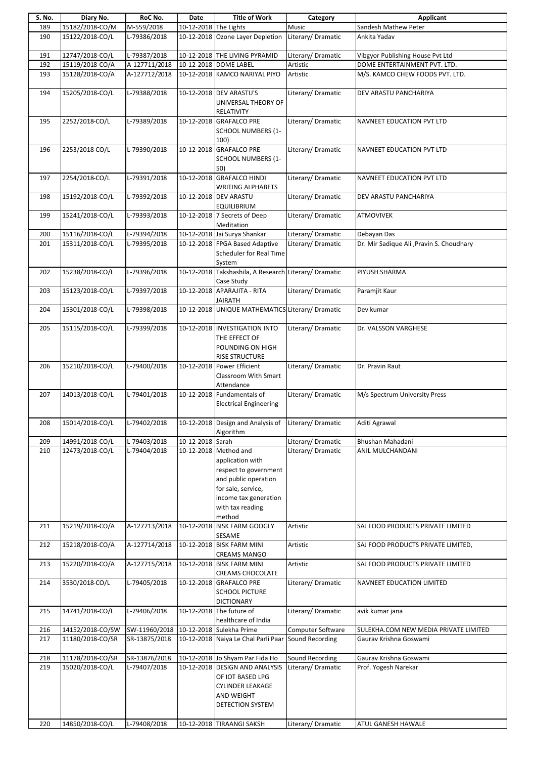| S. No. | Diary No. | RoC No. | Date | Title of Work | Category | Applicant |
|---|---|---|---|---|---|---|
| 189 | 15182/2018-CO/M | M-559/2018 | 10-12-2018 | The Lights | Music | Sandesh Mathew Peter |
| 190 | 15122/2018-CO/L | L-79386/2018 | 10-12-2018 | Ozone Layer Depletion | Literary/ Dramatic | Ankita Yadav |
| 191 | 12747/2018-CO/L | L-79387/2018 | 10-12-2018 | THE LIVING PYRAMID | Literary/ Dramatic | Vibgyor Publishing House Pvt Ltd |
| 192 | 15119/2018-CO/A | A-127711/2018 | 10-12-2018 | DOME LABEL | Artistic | DOME ENTERTAINMENT PVT. LTD. |
| 193 | 15128/2018-CO/A | A-127712/2018 | 10-12-2018 | KAMCO NARIYAL PIYO | Artistic | M/S. KAMCO CHEW FOODS PVT. LTD. |
| 194 | 15205/2018-CO/L | L-79388/2018 | 10-12-2018 | DEV ARASTU'S UNIVERSAL THEORY OF RELATIVITY | Literary/ Dramatic | DEV ARASTU PANCHARIYA |
| 195 | 2252/2018-CO/L | L-79389/2018 | 10-12-2018 | GRAFALCO PRE SCHOOL NUMBERS (1-100) | Literary/ Dramatic | NAVNEET EDUCATION PVT LTD |
| 196 | 2253/2018-CO/L | L-79390/2018 | 10-12-2018 | GRAFALCO PRE-SCHOOL NUMBERS (1-50) | Literary/ Dramatic | NAVNEET EDUCATION PVT LTD |
| 197 | 2254/2018-CO/L | L-79391/2018 | 10-12-2018 | GRAFALCO HINDI WRITING ALPHABETS | Literary/ Dramatic | NAVNEET EDUCATION PVT LTD |
| 198 | 15192/2018-CO/L | L-79392/2018 | 10-12-2018 | DEV ARASTU EQUILIBRIUM | Literary/ Dramatic | DEV ARASTU PANCHARIYA |
| 199 | 15241/2018-CO/L | L-79393/2018 | 10-12-2018 | 7 Secrets of Deep Meditation | Literary/ Dramatic | ATMOVIVEK |
| 200 | 15116/2018-CO/L | L-79394/2018 | 10-12-2018 | Jai Surya Shankar | Literary/ Dramatic | Debayan Das |
| 201 | 15311/2018-CO/L | L-79395/2018 | 10-12-2018 | FPGA Based Adaptive Scheduler for Real Time System | Literary/ Dramatic | Dr. Mir Sadique Ali ,Pravin S. Choudhary |
| 202 | 15238/2018-CO/L | L-79396/2018 | 10-12-2018 | Takshashila, A Research Case Study | Literary/ Dramatic | PIYUSH SHARMA |
| 203 | 15123/2018-CO/L | L-79397/2018 | 10-12-2018 | APARAJITA - RITA JAIRATH | Literary/ Dramatic | Paramjit Kaur |
| 204 | 15301/2018-CO/L | L-79398/2018 | 10-12-2018 | UNIQUE MATHEMATICS | Literary/ Dramatic | Dev kumar |
| 205 | 15115/2018-CO/L | L-79399/2018 | 10-12-2018 | INVESTIGATION INTO THE EFFECT OF POUNDING ON HIGH RISE STRUCTURE | Literary/ Dramatic | Dr. VALSSON VARGHESE |
| 206 | 15210/2018-CO/L | L-79400/2018 | 10-12-2018 | Power Efficient Classroom With Smart Attendance | Literary/ Dramatic | Dr. Pravin Raut |
| 207 | 14013/2018-CO/L | L-79401/2018 | 10-12-2018 | Fundamentals of Electrical Engineering | Literary/ Dramatic | M/s Spectrum University Press |
| 208 | 15014/2018-CO/L | L-79402/2018 | 10-12-2018 | Design and Analysis of Algorithm | Literary/ Dramatic | Aditi Agrawal |
| 209 | 14991/2018-CO/L | L-79403/2018 | 10-12-2018 | Sarah | Literary/ Dramatic | Bhushan Mahadani |
| 210 | 12473/2018-CO/L | L-79404/2018 | 10-12-2018 | Method and application with respect to government and public operation for sale, service, income tax generation with tax reading method | Literary/ Dramatic | ANIL MULCHANDANI |
| 211 | 15219/2018-CO/A | A-127713/2018 | 10-12-2018 | BISK FARM GOOGLY SESAME | Artistic | SAJ FOOD PRODUCTS PRIVATE LIMITED |
| 212 | 15218/2018-CO/A | A-127714/2018 | 10-12-2018 | BISK FARM MINI CREAMS MANGO | Artistic | SAJ FOOD PRODUCTS PRIVATE LIMITED, |
| 213 | 15220/2018-CO/A | A-127715/2018 | 10-12-2018 | BISK FARM MINI CREAMS CHOCOLATE | Artistic | SAJ FOOD PRODUCTS PRIVATE LIMITED |
| 214 | 3530/2018-CO/L | L-79405/2018 | 10-12-2018 | GRAFALCO PRE SCHOOL PICTURE DICTIONARY | Literary/ Dramatic | NAVNEET EDUCATION LIMITED |
| 215 | 14741/2018-CO/L | L-79406/2018 | 10-12-2018 | The future of healthcare of India | Literary/ Dramatic | avik kumar jana |
| 216 | 14152/2018-CO/SW | SW-11960/2018 | 10-12-2018 | Sulekha Prime | Computer Software | SULEKHA.COM NEW MEDIA PRIVATE LIMITED |
| 217 | 11180/2018-CO/SR | SR-13875/2018 | 10-12-2018 | Naiya Le Chal Parli Paar | Sound Recording | Gaurav Krishna Goswami |
| 218 | 11178/2018-CO/SR | SR-13876/2018 | 10-12-2018 | Jo Shyam Par Fida Ho | Sound Recording | Gaurav Krishna Goswami |
| 219 | 15020/2018-CO/L | L-79407/2018 | 10-12-2018 | DESIGN AND ANALYSIS OF IOT BASED LPG CYLINDER LEAKAGE AND WEIGHT DETECTION SYSTEM | Literary/ Dramatic | Prof. Yogesh Narekar |
| 220 | 14850/2018-CO/L | L-79408/2018 | 10-12-2018 | TIRAANGI SAKSH | Literary/ Dramatic | ATUL GANESH HAWALE |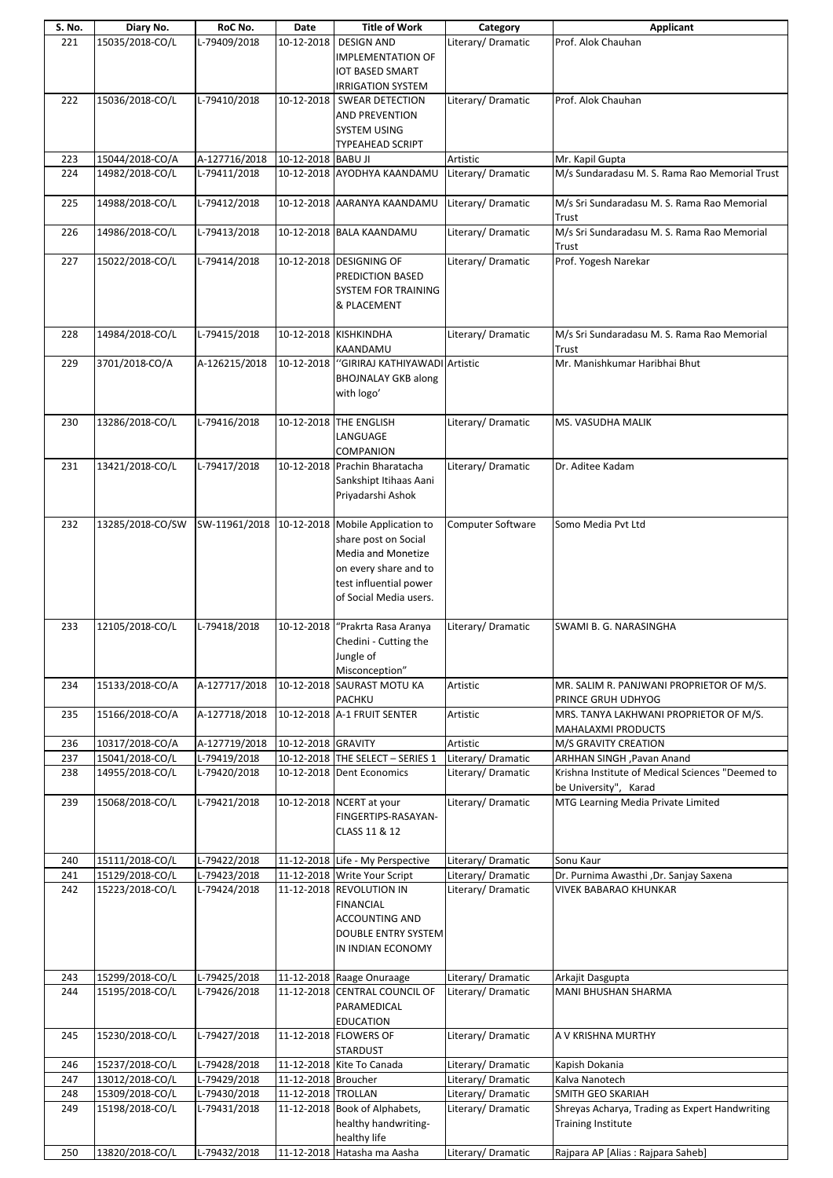| S. No. | Diary No. | RoC No. | Date | Title of Work | Category | Applicant |
|---|---|---|---|---|---|---|
| 221 | 15035/2018-CO/L | L-79409/2018 | 10-12-2018 | DESIGN AND IMPLEMENTATION OF IOT BASED SMART IRRIGATION SYSTEM | Literary/ Dramatic | Prof. Alok Chauhan |
| 222 | 15036/2018-CO/L | L-79410/2018 | 10-12-2018 | SWEAR DETECTION AND PREVENTION SYSTEM USING TYPEAHEAD SCRIPT | Literary/ Dramatic | Prof. Alok Chauhan |
| 223 | 15044/2018-CO/A | A-127716/2018 | 10-12-2018 | BABU JI | Artistic | Mr. Kapil Gupta |
| 224 | 14982/2018-CO/L | L-79411/2018 | 10-12-2018 | AYODHYA KAANDAMU | Literary/ Dramatic | M/s Sundaradasu M. S. Rama Rao Memorial Trust |
| 225 | 14988/2018-CO/L | L-79412/2018 | 10-12-2018 | AARANYA KAANDAMU | Literary/ Dramatic | M/s Sri Sundaradasu M. S. Rama Rao Memorial Trust |
| 226 | 14986/2018-CO/L | L-79413/2018 | 10-12-2018 | BALA KAANDAMU | Literary/ Dramatic | M/s Sri Sundaradasu M. S. Rama Rao Memorial Trust |
| 227 | 15022/2018-CO/L | L-79414/2018 | 10-12-2018 | DESIGNING OF PREDICTION BASED SYSTEM FOR TRAINING & PLACEMENT | Literary/ Dramatic | Prof. Yogesh Narekar |
| 228 | 14984/2018-CO/L | L-79415/2018 | 10-12-2018 | KISHKINDHA KAANDAMU | Literary/ Dramatic | M/s Sri Sundaradasu M. S. Rama Rao Memorial Trust |
| 229 | 3701/2018-CO/A | A-126215/2018 | 10-12-2018 | ''GIRIRAJ KATHIYAWADI BHOJNALAY GKB along with logo' | Artistic | Mr. Manishkumar Haribhai Bhut |
| 230 | 13286/2018-CO/L | L-79416/2018 | 10-12-2018 | THE ENGLISH LANGUAGE COMPANION | Literary/ Dramatic | MS. VASUDHA MALIK |
| 231 | 13421/2018-CO/L | L-79417/2018 | 10-12-2018 | Prachin Bharatacha Sankshipt Itihaas Aani Priyadarshi Ashok | Literary/ Dramatic | Dr. Aditee Kadam |
| 232 | 13285/2018-CO/SW | SW-11961/2018 | 10-12-2018 | Mobile Application to share post on Social Media and Monetize on every share and to test influential power of Social Media users. | Computer Software | Somo Media Pvt Ltd |
| 233 | 12105/2018-CO/L | L-79418/2018 | 10-12-2018 | "Prakrta Rasa Aranya Chedini - Cutting the Jungle of Misconception" | Literary/ Dramatic | SWAMI B. G. NARASINGHA |
| 234 | 15133/2018-CO/A | A-127717/2018 | 10-12-2018 | SAURAST MOTU KA PACHKU | Artistic | MR. SALIM R. PANJWANI PROPRIETOR OF M/S. PRINCE GRUH UDHYOG |
| 235 | 15166/2018-CO/A | A-127718/2018 | 10-12-2018 | A-1 FRUIT SENTER | Artistic | MRS. TANYA LAKHWANI PROPRIETOR OF M/S. MAHALAXMI PRODUCTS |
| 236 | 10317/2018-CO/A | A-127719/2018 | 10-12-2018 | GRAVITY | Artistic | M/S GRAVITY CREATION |
| 237 | 15041/2018-CO/L | L-79419/2018 | 10-12-2018 | THE SELECT – SERIES 1 | Literary/ Dramatic | ARHHAN SINGH ,Pavan Anand |
| 238 | 14955/2018-CO/L | L-79420/2018 | 10-12-2018 | Dent Economics | Literary/ Dramatic | Krishna Institute of Medical Sciences "Deemed to be University", Karad |
| 239 | 15068/2018-CO/L | L-79421/2018 | 10-12-2018 | NCERT at your FINGERTIPS-RASAYAN-CLASS 11 & 12 | Literary/ Dramatic | MTG Learning Media Private Limited |
| 240 | 15111/2018-CO/L | L-79422/2018 | 11-12-2018 | Life - My Perspective | Literary/ Dramatic | Sonu Kaur |
| 241 | 15129/2018-CO/L | L-79423/2018 | 11-12-2018 | Write Your Script | Literary/ Dramatic | Dr. Purnima Awasthi ,Dr. Sanjay Saxena |
| 242 | 15223/2018-CO/L | L-79424/2018 | 11-12-2018 | REVOLUTION IN FINANCIAL ACCOUNTING AND DOUBLE ENTRY SYSTEM IN INDIAN ECONOMY | Literary/ Dramatic | VIVEK BABARAO KHUNKAR |
| 243 | 15299/2018-CO/L | L-79425/2018 | 11-12-2018 | Raage Onuraage | Literary/ Dramatic | Arkajit Dasgupta |
| 244 | 15195/2018-CO/L | L-79426/2018 | 11-12-2018 | CENTRAL COUNCIL OF PARAMEDICAL EDUCATION | Literary/ Dramatic | MANI BHUSHAN SHARMA |
| 245 | 15230/2018-CO/L | L-79427/2018 | 11-12-2018 | FLOWERS OF STARDUST | Literary/ Dramatic | A V KRISHNA MURTHY |
| 246 | 15237/2018-CO/L | L-79428/2018 | 11-12-2018 | Kite To Canada | Literary/ Dramatic | Kapish Dokania |
| 247 | 13012/2018-CO/L | L-79429/2018 | 11-12-2018 | Broucher | Literary/ Dramatic | Kalva Nanotech |
| 248 | 15309/2018-CO/L | L-79430/2018 | 11-12-2018 | TROLLAN | Literary/ Dramatic | SMITH GEO SKARIAH |
| 249 | 15198/2018-CO/L | L-79431/2018 | 11-12-2018 | Book of Alphabets, healthy handwriting-healthy life | Literary/ Dramatic | Shreyas Acharya, Trading as Expert Handwriting Training Institute |
| 250 | 13820/2018-CO/L | L-79432/2018 | 11-12-2018 | Hatasha ma Aasha | Literary/ Dramatic | Rajpara AP [Alias : Rajpara Saheb] |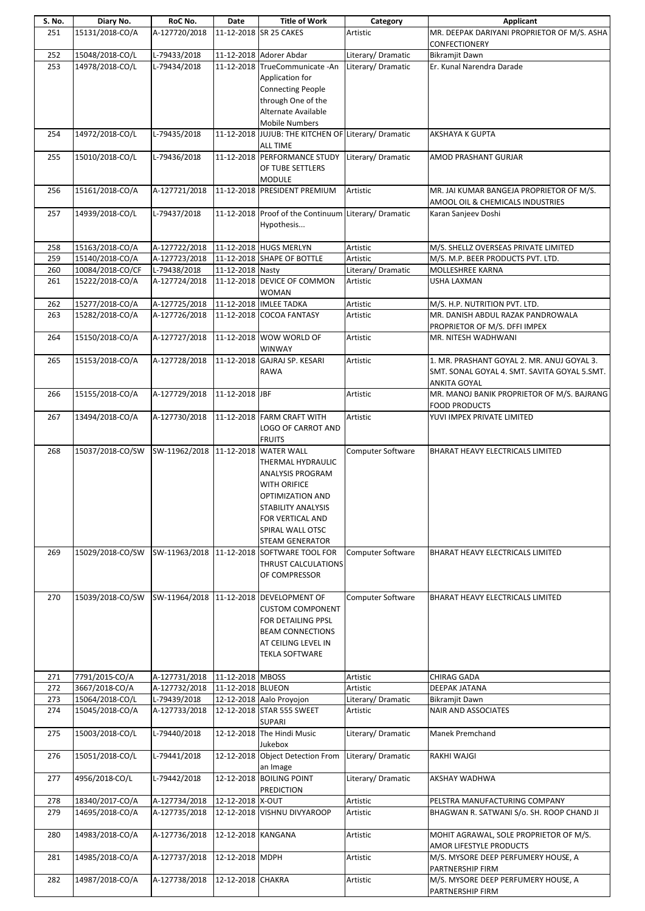| S. No. | Diary No. | RoC No. | Date | Title of Work | Category | Applicant |
|---|---|---|---|---|---|---|
| 251 | 15131/2018-CO/A | A-127720/2018 | 11-12-2018 | SR 25 CAKES | Artistic | MR. DEEPAK DARIYANI PROPRIETOR OF M/S. ASHA CONFECTIONERY |
| 252 | 15048/2018-CO/L | L-79433/2018 | 11-12-2018 | Adorer Abdar | Literary/ Dramatic | Bikramjit Dawn |
| 253 | 14978/2018-CO/L | L-79434/2018 | 11-12-2018 | TrueCommunicate -An Application for Connecting People through One of the Alternate Available Mobile Numbers | Literary/ Dramatic | Er. Kunal Narendra Darade |
| 254 | 14972/2018-CO/L | L-79435/2018 | 11-12-2018 | JUJUB: THE KITCHEN OF ALL TIME | Literary/ Dramatic | AKSHAYA K GUPTA |
| 255 | 15010/2018-CO/L | L-79436/2018 | 11-12-2018 | PERFORMANCE STUDY OF TUBE SETTLERS MODULE | Literary/ Dramatic | AMOD PRASHANT GURJAR |
| 256 | 15161/2018-CO/A | A-127721/2018 | 11-12-2018 | PRESIDENT PREMIUM | Artistic | MR. JAI KUMAR BANGEJA PROPRIETOR OF M/S. AMOOL OIL & CHEMICALS INDUSTRIES |
| 257 | 14939/2018-CO/L | L-79437/2018 | 11-12-2018 | Proof of the Continuum Hypothesis... | Literary/ Dramatic | Karan Sanjeev Doshi |
| 258 | 15163/2018-CO/A | A-127722/2018 | 11-12-2018 | HUGS MERLYN | Artistic | M/S. SHELLZ OVERSEAS PRIVATE LIMITED |
| 259 | 15140/2018-CO/A | A-127723/2018 | 11-12-2018 | SHAPE OF BOTTLE | Artistic | M/S. M.P. BEER PRODUCTS PVT. LTD. |
| 260 | 10084/2018-CO/CF | L-79438/2018 | 11-12-2018 | Nasty | Literary/ Dramatic | MOLLESHREE KARNA |
| 261 | 15222/2018-CO/A | A-127724/2018 | 11-12-2018 | DEVICE OF COMMON WOMAN | Artistic | USHA LAXMAN |
| 262 | 15277/2018-CO/A | A-127725/2018 | 11-12-2018 | IMLEE TADKA | Artistic | M/S. H.P. NUTRITION PVT. LTD. |
| 263 | 15282/2018-CO/A | A-127726/2018 | 11-12-2018 | COCOA FANTASY | Artistic | MR. DANISH ABDUL RAZAK PANDROWALA PROPRIETOR OF M/S. DFFI IMPEX |
| 264 | 15150/2018-CO/A | A-127727/2018 | 11-12-2018 | WOW WORLD OF WINWAY | Artistic | MR. NITESH WADHWANI |
| 265 | 15153/2018-CO/A | A-127728/2018 | 11-12-2018 | GAJRAJ SP. KESARI RAWA | Artistic | 1. MR. PRASHANT GOYAL 2. MR. ANUJ GOYAL 3. SMT. SONAL GOYAL 4. SMT. SAVITA GOYAL 5.SMT. ANKITA GOYAL |
| 266 | 15155/2018-CO/A | A-127729/2018 | 11-12-2018 | JBF | Artistic | MR. MANOJ BANIK PROPRIETOR OF M/S. BAJRANG FOOD PRODUCTS |
| 267 | 13494/2018-CO/A | A-127730/2018 | 11-12-2018 | FARM CRAFT WITH LOGO OF CARROT AND FRUITS | Artistic | YUVI IMPEX PRIVATE LIMITED |
| 268 | 15037/2018-CO/SW | SW-11962/2018 | 11-12-2018 | WATER WALL THERMAL HYDRAULIC ANALYSIS PROGRAM WITH ORIFICE OPTIMIZATION AND STABILITY ANALYSIS FOR VERTICAL AND SPIRAL WALL OTSC STEAM GENERATOR | Computer Software | BHARAT HEAVY ELECTRICALS LIMITED |
| 269 | 15029/2018-CO/SW | SW-11963/2018 | 11-12-2018 | SOFTWARE TOOL FOR THRUST CALCULATIONS OF COMPRESSOR | Computer Software | BHARAT HEAVY ELECTRICALS LIMITED |
| 270 | 15039/2018-CO/SW | SW-11964/2018 | 11-12-2018 | DEVELOPMENT OF CUSTOM COMPONENT FOR DETAILING PPSL BEAM CONNECTIONS AT CEILING LEVEL IN TEKLA SOFTWARE | Computer Software | BHARAT HEAVY ELECTRICALS LIMITED |
| 271 | 7791/2015-CO/A | A-127731/2018 | 11-12-2018 | MBOSS | Artistic | CHIRAG GADA |
| 272 | 3667/2018-CO/A | A-127732/2018 | 11-12-2018 | BLUEON | Artistic | DEEPAK JATANA |
| 273 | 15064/2018-CO/L | L-79439/2018 | 12-12-2018 | Aalo Proyojon | Literary/ Dramatic | Bikramjit Dawn |
| 274 | 15045/2018-CO/A | A-127733/2018 | 12-12-2018 | STAR 555 SWEET SUPARI | Artistic | NAIR AND ASSOCIATES |
| 275 | 15003/2018-CO/L | L-79440/2018 | 12-12-2018 | The Hindi Music Jukebox | Literary/ Dramatic | Manek Premchand |
| 276 | 15051/2018-CO/L | L-79441/2018 | 12-12-2018 | Object Detection From an Image | Literary/ Dramatic | RAKHI WAJGI |
| 277 | 4956/2018-CO/L | L-79442/2018 | 12-12-2018 | BOILING POINT PREDICTION | Literary/ Dramatic | AKSHAY WADHWA |
| 278 | 18340/2017-CO/A | A-127734/2018 | 12-12-2018 | X-OUT | Artistic | PELSTRA MANUFACTURING COMPANY |
| 279 | 14695/2018-CO/A | A-127735/2018 | 12-12-2018 | VISHNU DIVYAROOP | Artistic | BHAGWAN R. SATWANI S/o. SH. ROOP CHAND JI |
| 280 | 14983/2018-CO/A | A-127736/2018 | 12-12-2018 | KANGANA | Artistic | MOHIT AGRAWAL, SOLE PROPRIETOR OF M/S. AMOR LIFESTYLE PRODUCTS |
| 281 | 14985/2018-CO/A | A-127737/2018 | 12-12-2018 | MDPH | Artistic | M/S. MYSORE DEEP PERFUMERY HOUSE, A PARTNERSHIP FIRM |
| 282 | 14987/2018-CO/A | A-127738/2018 | 12-12-2018 | CHAKRA | Artistic | M/S. MYSORE DEEP PERFUMERY HOUSE, A PARTNERSHIP FIRM |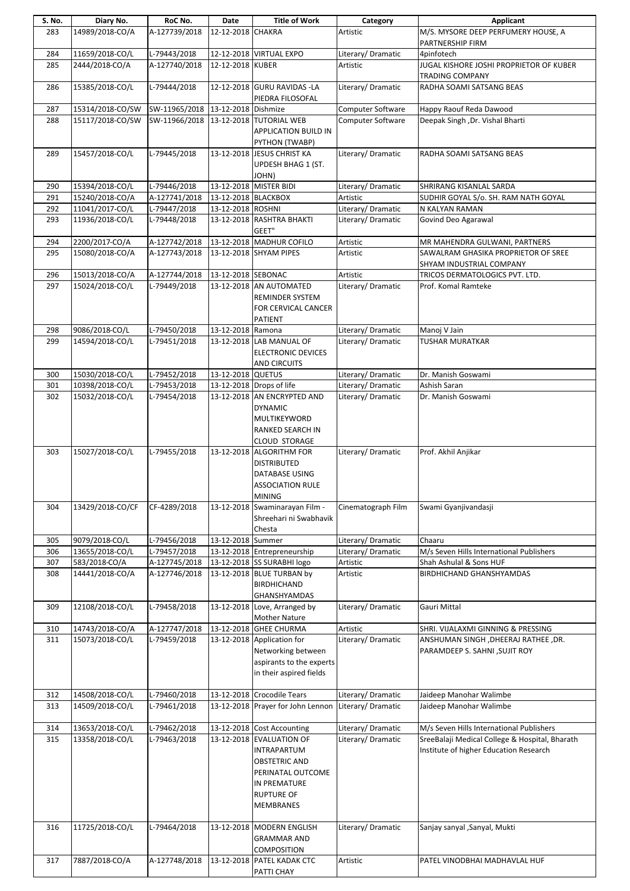| S. No. | Diary No. | RoC No. | Date | Title of Work | Category | Applicant |
|---|---|---|---|---|---|---|
| 283 | 14989/2018-CO/A | A-127739/2018 | 12-12-2018 | CHAKRA | Artistic | M/S. MYSORE DEEP PERFUMERY HOUSE, A PARTNERSHIP FIRM |
| 284 | 11659/2018-CO/L | L-79443/2018 | 12-12-2018 | VIRTUAL EXPO | Literary/ Dramatic | 4pinfotech |
| 285 | 2444/2018-CO/A | A-127740/2018 | 12-12-2018 | KUBER | Artistic | JUGAL KISHORE JOSHI PROPRIETOR OF KUBER TRADING COMPANY |
| 286 | 15385/2018-CO/L | L-79444/2018 | 12-12-2018 | GURU RAVIDAS -LA PIEDRA FILOSOFAL | Literary/ Dramatic | RADHA SOAMI SATSANG BEAS |
| 287 | 15314/2018-CO/SW | SW-11965/2018 | 13-12-2018 | Dishmize | Computer Software | Happy Raouf Reda Dawood |
| 288 | 15117/2018-CO/SW | SW-11966/2018 | 13-12-2018 | TUTORIAL WEB APPLICATION BUILD IN PYTHON (TWABP) | Computer Software | Deepak Singh ,Dr. Vishal Bharti |
| 289 | 15457/2018-CO/L | L-79445/2018 | 13-12-2018 | JESUS CHRIST KA UPDESH BHAG 1 (ST. JOHN) | Literary/ Dramatic | RADHA SOAMI SATSANG BEAS |
| 290 | 15394/2018-CO/L | L-79446/2018 | 13-12-2018 | MISTER BIDI | Literary/ Dramatic | SHRIRANG KISANLAL SARDA |
| 291 | 15240/2018-CO/A | A-127741/2018 | 13-12-2018 | BLACKBOX | Artistic | SUDHIR GOYAL S/o. SH. RAM NATH GOYAL |
| 292 | 11041/2017-CO/L | L-79447/2018 | 13-12-2018 | ROSHNI | Literary/ Dramatic | N KALYAN RAMAN |
| 293 | 11936/2018-CO/L | L-79448/2018 | 13-12-2018 | RASHTRA BHAKTI GEET" | Literary/ Dramatic | Govind Deo Agarawal |
| 294 | 2200/2017-CO/A | A-127742/2018 | 13-12-2018 | MADHUR COFILO | Artistic | MR MAHENDRA GULWANI, PARTNERS |
| 295 | 15080/2018-CO/A | A-127743/2018 | 13-12-2018 | SHYAM PIPES | Artistic | SAWALRAM GHASIKA PROPRIETOR OF SREE SHYAM INDUSTRIAL COMPANY |
| 296 | 15013/2018-CO/A | A-127744/2018 | 13-12-2018 | SEBONAC | Artistic | TRICOS DERMATOLOGICS PVT. LTD. |
| 297 | 15024/2018-CO/L | L-79449/2018 | 13-12-2018 | AN AUTOMATED REMINDER SYSTEM FOR CERVICAL CANCER PATIENT | Literary/ Dramatic | Prof. Komal Ramteke |
| 298 | 9086/2018-CO/L | L-79450/2018 | 13-12-2018 | Ramona | Literary/ Dramatic | Manoj V Jain |
| 299 | 14594/2018-CO/L | L-79451/2018 | 13-12-2018 | LAB MANUAL OF ELECTRONIC DEVICES AND CIRCUITS | Literary/ Dramatic | TUSHAR MURATKAR |
| 300 | 15030/2018-CO/L | L-79452/2018 | 13-12-2018 | QUETUS | Literary/ Dramatic | Dr. Manish Goswami |
| 301 | 10398/2018-CO/L | L-79453/2018 | 13-12-2018 | Drops of life | Literary/ Dramatic | Ashish Saran |
| 302 | 15032/2018-CO/L | L-79454/2018 | 13-12-2018 | AN ENCRYPTED AND DYNAMIC MULTIKEYWORD RANKED SEARCH IN CLOUD STORAGE | Literary/ Dramatic | Dr. Manish Goswami |
| 303 | 15027/2018-CO/L | L-79455/2018 | 13-12-2018 | ALGORITHM FOR DISTRIBUTED DATABASE USING ASSOCIATION RULE MINING | Literary/ Dramatic | Prof. Akhil Anjikar |
| 304 | 13429/2018-CO/CF | CF-4289/2018 | 13-12-2018 | Swaminarayan Film - Shreehari ni Swabhavik Chesta | Cinematograph Film | Swami Gyanjivandasji |
| 305 | 9079/2018-CO/L | L-79456/2018 | 13-12-2018 | Summer | Literary/ Dramatic | Chaaru |
| 306 | 13655/2018-CO/L | L-79457/2018 | 13-12-2018 | Entrepreneurship | Literary/ Dramatic | M/s Seven Hills International Publishers |
| 307 | 583/2018-CO/A | A-127745/2018 | 13-12-2018 | SS SURABHI logo | Artistic | Shah Ashulal & Sons HUF |
| 308 | 14441/2018-CO/A | A-127746/2018 | 13-12-2018 | BLUE TURBAN by BIRDHICHAND GHANSHYAMDAS | Artistic | BIRDHICHAND GHANSHYAMDAS |
| 309 | 12108/2018-CO/L | L-79458/2018 | 13-12-2018 | Love, Arranged by Mother Nature | Literary/ Dramatic | Gauri Mittal |
| 310 | 14743/2018-CO/A | A-127747/2018 | 13-12-2018 | GHEE CHURMA | Artistic | SHRI. VIJALAXMI GINNING & PRESSING |
| 311 | 15073/2018-CO/L | L-79459/2018 | 13-12-2018 | Application for Networking between aspirants to the experts in their aspired fields | Literary/ Dramatic | ANSHUMAN SINGH ,DHEERAJ RATHEE ,DR. PARAMDEEP S. SAHNI ,SUJIT ROY |
| 312 | 14508/2018-CO/L | L-79460/2018 | 13-12-2018 | Crocodile Tears | Literary/ Dramatic | Jaideep Manohar Walimbe |
| 313 | 14509/2018-CO/L | L-79461/2018 | 13-12-2018 | Prayer for John Lennon | Literary/ Dramatic | Jaideep Manohar Walimbe |
| 314 | 13653/2018-CO/L | L-79462/2018 | 13-12-2018 | Cost Accounting | Literary/ Dramatic | M/s Seven Hills International Publishers |
| 315 | 13358/2018-CO/L | L-79463/2018 | 13-12-2018 | EVALUATION OF INTRAPARTUM OBSTETRIC AND PERINATAL OUTCOME IN PREMATURE RUPTURE OF MEMBRANES | Literary/ Dramatic | SreeBalaji Medical College & Hospital, Bharath Institute of higher Education Research |
| 316 | 11725/2018-CO/L | L-79464/2018 | 13-12-2018 | MODERN ENGLISH GRAMMAR AND COMPOSITION | Literary/ Dramatic | Sanjay sanyal ,Sanyal, Mukti |
| 317 | 7887/2018-CO/A | A-127748/2018 | 13-12-2018 | PATEL KADAK CTC PATTI CHAY | Artistic | PATEL VINODBHAI MADHAVLAL HUF |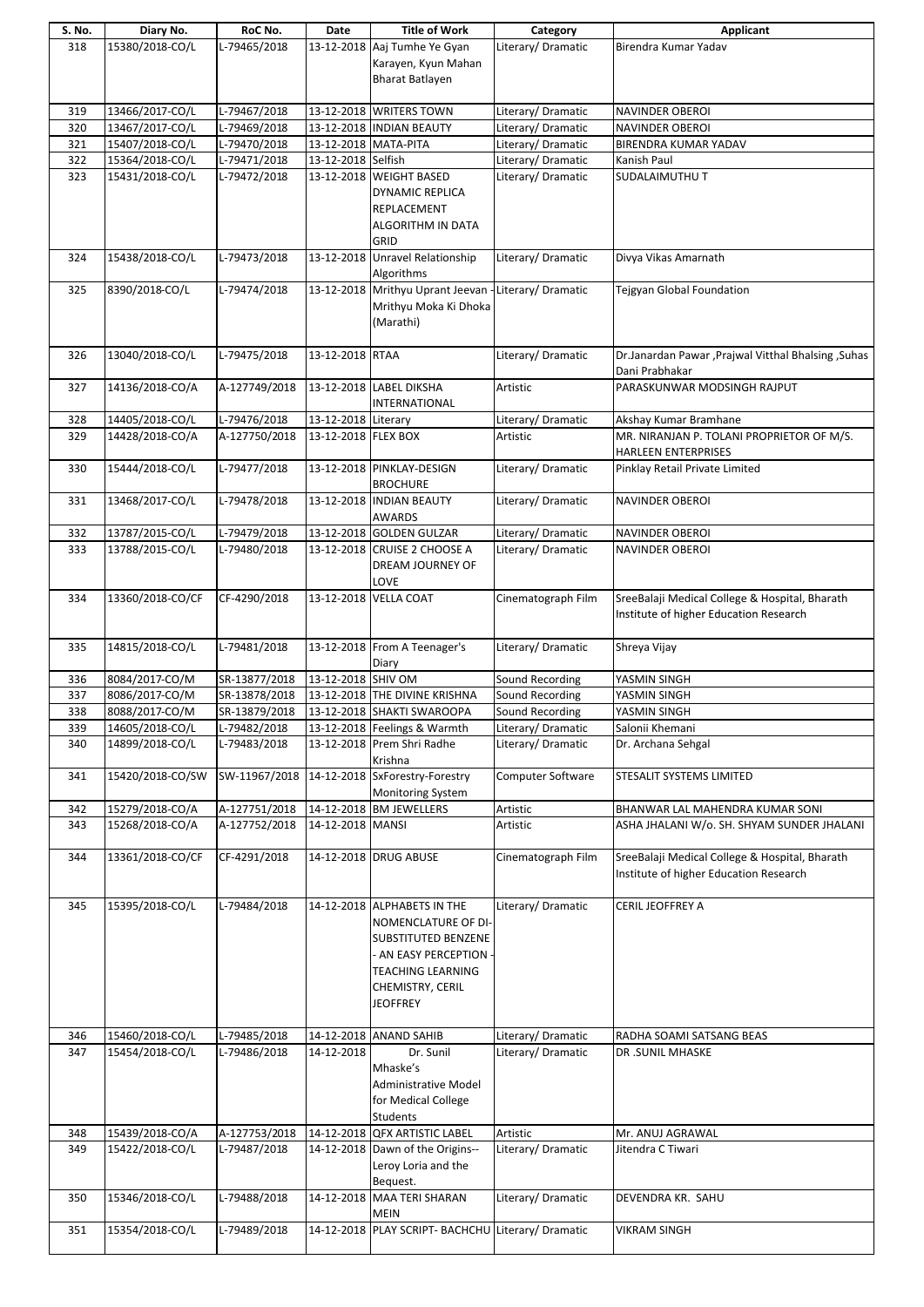| S. No. | Diary No. | RoC No. | Date | Title of Work | Category | Applicant |
|---|---|---|---|---|---|---|
| 318 | 15380/2018-CO/L | L-79465/2018 | 13-12-2018 | Aaj Tumhe Ye Gyan Karayen, Kyun Mahan Bharat Batlayen | Literary/ Dramatic | Birendra Kumar Yadav |
| 319 | 13466/2017-CO/L | L-79467/2018 | 13-12-2018 | WRITERS TOWN | Literary/ Dramatic | NAVINDER OBEROI |
| 320 | 13467/2017-CO/L | L-79469/2018 | 13-12-2018 | INDIAN BEAUTY | Literary/ Dramatic | NAVINDER OBEROI |
| 321 | 15407/2018-CO/L | L-79470/2018 | 13-12-2018 | MATA-PITA | Literary/ Dramatic | BIRENDRA KUMAR YADAV |
| 322 | 15364/2018-CO/L | L-79471/2018 | 13-12-2018 | Selfish | Literary/ Dramatic | Kanish Paul |
| 323 | 15431/2018-CO/L | L-79472/2018 | 13-12-2018 | WEIGHT BASED DYNAMIC REPLICA REPLACEMENT ALGORITHM IN DATA GRID | Literary/ Dramatic | SUDALAIMUTHU T |
| 324 | 15438/2018-CO/L | L-79473/2018 | 13-12-2018 | Unravel Relationship Algorithms | Literary/ Dramatic | Divya Vikas Amarnath |
| 325 | 8390/2018-CO/L | L-79474/2018 | 13-12-2018 | Mrithyu Uprant Jeevan - Mrithyu Moka Ki Dhoka (Marathi) | Literary/ Dramatic | Tejgyan Global Foundation |
| 326 | 13040/2018-CO/L | L-79475/2018 | 13-12-2018 | RTAA | Literary/ Dramatic | Dr.Janardan Pawar ,Prajwal Vitthal Bhalsing ,Suhas Dani Prabhakar |
| 327 | 14136/2018-CO/A | A-127749/2018 | 13-12-2018 | LABEL DIKSHA INTERNATIONAL | Artistic | PARASKUNWAR MODSINGH RAJPUT |
| 328 | 14405/2018-CO/L | L-79476/2018 | 13-12-2018 | Literary | Literary/ Dramatic | Akshay Kumar Bramhane |
| 329 | 14428/2018-CO/A | A-127750/2018 | 13-12-2018 | FLEX BOX | Artistic | MR. NIRANJAN P. TOLANI PROPRIETOR OF M/S. HARLEEN ENTERPRISES |
| 330 | 15444/2018-CO/L | L-79477/2018 | 13-12-2018 | PINKLAY-DESIGN BROCHURE | Literary/ Dramatic | Pinklay Retail Private Limited |
| 331 | 13468/2017-CO/L | L-79478/2018 | 13-12-2018 | INDIAN BEAUTY AWARDS | Literary/ Dramatic | NAVINDER OBEROI |
| 332 | 13787/2015-CO/L | L-79479/2018 | 13-12-2018 | GOLDEN GULZAR | Literary/ Dramatic | NAVINDER OBEROI |
| 333 | 13788/2015-CO/L | L-79480/2018 | 13-12-2018 | CRUISE 2 CHOOSE A DREAM JOURNEY OF LOVE | Literary/ Dramatic | NAVINDER OBEROI |
| 334 | 13360/2018-CO/CF | CF-4290/2018 | 13-12-2018 | VELLA COAT | Cinematograph Film | SreeBalaji Medical College & Hospital, Bharath Institute of higher Education Research |
| 335 | 14815/2018-CO/L | L-79481/2018 | 13-12-2018 | From A Teenager's Diary | Literary/ Dramatic | Shreya Vijay |
| 336 | 8084/2017-CO/M | SR-13877/2018 | 13-12-2018 | SHIV OM | Sound Recording | YASMIN SINGH |
| 337 | 8086/2017-CO/M | SR-13878/2018 | 13-12-2018 | THE DIVINE KRISHNA | Sound Recording | YASMIN SINGH |
| 338 | 8088/2017-CO/M | SR-13879/2018 | 13-12-2018 | SHAKTI SWAROOPA | Sound Recording | YASMIN SINGH |
| 339 | 14605/2018-CO/L | L-79482/2018 | 13-12-2018 | Feelings & Warmth | Literary/ Dramatic | Salonii Khemani |
| 340 | 14899/2018-CO/L | L-79483/2018 | 13-12-2018 | Prem Shri Radhe Krishna | Literary/ Dramatic | Dr. Archana Sehgal |
| 341 | 15420/2018-CO/SW | SW-11967/2018 | 14-12-2018 | SxForestry-Forestry Monitoring System | Computer Software | STESALIT SYSTEMS LIMITED |
| 342 | 15279/2018-CO/A | A-127751/2018 | 14-12-2018 | BM JEWELLERS | Artistic | BHANWAR LAL MAHENDRA KUMAR SONI |
| 343 | 15268/2018-CO/A | A-127752/2018 | 14-12-2018 | MANSI | Artistic | ASHA JHALANI W/o. SH. SHYAM SUNDER JHALANI |
| 344 | 13361/2018-CO/CF | CF-4291/2018 | 14-12-2018 | DRUG ABUSE | Cinematograph Film | SreeBalaji Medical College & Hospital, Bharath Institute of higher Education Research |
| 345 | 15395/2018-CO/L | L-79484/2018 | 14-12-2018 | ALPHABETS IN THE NOMENCLATURE OF DI-SUBSTITUTED BENZENE - AN EASY PERCEPTION - TEACHING LEARNING CHEMISTRY, CERIL JEOFFREY | Literary/ Dramatic | CERIL JEOFFREY A |
| 346 | 15460/2018-CO/L | L-79485/2018 | 14-12-2018 | ANAND SAHIB | Literary/ Dramatic | RADHA SOAMI SATSANG BEAS |
| 347 | 15454/2018-CO/L | L-79486/2018 | 14-12-2018 | Dr. Sunil Mhaske's Administrative Model for Medical College Students | Literary/ Dramatic | DR .SUNIL MHASKE |
| 348 | 15439/2018-CO/A | A-127753/2018 | 14-12-2018 | QFX ARTISTIC LABEL | Artistic | Mr. ANUJ AGRAWAL |
| 349 | 15422/2018-CO/L | L-79487/2018 | 14-12-2018 | Dawn of the Origins--Leroy Loria and the Bequest. | Literary/ Dramatic | Jitendra C Tiwari |
| 350 | 15346/2018-CO/L | L-79488/2018 | 14-12-2018 | MAA TERI SHARAN MEIN | Literary/ Dramatic | DEVENDRA KR. SAHU |
| 351 | 15354/2018-CO/L | L-79489/2018 | 14-12-2018 | PLAY SCRIPT- BACHCHU | Literary/ Dramatic | VIKRAM SINGH |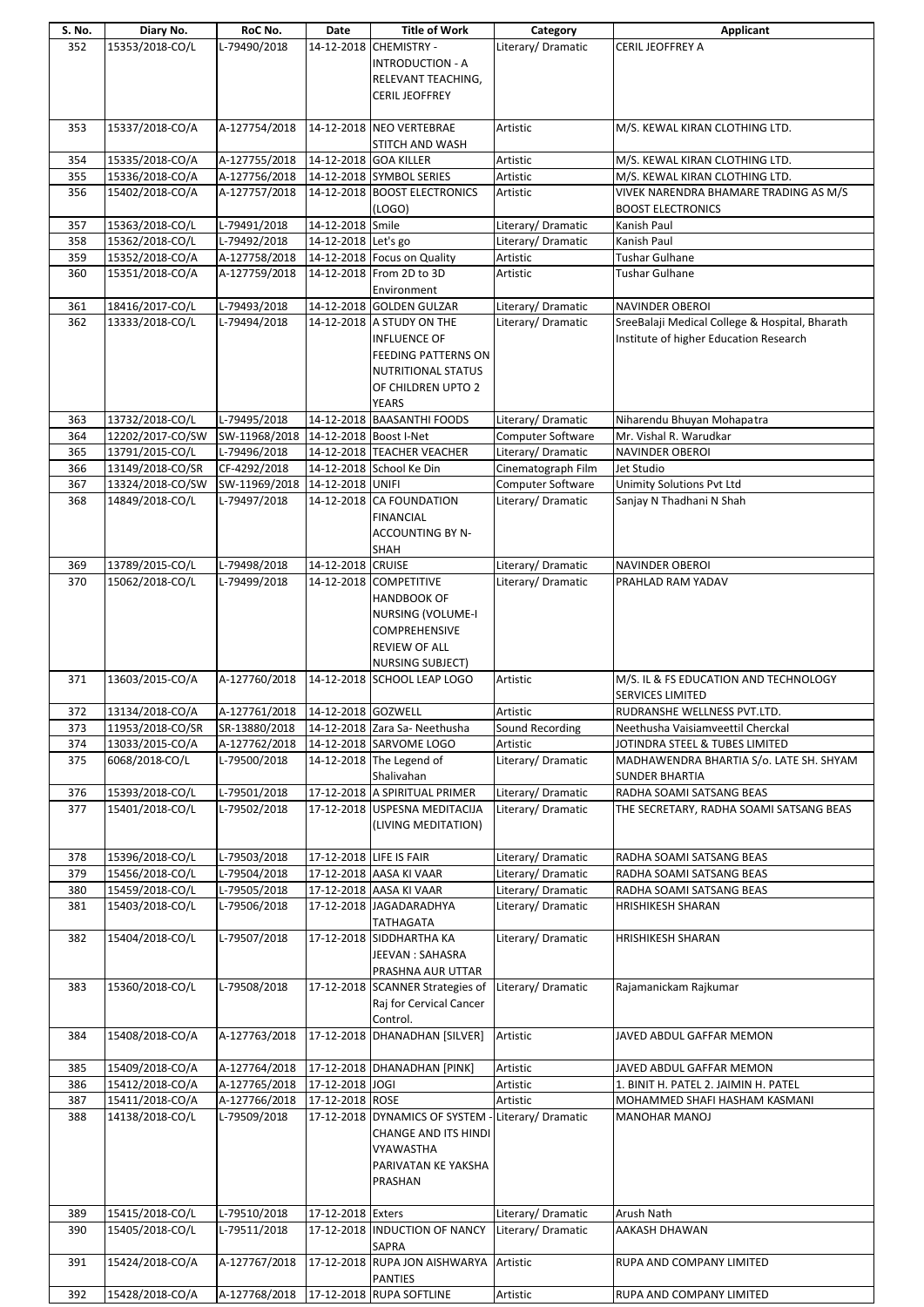| S. No. | Diary No. | RoC No. | Date | Title of Work | Category | Applicant |
|---|---|---|---|---|---|---|
| 352 | 15353/2018-CO/L | L-79490/2018 | 14-12-2018 | CHEMISTRY - INTRODUCTION - A RELEVANT TEACHING, CERIL JEOFFREY | Literary/ Dramatic | CERIL JEOFFREY A |
| 353 | 15337/2018-CO/A | A-127754/2018 | 14-12-2018 | NEO VERTEBRAE STITCH AND WASH | Artistic | M/S. KEWAL KIRAN CLOTHING LTD. |
| 354 | 15335/2018-CO/A | A-127755/2018 | 14-12-2018 | GOA KILLER | Artistic | M/S. KEWAL KIRAN CLOTHING LTD. |
| 355 | 15336/2018-CO/A | A-127756/2018 | 14-12-2018 | SYMBOL SERIES | Artistic | M/S. KEWAL KIRAN CLOTHING LTD. |
| 356 | 15402/2018-CO/A | A-127757/2018 | 14-12-2018 | BOOST ELECTRONICS (LOGO) | Artistic | VIVEK NARENDRA BHAMARE TRADING AS M/S BOOST ELECTRONICS |
| 357 | 15363/2018-CO/L | L-79491/2018 | 14-12-2018 | Smile | Literary/ Dramatic | Kanish Paul |
| 358 | 15362/2018-CO/L | L-79492/2018 | 14-12-2018 | Let's go | Literary/ Dramatic | Kanish Paul |
| 359 | 15352/2018-CO/A | A-127758/2018 | 14-12-2018 | Focus on Quality | Artistic | Tushar Gulhane |
| 360 | 15351/2018-CO/A | A-127759/2018 | 14-12-2018 | From 2D to 3D Environment | Artistic | Tushar Gulhane |
| 361 | 18416/2017-CO/L | L-79493/2018 | 14-12-2018 | GOLDEN GULZAR | Literary/ Dramatic | NAVINDER OBEROI |
| 362 | 13333/2018-CO/L | L-79494/2018 | 14-12-2018 | A STUDY ON THE INFLUENCE OF FEEDING PATTERNS ON NUTRITIONAL STATUS OF CHILDREN UPTO 2 YEARS | Literary/ Dramatic | SreeBalaji Medical College & Hospital, Bharath Institute of higher Education Research |
| 363 | 13732/2018-CO/L | L-79495/2018 | 14-12-2018 | BAASANTHI FOODS | Literary/ Dramatic | Niharendu Bhuyan Mohapatra |
| 364 | 12202/2017-CO/SW | SW-11968/2018 | 14-12-2018 | Boost I-Net | Computer Software | Mr. Vishal R. Warudkar |
| 365 | 13791/2015-CO/L | L-79496/2018 | 14-12-2018 | TEACHER VEACHER | Literary/ Dramatic | NAVINDER OBEROI |
| 366 | 13149/2018-CO/SR | CF-4292/2018 | 14-12-2018 | School Ke Din | Cinematograph Film | Jet Studio |
| 367 | 13324/2018-CO/SW | SW-11969/2018 | 14-12-2018 | UNIFI | Computer Software | Unimity Solutions Pvt Ltd |
| 368 | 14849/2018-CO/L | L-79497/2018 | 14-12-2018 | CA FOUNDATION FINANCIAL ACCOUNTING BY N-SHAH | Literary/ Dramatic | Sanjay N Thadhani N Shah |
| 369 | 13789/2015-CO/L | L-79498/2018 | 14-12-2018 | CRUISE | Literary/ Dramatic | NAVINDER OBEROI |
| 370 | 15062/2018-CO/L | L-79499/2018 | 14-12-2018 | COMPETITIVE HANDBOOK OF NURSING (VOLUME-I COMPREHENSIVE REVIEW OF ALL NURSING SUBJECT) | Literary/ Dramatic | PRAHLAD RAM YADAV |
| 371 | 13603/2015-CO/A | A-127760/2018 | 14-12-2018 | SCHOOL LEAP LOGO | Artistic | M/S. IL & FS EDUCATION AND TECHNOLOGY SERVICES LIMITED |
| 372 | 13134/2018-CO/A | A-127761/2018 | 14-12-2018 | GOZWELL | Artistic | RUDRANSHE WELLNESS PVT.LTD. |
| 373 | 11953/2018-CO/SR | SR-13880/2018 | 14-12-2018 | Zara Sa- Neethusha | Sound Recording | Neethusha Vaisiamveettil Cherckal |
| 374 | 13033/2015-CO/A | A-127762/2018 | 14-12-2018 | SARVOME LOGO | Artistic | JOTINDRA STEEL & TUBES LIMITED |
| 375 | 6068/2018-CO/L | L-79500/2018 | 14-12-2018 | The Legend of Shalivahan | Literary/ Dramatic | MADHAWENDRA BHARTIA S/o. LATE SH. SHYAM SUNDER BHARTIA |
| 376 | 15393/2018-CO/L | L-79501/2018 | 17-12-2018 | A SPIRITUAL PRIMER | Literary/ Dramatic | RADHA SOAMI SATSANG BEAS |
| 377 | 15401/2018-CO/L | L-79502/2018 | 17-12-2018 | USPESNA MEDITACIJA (LIVING MEDITATION) | Literary/ Dramatic | THE SECRETARY, RADHA SOAMI SATSANG BEAS |
| 378 | 15396/2018-CO/L | L-79503/2018 | 17-12-2018 | LIFE IS FAIR | Literary/ Dramatic | RADHA SOAMI SATSANG BEAS |
| 379 | 15456/2018-CO/L | L-79504/2018 | 17-12-2018 | AASA KI VAAR | Literary/ Dramatic | RADHA SOAMI SATSANG BEAS |
| 380 | 15459/2018-CO/L | L-79505/2018 | 17-12-2018 | AASA KI VAAR | Literary/ Dramatic | RADHA SOAMI SATSANG BEAS |
| 381 | 15403/2018-CO/L | L-79506/2018 | 17-12-2018 | JAGADARADHYA TATHAGATA | Literary/ Dramatic | HRISHIKESH SHARAN |
| 382 | 15404/2018-CO/L | L-79507/2018 | 17-12-2018 | SIDDHARTHA KA JEEVAN : SAHASRA PRASHNA AUR UTTAR | Literary/ Dramatic | HRISHIKESH SHARAN |
| 383 | 15360/2018-CO/L | L-79508/2018 | 17-12-2018 | SCANNER Strategies of Raj for Cervical Cancer Control. | Literary/ Dramatic | Rajamanickam Rajkumar |
| 384 | 15408/2018-CO/A | A-127763/2018 | 17-12-2018 | DHANADHAN [SILVER] | Artistic | JAVED ABDUL GAFFAR MEMON |
| 385 | 15409/2018-CO/A | A-127764/2018 | 17-12-2018 | DHANADHAN [PINK] | Artistic | JAVED ABDUL GAFFAR MEMON |
| 386 | 15412/2018-CO/A | A-127765/2018 | 17-12-2018 | JOGI | Artistic | 1. BINIT H. PATEL 2. JAIMIN H. PATEL |
| 387 | 15411/2018-CO/A | A-127766/2018 | 17-12-2018 | ROSE | Artistic | MOHAMMED SHAFI HASHAM KASMANI |
| 388 | 14138/2018-CO/L | L-79509/2018 | 17-12-2018 | DYNAMICS OF SYSTEM - CHANGE AND ITS HINDI VYAWASTHA PARIVATAN KE YAKSHA PRASHAN | Literary/ Dramatic | MANOHAR MANOJ |
| 389 | 15415/2018-CO/L | L-79510/2018 | 17-12-2018 | Exters | Literary/ Dramatic | Arush Nath |
| 390 | 15405/2018-CO/L | L-79511/2018 | 17-12-2018 | INDUCTION OF NANCY SAPRA | Literary/ Dramatic | AAKASH DHAWAN |
| 391 | 15424/2018-CO/A | A-127767/2018 | 17-12-2018 | RUPA JON AISHWARYA PANTIES | Artistic | RUPA AND COMPANY LIMITED |
| 392 | 15428/2018-CO/A | A-127768/2018 | 17-12-2018 | RUPA SOFTLINE | Artistic | RUPA AND COMPANY LIMITED |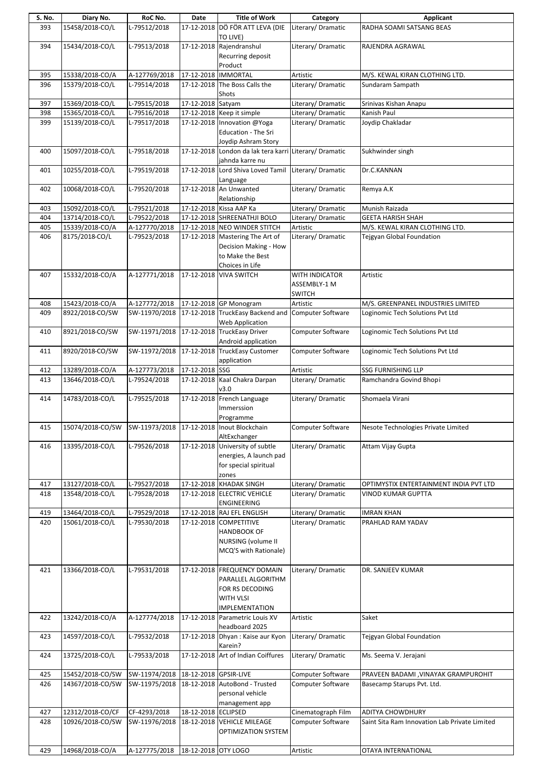| S. No. | Diary No. | RoC No. | Date | Title of Work | Category | Applicant |
|---|---|---|---|---|---|---|
| 393 | 15458/2018-CO/L | L-79512/2018 | 17-12-2018 | DÖ FÖR ATT LEVA (DIE TO LIVE) | Literary/ Dramatic | RADHA SOAMI SATSANG BEAS |
| 394 | 15434/2018-CO/L | L-79513/2018 | 17-12-2018 | Rajendranshul Recurring deposit Product | Literary/ Dramatic | RAJENDRA AGRAWAL |
| 395 | 15338/2018-CO/A | A-127769/2018 | 17-12-2018 | IMMORTAL | Artistic | M/S. KEWAL KIRAN CLOTHING LTD. |
| 396 | 15379/2018-CO/L | L-79514/2018 | 17-12-2018 | The Boss Calls the Shots | Literary/ Dramatic | Sundaram Sampath |
| 397 | 15369/2018-CO/L | L-79515/2018 | 17-12-2018 | Satyam | Literary/ Dramatic | Srinivas Kishan Anapu |
| 398 | 15365/2018-CO/L | L-79516/2018 | 17-12-2018 | Keep it simple | Literary/ Dramatic | Kanish Paul |
| 399 | 15139/2018-CO/L | L-79517/2018 | 17-12-2018 | Innovation @Yoga Education - The Sri Joydip Ashram Story | Literary/ Dramatic | Joydip Chakladar |
| 400 | 15097/2018-CO/L | L-79518/2018 | 17-12-2018 | London da lak tera karri jahnda karre nu | Literary/ Dramatic | Sukhwinder singh |
| 401 | 10255/2018-CO/L | L-79519/2018 | 17-12-2018 | Lord Shiva Loved Tamil Language | Literary/ Dramatic | Dr.C.KANNAN |
| 402 | 10068/2018-CO/L | L-79520/2018 | 17-12-2018 | An Unwanted Relationship | Literary/ Dramatic | Remya A.K |
| 403 | 15092/2018-CO/L | L-79521/2018 | 17-12-2018 | Kissa AAP Ka | Literary/ Dramatic | Munish Raizada |
| 404 | 13714/2018-CO/L | L-79522/2018 | 17-12-2018 | SHREENATHJI BOLO | Literary/ Dramatic | GEETA HARISH SHAH |
| 405 | 15339/2018-CO/A | A-127770/2018 | 17-12-2018 | NEO WINDER STITCH | Artistic | M/S. KEWAL KIRAN CLOTHING LTD. |
| 406 | 8175/2018-CO/L | L-79523/2018 | 17-12-2018 | Mastering The Art of Decision Making - How to Make the Best Choices in Life | Literary/ Dramatic | Tejgyan Global Foundation |
| 407 | 15332/2018-CO/A | A-127771/2018 | 17-12-2018 | VIVA SWITCH | WITH INDICATOR ASSEMBLY-1 M SWITCH | Artistic |
| 408 | 15423/2018-CO/A | A-127772/2018 | 17-12-2018 | GP Monogram | Artistic | M/S. GREENPANEL INDUSTRIES LIMITED |
| 409 | 8922/2018-CO/SW | SW-11970/2018 | 17-12-2018 | TruckEasy Backend and Web Application | Computer Software | Loginomic Tech Solutions Pvt Ltd |
| 410 | 8921/2018-CO/SW | SW-11971/2018 | 17-12-2018 | TruckEasy Driver Android application | Computer Software | Loginomic Tech Solutions Pvt Ltd |
| 411 | 8920/2018-CO/SW | SW-11972/2018 | 17-12-2018 | TruckEasy Customer application | Computer Software | Loginomic Tech Solutions Pvt Ltd |
| 412 | 13289/2018-CO/A | A-127773/2018 | 17-12-2018 | SSG | Artistic | SSG FURNISHING LLP |
| 413 | 13646/2018-CO/L | L-79524/2018 | 17-12-2018 | Kaal Chakra Darpan v3.0 | Literary/ Dramatic | Ramchandra Govind Bhopi |
| 414 | 14783/2018-CO/L | L-79525/2018 | 17-12-2018 | French Language Immerssion Programme | Literary/ Dramatic | Shomaela Virani |
| 415 | 15074/2018-CO/SW | SW-11973/2018 | 17-12-2018 | Inout Blockchain AltExchanger | Computer Software | Nesote Technologies Private Limited |
| 416 | 13395/2018-CO/L | L-79526/2018 | 17-12-2018 | University of subtle energies, A launch pad for special spiritual zones | Literary/ Dramatic | Attam Vijay Gupta |
| 417 | 13127/2018-CO/L | L-79527/2018 | 17-12-2018 | KHADAK SINGH | Literary/ Dramatic | OPTIMYSTIX ENTERTAINMENT INDIA PVT LTD |
| 418 | 13548/2018-CO/L | L-79528/2018 | 17-12-2018 | ELECTRIC VEHICLE ENGINEERING | Literary/ Dramatic | VINOD KUMAR GUPTTA |
| 419 | 13464/2018-CO/L | L-79529/2018 | 17-12-2018 | RAJ EFL ENGLISH | Literary/ Dramatic | IMRAN KHAN |
| 420 | 15061/2018-CO/L | L-79530/2018 | 17-12-2018 | COMPETITIVE HANDBOOK OF NURSING (volume II MCQ'S with Rationale) | Literary/ Dramatic | PRAHLAD RAM YADAV |
| 421 | 13366/2018-CO/L | L-79531/2018 | 17-12-2018 | FREQUENCY DOMAIN PARALLEL ALGORITHM FOR RS DECODING WITH VLSI IMPLEMENTATION | Literary/ Dramatic | DR. SANJEEV KUMAR |
| 422 | 13242/2018-CO/A | A-127774/2018 | 17-12-2018 | Parametric Louis XV headboard 2025 | Artistic | Saket |
| 423 | 14597/2018-CO/L | L-79532/2018 | 17-12-2018 | Dhyan : Kaise aur Kyon Karein? | Literary/ Dramatic | Tejgyan Global Foundation |
| 424 | 13725/2018-CO/L | L-79533/2018 | 17-12-2018 | Art of Indian Coiffures | Literary/ Dramatic | Ms. Seema V. Jerajani |
| 425 | 15452/2018-CO/SW | SW-11974/2018 | 18-12-2018 | GPSIR-LIVE | Computer Software | PRAVEEN BADAMI ,VINAYAK GRAMPUROHIT |
| 426 | 14367/2018-CO/SW | SW-11975/2018 | 18-12-2018 | AutoBond - Trusted personal vehicle management app | Computer Software | Basecamp Starups Pvt. Ltd. |
| 427 | 12312/2018-CO/CF | CF-4293/2018 | 18-12-2018 | ECLIPSED | Cinematograph Film | ADITYA CHOWDHURY |
| 428 | 10926/2018-CO/SW | SW-11976/2018 | 18-12-2018 | VEHICLE MILEAGE OPTIMIZATION SYSTEM | Computer Software | Saint Sita Ram Innovation Lab Private Limited |
| 429 | 14968/2018-CO/A | A-127775/2018 | 18-12-2018 | OTY LOGO | Artistic | OTAYA INTERNATIONAL |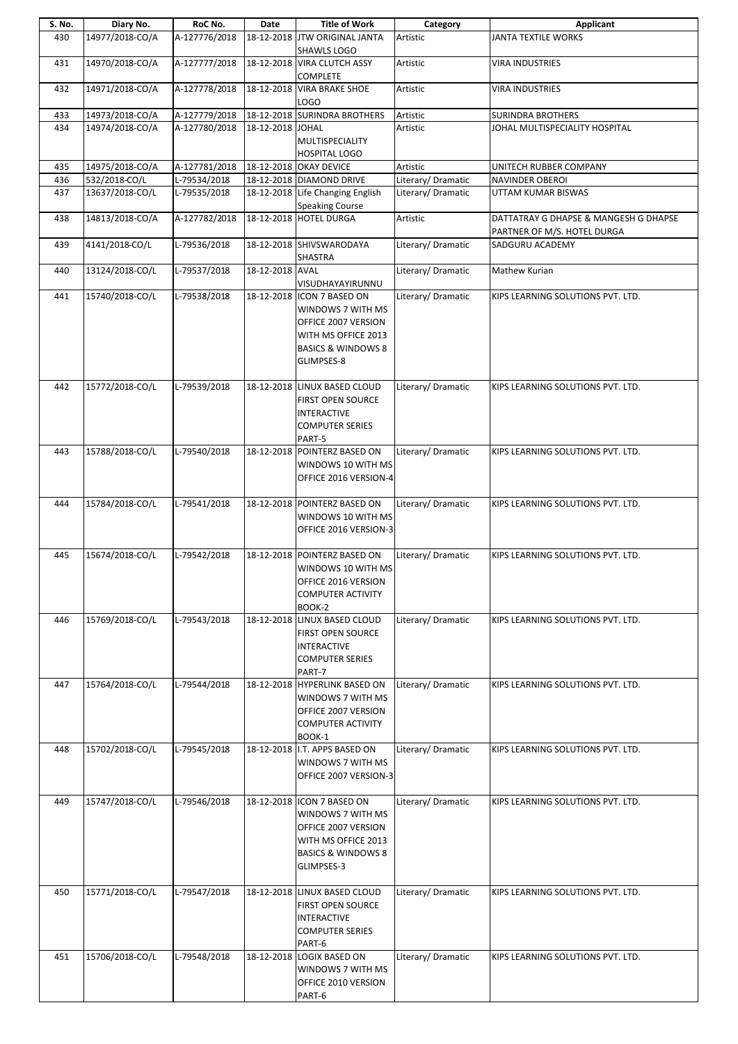| S. No. | Diary No. | RoC No. | Date | Title of Work | Category | Applicant |
|---|---|---|---|---|---|---|
| 430 | 14977/2018-CO/A | A-127776/2018 | 18-12-2018 | JTW ORIGINAL JANTA SHAWLS LOGO | Artistic | JANTA TEXTILE WORKS |
| 431 | 14970/2018-CO/A | A-127777/2018 | 18-12-2018 | VIRA CLUTCH ASSY COMPLETE | Artistic | VIRA INDUSTRIES |
| 432 | 14971/2018-CO/A | A-127778/2018 | 18-12-2018 | VIRA BRAKE SHOE LOGO | Artistic | VIRA INDUSTRIES |
| 433 | 14973/2018-CO/A | A-127779/2018 | 18-12-2018 | SURINDRA BROTHERS | Artistic | SURINDRA BROTHERS |
| 434 | 14974/2018-CO/A | A-127780/2018 | 18-12-2018 | JOHAL MULTISPECIALITY HOSPITAL LOGO | Artistic | JOHAL MULTISPECIALITY HOSPITAL |
| 435 | 14975/2018-CO/A | A-127781/2018 | 18-12-2018 | OKAY DEVICE | Artistic | UNITECH RUBBER COMPANY |
| 436 | 532/2018-CO/L | L-79534/2018 | 18-12-2018 | DIAMOND DRIVE | Literary/ Dramatic | NAVINDER OBEROI |
| 437 | 13637/2018-CO/L | L-79535/2018 | 18-12-2018 | Life Changing English Speaking Course | Literary/ Dramatic | UTTAM KUMAR BISWAS |
| 438 | 14813/2018-CO/A | A-127782/2018 | 18-12-2018 | HOTEL DURGA | Artistic | DATTATRAY G DHAPSE & MANGESH G DHAPSE PARTNER OF M/S. HOTEL DURGA |
| 439 | 4141/2018-CO/L | L-79536/2018 | 18-12-2018 | SHIVSWARODAYA SHASTRA | Literary/ Dramatic | SADGURU ACADEMY |
| 440 | 13124/2018-CO/L | L-79537/2018 | 18-12-2018 | AVAL VISUDHAYAYIRUNNU | Literary/ Dramatic | Mathew Kurian |
| 441 | 15740/2018-CO/L | L-79538/2018 | 18-12-2018 | ICON 7 BASED ON WINDOWS 7 WITH MS OFFICE 2007 VERSION WITH MS OFFICE 2013 BASICS & WINDOWS 8 GLIMPSES-8 | Literary/ Dramatic | KIPS LEARNING SOLUTIONS PVT. LTD. |
| 442 | 15772/2018-CO/L | L-79539/2018 | 18-12-2018 | LINUX BASED CLOUD FIRST OPEN SOURCE INTERACTIVE COMPUTER SERIES PART-5 | Literary/ Dramatic | KIPS LEARNING SOLUTIONS PVT. LTD. |
| 443 | 15788/2018-CO/L | L-79540/2018 | 18-12-2018 | POINTERZ BASED ON WINDOWS 10 WITH MS OFFICE 2016 VERSION-4 | Literary/ Dramatic | KIPS LEARNING SOLUTIONS PVT. LTD. |
| 444 | 15784/2018-CO/L | L-79541/2018 | 18-12-2018 | POINTERZ BASED ON WINDOWS 10 WITH MS OFFICE 2016 VERSION-3 | Literary/ Dramatic | KIPS LEARNING SOLUTIONS PVT. LTD. |
| 445 | 15674/2018-CO/L | L-79542/2018 | 18-12-2018 | POINTERZ BASED ON WINDOWS 10 WITH MS OFFICE 2016 VERSION COMPUTER ACTIVITY BOOK-2 | Literary/ Dramatic | KIPS LEARNING SOLUTIONS PVT. LTD. |
| 446 | 15769/2018-CO/L | L-79543/2018 | 18-12-2018 | LINUX BASED CLOUD FIRST OPEN SOURCE INTERACTIVE COMPUTER SERIES PART-7 | Literary/ Dramatic | KIPS LEARNING SOLUTIONS PVT. LTD. |
| 447 | 15764/2018-CO/L | L-79544/2018 | 18-12-2018 | HYPERLINK BASED ON WINDOWS 7 WITH MS OFFICE 2007 VERSION COMPUTER ACTIVITY BOOK-1 | Literary/ Dramatic | KIPS LEARNING SOLUTIONS PVT. LTD. |
| 448 | 15702/2018-CO/L | L-79545/2018 | 18-12-2018 | I.T. APPS BASED ON WINDOWS 7 WITH MS OFFICE 2007 VERSION-3 | Literary/ Dramatic | KIPS LEARNING SOLUTIONS PVT. LTD. |
| 449 | 15747/2018-CO/L | L-79546/2018 | 18-12-2018 | ICON 7 BASED ON WINDOWS 7 WITH MS OFFICE 2007 VERSION WITH MS OFFICE 2013 BASICS & WINDOWS 8 GLIMPSES-3 | Literary/ Dramatic | KIPS LEARNING SOLUTIONS PVT. LTD. |
| 450 | 15771/2018-CO/L | L-79547/2018 | 18-12-2018 | LINUX BASED CLOUD FIRST OPEN SOURCE INTERACTIVE COMPUTER SERIES PART-6 | Literary/ Dramatic | KIPS LEARNING SOLUTIONS PVT. LTD. |
| 451 | 15706/2018-CO/L | L-79548/2018 | 18-12-2018 | LOGIX BASED ON WINDOWS 7 WITH MS OFFICE 2010 VERSION PART-6 | Literary/ Dramatic | KIPS LEARNING SOLUTIONS PVT. LTD. |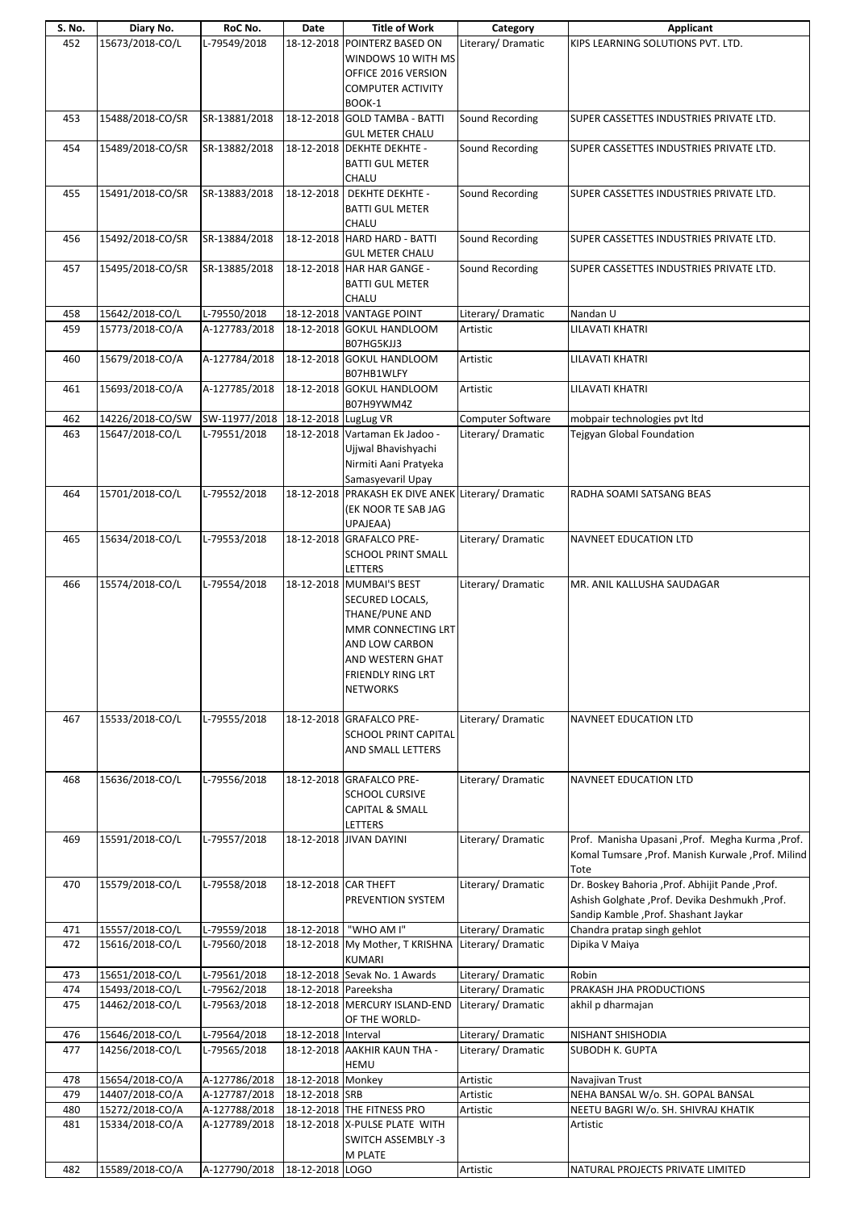| S. No. | Diary No. | RoC No. | Date | Title of Work | Category | Applicant |
|---|---|---|---|---|---|---|
| 452 | 15673/2018-CO/L | L-79549/2018 | 18-12-2018 | POINTERZ BASED ON WINDOWS 10 WITH MS OFFICE 2016 VERSION COMPUTER ACTIVITY BOOK-1 | Literary/ Dramatic | KIPS LEARNING SOLUTIONS PVT. LTD. |
| 453 | 15488/2018-CO/SR | SR-13881/2018 | 18-12-2018 | GOLD TAMBA - BATTI GUL METER CHALU | Sound Recording | SUPER CASSETTES INDUSTRIES PRIVATE LTD. |
| 454 | 15489/2018-CO/SR | SR-13882/2018 | 18-12-2018 | DEKHTE DEKHTE - BATTI GUL METER CHALU | Sound Recording | SUPER CASSETTES INDUSTRIES PRIVATE LTD. |
| 455 | 15491/2018-CO/SR | SR-13883/2018 | 18-12-2018 | DEKHTE DEKHTE - BATTI GUL METER CHALU | Sound Recording | SUPER CASSETTES INDUSTRIES PRIVATE LTD. |
| 456 | 15492/2018-CO/SR | SR-13884/2018 | 18-12-2018 | HARD HARD - BATTI GUL METER CHALU | Sound Recording | SUPER CASSETTES INDUSTRIES PRIVATE LTD. |
| 457 | 15495/2018-CO/SR | SR-13885/2018 | 18-12-2018 | HAR HAR GANGE - BATTI GUL METER CHALU | Sound Recording | SUPER CASSETTES INDUSTRIES PRIVATE LTD. |
| 458 | 15642/2018-CO/L | L-79550/2018 | 18-12-2018 | VANTAGE POINT | Literary/ Dramatic | Nandan U |
| 459 | 15773/2018-CO/A | A-127783/2018 | 18-12-2018 | GOKUL HANDLOOM B07HG5KJJ3 | Artistic | LILAVATI KHATRI |
| 460 | 15679/2018-CO/A | A-127784/2018 | 18-12-2018 | GOKUL HANDLOOM B07HB1WLFY | Artistic | LILAVATI KHATRI |
| 461 | 15693/2018-CO/A | A-127785/2018 | 18-12-2018 | GOKUL HANDLOOM B07H9YWM4Z | Artistic | LILAVATI KHATRI |
| 462 | 14226/2018-CO/SW | SW-11977/2018 | 18-12-2018 | LugLug VR | Computer Software | mobpair technologies pvt ltd |
| 463 | 15647/2018-CO/L | L-79551/2018 | 18-12-2018 | Vartaman Ek Jadoo - Ujjwal Bhavishyachi Nirmiti Aani Pratyeka Samasyevaril Upay | Literary/ Dramatic | Tejgyan Global Foundation |
| 464 | 15701/2018-CO/L | L-79552/2018 | 18-12-2018 | PRAKASH EK DIVE ANEK (EK NOOR TE SAB JAG UPAJEAA) | Literary/ Dramatic | RADHA SOAMI SATSANG BEAS |
| 465 | 15634/2018-CO/L | L-79553/2018 | 18-12-2018 | GRAFALCO PRE-SCHOOL PRINT SMALL LETTERS | Literary/ Dramatic | NAVNEET EDUCATION LTD |
| 466 | 15574/2018-CO/L | L-79554/2018 | 18-12-2018 | MUMBAI'S BEST SECURED LOCALS, THANE/PUNE AND MMR CONNECTING LRT AND LOW CARBON AND WESTERN GHAT FRIENDLY RING LRT NETWORKS | Literary/ Dramatic | MR. ANIL KALLUSHA SAUDAGAR |
| 467 | 15533/2018-CO/L | L-79555/2018 | 18-12-2018 | GRAFALCO PRE-SCHOOL PRINT CAPITAL AND SMALL LETTERS | Literary/ Dramatic | NAVNEET EDUCATION LTD |
| 468 | 15636/2018-CO/L | L-79556/2018 | 18-12-2018 | GRAFALCO PRE-SCHOOL CURSIVE CAPITAL & SMALL LETTERS | Literary/ Dramatic | NAVNEET EDUCATION LTD |
| 469 | 15591/2018-CO/L | L-79557/2018 | 18-12-2018 | JIVAN DAYINI | Literary/ Dramatic | Prof. Manisha Upasani ,Prof. Megha Kurma ,Prof. Komal Tumsare ,Prof. Manish Kurwale ,Prof. Milind Tote |
| 470 | 15579/2018-CO/L | L-79558/2018 | 18-12-2018 | CAR THEFT PREVENTION SYSTEM | Literary/ Dramatic | Dr. Boskey Bahoria ,Prof. Abhijit Pande ,Prof. Ashish Golghate ,Prof. Devika Deshmukh ,Prof. Sandip Kamble ,Prof. Shashant Jaykar |
| 471 | 15557/2018-CO/L | L-79559/2018 | 18-12-2018 | "WHO AM I" | Literary/ Dramatic | Chandra pratap singh gehlot |
| 472 | 15616/2018-CO/L | L-79560/2018 | 18-12-2018 | My Mother, T KRISHNA KUMARI | Literary/ Dramatic | Dipika V Maiya |
| 473 | 15651/2018-CO/L | L-79561/2018 | 18-12-2018 | Sevak No. 1 Awards | Literary/ Dramatic | Robin |
| 474 | 15493/2018-CO/L | L-79562/2018 | 18-12-2018 | Pareeksha | Literary/ Dramatic | PRAKASH JHA PRODUCTIONS |
| 475 | 14462/2018-CO/L | L-79563/2018 | 18-12-2018 | MERCURY ISLAND-END OF THE WORLD- | Literary/ Dramatic | akhil p dharmajan |
| 476 | 15646/2018-CO/L | L-79564/2018 | 18-12-2018 | Interval | Literary/ Dramatic | NISHANT SHISHODIA |
| 477 | 14256/2018-CO/L | L-79565/2018 | 18-12-2018 | AAKHIR KAUN THA - HEMU | Literary/ Dramatic | SUBODH K. GUPTA |
| 478 | 15654/2018-CO/A | A-127786/2018 | 18-12-2018 | Monkey | Artistic | Navajivan Trust |
| 479 | 14407/2018-CO/A | A-127787/2018 | 18-12-2018 | SRB | Artistic | NEHA BANSAL W/o. SH. GOPAL BANSAL |
| 480 | 15272/2018-CO/A | A-127788/2018 | 18-12-2018 | THE FITNESS PRO | Artistic | NEETU BAGRI W/o. SH. SHIVRAJ KHATIK |
| 481 | 15334/2018-CO/A | A-127789/2018 | 18-12-2018 | X-PULSE PLATE WITH SWITCH ASSEMBLY -3 M PLATE | | Artistic |
| 482 | 15589/2018-CO/A | A-127790/2018 | 18-12-2018 | LOGO | Artistic | NATURAL PROJECTS PRIVATE LIMITED |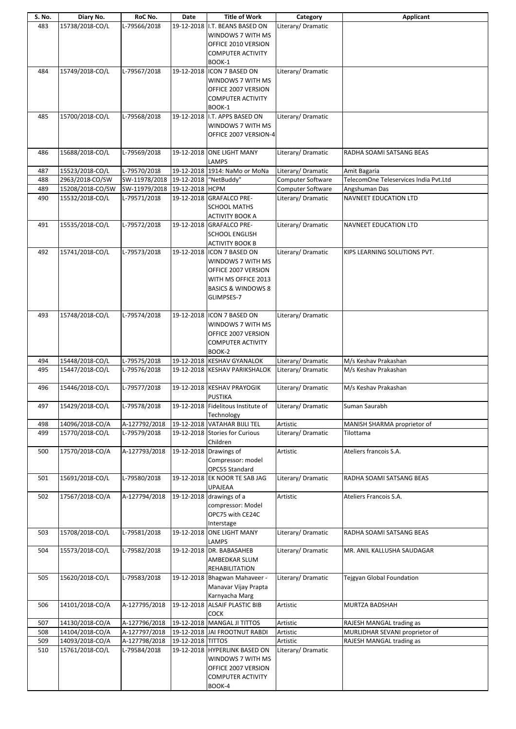| S. No. | Diary No. | RoC No. | Date | Title of Work | Category | Applicant |
|---|---|---|---|---|---|---|
| 483 | 15738/2018-CO/L | L-79566/2018 | 19-12-2018 | I.T. BEANS BASED ON WINDOWS 7 WITH MS OFFICE 2010 VERSION COMPUTER ACTIVITY BOOK-1 | Literary/ Dramatic | |
| 484 | 15749/2018-CO/L | L-79567/2018 | 19-12-2018 | ICON 7 BASED ON WINDOWS 7 WITH MS OFFICE 2007 VERSION COMPUTER ACTIVITY BOOK-1 | Literary/ Dramatic | |
| 485 | 15700/2018-CO/L | L-79568/2018 | 19-12-2018 | I.T. APPS BASED ON WINDOWS 7 WITH MS OFFICE 2007 VERSION-4 | Literary/ Dramatic | |
| 486 | 15688/2018-CO/L | L-79569/2018 | 19-12-2018 | ONE LIGHT MANY LAMPS | Literary/ Dramatic | RADHA SOAMI SATSANG BEAS |
| 487 | 15523/2018-CO/L | L-79570/2018 | 19-12-2018 | 1914: NaMo or MoNa | Literary/ Dramatic | Amit Bagaria |
| 488 | 2963/2018-CO/SW | SW-11978/2018 | 19-12-2018 | "NetBuddy" | Computer Software | TelecomOne Teleservices India Pvt.Ltd |
| 489 | 15208/2018-CO/SW | SW-11979/2018 | 19-12-2018 | HCPM | Computer Software | Angshuman Das |
| 490 | 15532/2018-CO/L | L-79571/2018 | 19-12-2018 | GRAFALCO PRE-SCHOOL MATHS ACTIVITY BOOK A | Literary/ Dramatic | NAVNEET EDUCATION LTD |
| 491 | 15535/2018-CO/L | L-79572/2018 | 19-12-2018 | GRAFALCO PRE-SCHOOL ENGLISH ACTIVITY BOOK B | Literary/ Dramatic | NAVNEET EDUCATION LTD |
| 492 | 15741/2018-CO/L | L-79573/2018 | 19-12-2018 | ICON 7 BASED ON WINDOWS 7 WITH MS OFFICE 2007 VERSION WITH MS OFFICE 2013 BASICS & WINDOWS 8 GLIMPSES-7 | Literary/ Dramatic | KIPS LEARNING SOLUTIONS PVT. |
| 493 | 15748/2018-CO/L | L-79574/2018 | 19-12-2018 | ICON 7 BASED ON WINDOWS 7 WITH MS OFFICE 2007 VERSION COMPUTER ACTIVITY BOOK-2 | Literary/ Dramatic | |
| 494 | 15448/2018-CO/L | L-79575/2018 | 19-12-2018 | KESHAV GYANALOK | Literary/ Dramatic | M/s Keshav Prakashan |
| 495 | 15447/2018-CO/L | L-79576/2018 | 19-12-2018 | KESHAV PARIKSHALOK | Literary/ Dramatic | M/s Keshav Prakashan |
| 496 | 15446/2018-CO/L | L-79577/2018 | 19-12-2018 | KESHAV PRAYOGIK PUSTIKA | Literary/ Dramatic | M/s Keshav Prakashan |
| 497 | 15429/2018-CO/L | L-79578/2018 | 19-12-2018 | Fidelitous Institute of Technology | Literary/ Dramatic | Suman Saurabh |
| 498 | 14096/2018-CO/A | A-127792/2018 | 19-12-2018 | VATAHAR BIJLI TEL | Artistic | MANISH SHARMA proprietor of |
| 499 | 15770/2018-CO/L | L-79579/2018 | 19-12-2018 | Stories for Curious Children | Literary/ Dramatic | Tilottama |
| 500 | 17570/2018-CO/A | A-127793/2018 | 19-12-2018 | Drawings of Compressor: model OPC55 Standard | Artistic | Ateliers francois S.A. |
| 501 | 15691/2018-CO/L | L-79580/2018 | 19-12-2018 | EK NOOR TE SAB JAG UPAJEAA | Literary/ Dramatic | RADHA SOAMI SATSANG BEAS |
| 502 | 17567/2018-CO/A | A-127794/2018 | 19-12-2018 | drawings of a compressor: Model OPC75 with CE24C Interstage | Artistic | Ateliers Francois S.A. |
| 503 | 15708/2018-CO/L | L-79581/2018 | 19-12-2018 | ONE LIGHT MANY LAMPS | Literary/ Dramatic | RADHA SOAMI SATSANG BEAS |
| 504 | 15573/2018-CO/L | L-79582/2018 | 19-12-2018 | DR. BABASAHEB AMBEDKAR SLUM REHABILITATION | Literary/ Dramatic | MR. ANIL KALLUSHA SAUDAGAR |
| 505 | 15620/2018-CO/L | L-79583/2018 | 19-12-2018 | Bhagwan Mahaveer - Manavar Vijay Prapta Karnyacha Marg | Literary/ Dramatic | Tejgyan Global Foundation |
| 506 | 14101/2018-CO/A | A-127795/2018 | 19-12-2018 | ALSAIF PLASTIC BIB COCK | Artistic | MURTZA BADSHAH |
| 507 | 14130/2018-CO/A | A-127796/2018 | 19-12-2018 | MANGAL JI TITTOS | Artistic | RAJESH MANGAL trading as |
| 508 | 14104/2018-CO/A | A-127797/2018 | 19-12-2018 | JAI FROOTNUT RABDI | Artistic | MURLIDHAR SEVANI proprietor of |
| 509 | 14093/2018-CO/A | A-127798/2018 | 19-12-2018 | TITTOS | Artistic | RAJESH MANGAL trading as |
| 510 | 15761/2018-CO/L | L-79584/2018 | 19-12-2018 | HYPERLINK BASED ON WINDOWS 7 WITH MS OFFICE 2007 VERSION COMPUTER ACTIVITY BOOK-4 | Literary/ Dramatic | |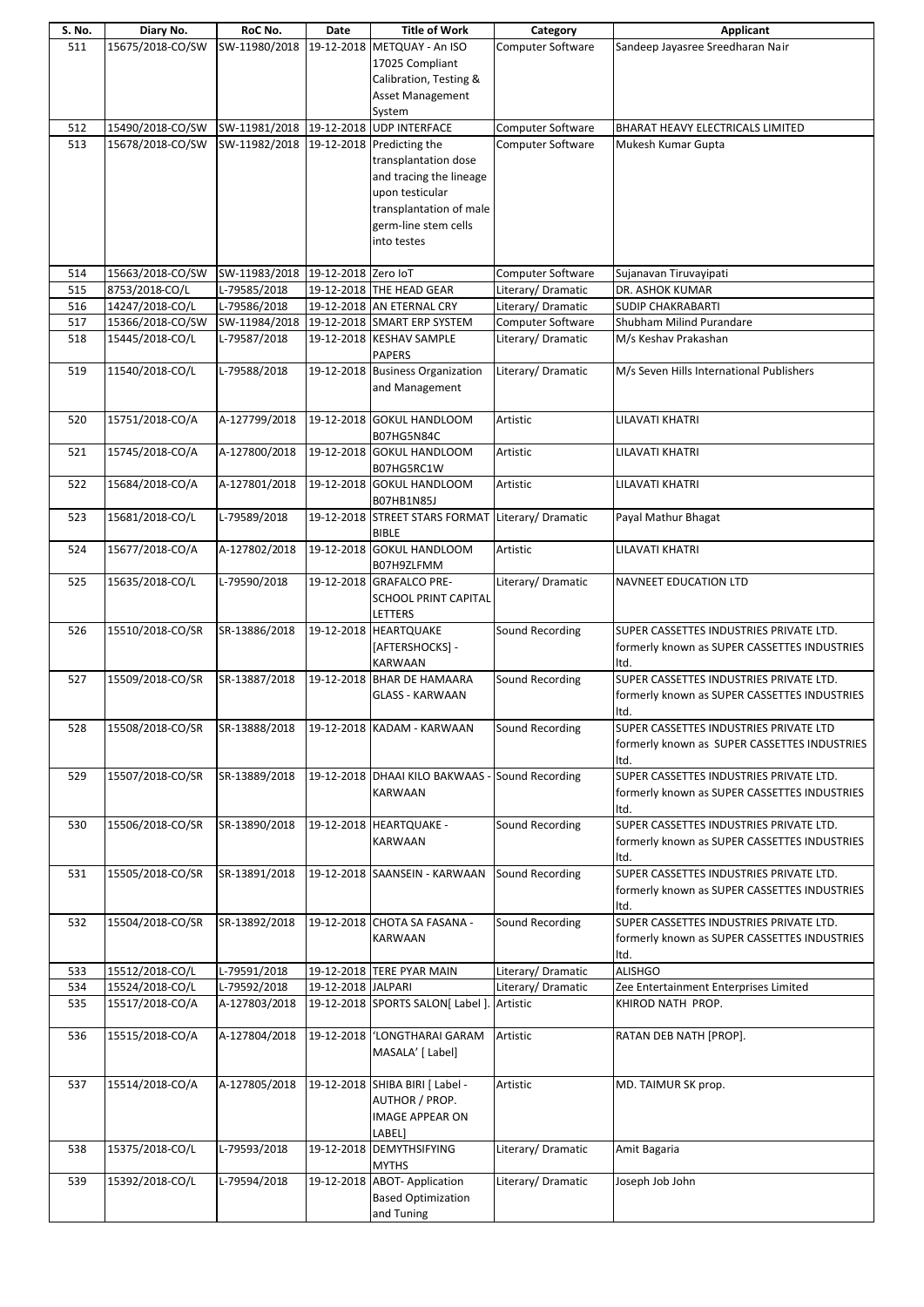| S. No. | Diary No. | RoC No. | Date | Title of Work | Category | Applicant |
|---|---|---|---|---|---|---|
| 511 | 15675/2018-CO/SW | SW-11980/2018 | 19-12-2018 | METQUAY - An ISO 17025 Compliant Calibration, Testing & Asset Management System | Computer Software | Sandeep Jayasree Sreedharan Nair |
| 512 | 15490/2018-CO/SW | SW-11981/2018 | 19-12-2018 | UDP INTERFACE | Computer Software | BHARAT HEAVY ELECTRICALS LIMITED |
| 513 | 15678/2018-CO/SW | SW-11982/2018 | 19-12-2018 | Predicting the transplantation dose and tracing the lineage upon testicular transplantation of male germ-line stem cells into testes | Computer Software | Mukesh Kumar Gupta |
| 514 | 15663/2018-CO/SW | SW-11983/2018 | 19-12-2018 | Zero IoT | Computer Software | Sujanavan Tiruvayipati |
| 515 | 8753/2018-CO/L | L-79585/2018 | 19-12-2018 | THE HEAD GEAR | Literary/ Dramatic | DR. ASHOK KUMAR |
| 516 | 14247/2018-CO/L | L-79586/2018 | 19-12-2018 | AN ETERNAL CRY | Literary/ Dramatic | SUDIP CHAKRABARTI |
| 517 | 15366/2018-CO/SW | SW-11984/2018 | 19-12-2018 | SMART ERP SYSTEM | Computer Software | Shubham Milind Purandare |
| 518 | 15445/2018-CO/L | L-79587/2018 | 19-12-2018 | KESHAV SAMPLE PAPERS | Literary/ Dramatic | M/s Keshav Prakashan |
| 519 | 11540/2018-CO/L | L-79588/2018 | 19-12-2018 | Business Organization and Management | Literary/ Dramatic | M/s Seven Hills International Publishers |
| 520 | 15751/2018-CO/A | A-127799/2018 | 19-12-2018 | GOKUL HANDLOOM B07HG5N84C | Artistic | LILAVATI KHATRI |
| 521 | 15745/2018-CO/A | A-127800/2018 | 19-12-2018 | GOKUL HANDLOOM B07HG5RC1W | Artistic | LILAVATI KHATRI |
| 522 | 15684/2018-CO/A | A-127801/2018 | 19-12-2018 | GOKUL HANDLOOM B07HB1N85J | Artistic | LILAVATI KHATRI |
| 523 | 15681/2018-CO/L | L-79589/2018 | 19-12-2018 | STREET STARS FORMAT BIBLE | Literary/ Dramatic | Payal Mathur Bhagat |
| 524 | 15677/2018-CO/A | A-127802/2018 | 19-12-2018 | GOKUL HANDLOOM B07H9ZLFMM | Artistic | LILAVATI KHATRI |
| 525 | 15635/2018-CO/L | L-79590/2018 | 19-12-2018 | GRAFALCO PRE-SCHOOL PRINT CAPITAL LETTERS | Literary/ Dramatic | NAVNEET EDUCATION LTD |
| 526 | 15510/2018-CO/SR | SR-13886/2018 | 19-12-2018 | HEARTQUAKE [AFTERSHOCKS] - KARWAAN | Sound Recording | SUPER CASSETTES INDUSTRIES PRIVATE LTD. formerly known as SUPER CASSETTES INDUSTRIES ltd. |
| 527 | 15509/2018-CO/SR | SR-13887/2018 | 19-12-2018 | BHAR DE HAMAARA GLASS - KARWAAN | Sound Recording | SUPER CASSETTES INDUSTRIES PRIVATE LTD. formerly known as SUPER CASSETTES INDUSTRIES ltd. |
| 528 | 15508/2018-CO/SR | SR-13888/2018 | 19-12-2018 | KADAM - KARWAAN | Sound Recording | SUPER CASSETTES INDUSTRIES PRIVATE LTD formerly known as SUPER CASSETTES INDUSTRIES ltd. |
| 529 | 15507/2018-CO/SR | SR-13889/2018 | 19-12-2018 | DHAAI KILO BAKWAAS - KARWAAN | Sound Recording | SUPER CASSETTES INDUSTRIES PRIVATE LTD. formerly known as SUPER CASSETTES INDUSTRIES ltd. |
| 530 | 15506/2018-CO/SR | SR-13890/2018 | 19-12-2018 | HEARTQUAKE - KARWAAN | Sound Recording | SUPER CASSETTES INDUSTRIES PRIVATE LTD. formerly known as SUPER CASSETTES INDUSTRIES ltd. |
| 531 | 15505/2018-CO/SR | SR-13891/2018 | 19-12-2018 | SAANSEIN - KARWAAN | Sound Recording | SUPER CASSETTES INDUSTRIES PRIVATE LTD. formerly known as SUPER CASSETTES INDUSTRIES ltd. |
| 532 | 15504/2018-CO/SR | SR-13892/2018 | 19-12-2018 | CHOTA SA FASANA - KARWAAN | Sound Recording | SUPER CASSETTES INDUSTRIES PRIVATE LTD. formerly known as SUPER CASSETTES INDUSTRIES ltd. |
| 533 | 15512/2018-CO/L | L-79591/2018 | 19-12-2018 | TERE PYAR MAIN | Literary/ Dramatic | ALISHGO |
| 534 | 15524/2018-CO/L | L-79592/2018 | 19-12-2018 | JALPARI | Literary/ Dramatic | Zee Entertainment Enterprises Limited |
| 535 | 15517/2018-CO/A | A-127803/2018 | 19-12-2018 | SPORTS SALON[ Label ]. | Artistic | KHIROD NATH PROP. |
| 536 | 15515/2018-CO/A | A-127804/2018 | 19-12-2018 | 'LONGTHARAI GARAM MASALA' [ Label] | Artistic | RATAN DEB NATH [PROP]. |
| 537 | 15514/2018-CO/A | A-127805/2018 | 19-12-2018 | SHIBA BIRI [ Label - AUTHOR / PROP. IMAGE APPEAR ON LABEL] | Artistic | MD. TAIMUR SK prop. |
| 538 | 15375/2018-CO/L | L-79593/2018 | 19-12-2018 | DEMYTHSIFYING MYTHS | Literary/ Dramatic | Amit Bagaria |
| 539 | 15392/2018-CO/L | L-79594/2018 | 19-12-2018 | ABOT- Application Based Optimization and Tuning | Literary/ Dramatic | Joseph Job John |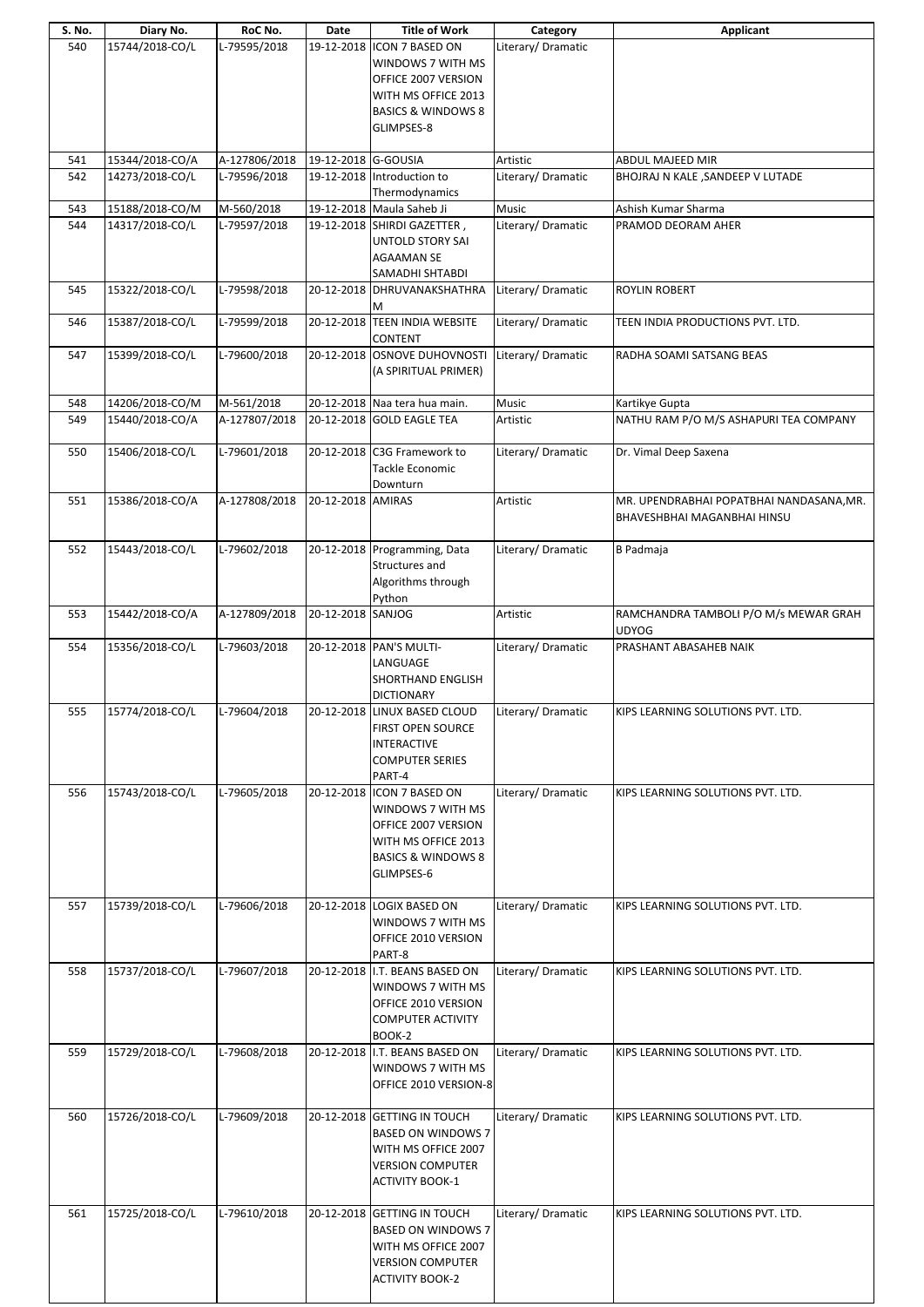| S. No. | Diary No. | RoC No. | Date | Title of Work | Category | Applicant |
|---|---|---|---|---|---|---|
| 540 | 15744/2018-CO/L | L-79595/2018 | 19-12-2018 | ICON 7 BASED ON WINDOWS 7 WITH MS OFFICE 2007 VERSION WITH MS OFFICE 2013 BASICS & WINDOWS 8 GLIMPSES-8 | Literary/ Dramatic | |
| 541 | 15344/2018-CO/A | A-127806/2018 | 19-12-2018 | G-GOUSIA | Artistic | ABDUL MAJEED MIR |
| 542 | 14273/2018-CO/L | L-79596/2018 | 19-12-2018 | Introduction to Thermodynamics | Literary/ Dramatic | BHOJRAJ N KALE ,SANDEEP V LUTADE |
| 543 | 15188/2018-CO/M | M-560/2018 | 19-12-2018 | Maula Saheb Ji | Music | Ashish Kumar Sharma |
| 544 | 14317/2018-CO/L | L-79597/2018 | 19-12-2018 | SHIRDI GAZETTER , UNTOLD STORY SAI AGAAMAN SE SAMADHI SHTABDI | Literary/ Dramatic | PRAMOD DEORAM AHER |
| 545 | 15322/2018-CO/L | L-79598/2018 | 20-12-2018 | DHRUVANAKSHATHRA M | Literary/ Dramatic | ROYLIN ROBERT |
| 546 | 15387/2018-CO/L | L-79599/2018 | 20-12-2018 | TEEN INDIA WEBSITE CONTENT | Literary/ Dramatic | TEEN INDIA PRODUCTIONS PVT. LTD. |
| 547 | 15399/2018-CO/L | L-79600/2018 | 20-12-2018 | OSNOVE DUHOVNOSTI (A SPIRITUAL PRIMER) | Literary/ Dramatic | RADHA SOAMI SATSANG BEAS |
| 548 | 14206/2018-CO/M | M-561/2018 | 20-12-2018 | Naa tera hua main. | Music | Kartikye Gupta |
| 549 | 15440/2018-CO/A | A-127807/2018 | 20-12-2018 | GOLD EAGLE TEA | Artistic | NATHU RAM P/O M/S ASHAPURI TEA COMPANY |
| 550 | 15406/2018-CO/L | L-79601/2018 | 20-12-2018 | C3G Framework to Tackle Economic Downturn | Literary/ Dramatic | Dr. Vimal Deep Saxena |
| 551 | 15386/2018-CO/A | A-127808/2018 | 20-12-2018 | AMIRAS | Artistic | MR. UPENDRABHAI POPATBHAI NANDASANA,MR. BHAVESHBHAI MAGANBHAI HINSU |
| 552 | 15443/2018-CO/L | L-79602/2018 | 20-12-2018 | Programming, Data Structures and Algorithms through Python | Literary/ Dramatic | B Padmaja |
| 553 | 15442/2018-CO/A | A-127809/2018 | 20-12-2018 | SANJOG | Artistic | RAMCHANDRA TAMBOLI P/O M/s MEWAR GRAH UDYOG |
| 554 | 15356/2018-CO/L | L-79603/2018 | 20-12-2018 | PAN'S MULTI-LANGUAGE SHORTHAND ENGLISH DICTIONARY | Literary/ Dramatic | PRASHANT ABASAHEB NAIK |
| 555 | 15774/2018-CO/L | L-79604/2018 | 20-12-2018 | LINUX BASED CLOUD FIRST OPEN SOURCE INTERACTIVE COMPUTER SERIES PART-4 | Literary/ Dramatic | KIPS LEARNING SOLUTIONS PVT. LTD. |
| 556 | 15743/2018-CO/L | L-79605/2018 | 20-12-2018 | ICON 7 BASED ON WINDOWS 7 WITH MS OFFICE 2007 VERSION WITH MS OFFICE 2013 BASICS & WINDOWS 8 GLIMPSES-6 | Literary/ Dramatic | KIPS LEARNING SOLUTIONS PVT. LTD. |
| 557 | 15739/2018-CO/L | L-79606/2018 | 20-12-2018 | LOGIX BASED ON WINDOWS 7 WITH MS OFFICE 2010 VERSION PART-8 | Literary/ Dramatic | KIPS LEARNING SOLUTIONS PVT. LTD. |
| 558 | 15737/2018-CO/L | L-79607/2018 | 20-12-2018 | I.T. BEANS BASED ON WINDOWS 7 WITH MS OFFICE 2010 VERSION COMPUTER ACTIVITY BOOK-2 | Literary/ Dramatic | KIPS LEARNING SOLUTIONS PVT. LTD. |
| 559 | 15729/2018-CO/L | L-79608/2018 | 20-12-2018 | I.T. BEANS BASED ON WINDOWS 7 WITH MS OFFICE 2010 VERSION-8 | Literary/ Dramatic | KIPS LEARNING SOLUTIONS PVT. LTD. |
| 560 | 15726/2018-CO/L | L-79609/2018 | 20-12-2018 | GETTING IN TOUCH BASED ON WINDOWS 7 WITH MS OFFICE 2007 VERSION COMPUTER ACTIVITY BOOK-1 | Literary/ Dramatic | KIPS LEARNING SOLUTIONS PVT. LTD. |
| 561 | 15725/2018-CO/L | L-79610/2018 | 20-12-2018 | GETTING IN TOUCH BASED ON WINDOWS 7 WITH MS OFFICE 2007 VERSION COMPUTER ACTIVITY BOOK-2 | Literary/ Dramatic | KIPS LEARNING SOLUTIONS PVT. LTD. |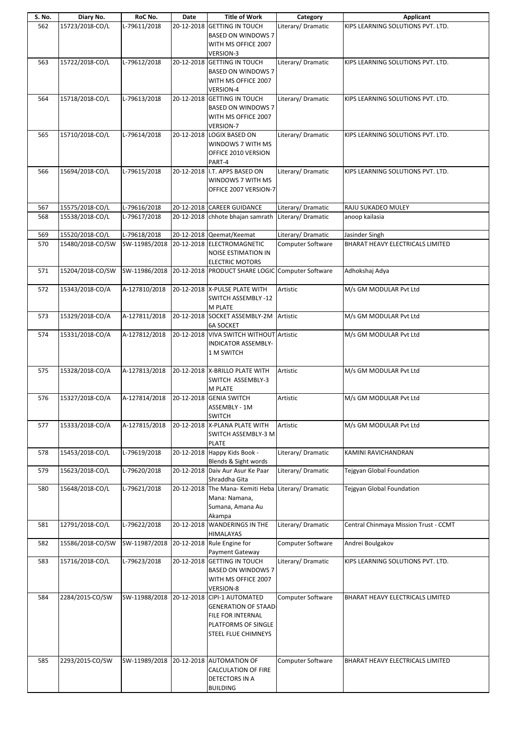| S. No. | Diary No. | RoC No. | Date | Title of Work | Category | Applicant |
|---|---|---|---|---|---|---|
| 562 | 15723/2018-CO/L | L-79611/2018 | 20-12-2018 | GETTING IN TOUCH BASED ON WINDOWS 7 WITH MS OFFICE 2007 VERSION-3 | Literary/ Dramatic | KIPS LEARNING SOLUTIONS PVT. LTD. |
| 563 | 15722/2018-CO/L | L-79612/2018 | 20-12-2018 | GETTING IN TOUCH BASED ON WINDOWS 7 WITH MS OFFICE 2007 VERSION-4 | Literary/ Dramatic | KIPS LEARNING SOLUTIONS PVT. LTD. |
| 564 | 15718/2018-CO/L | L-79613/2018 | 20-12-2018 | GETTING IN TOUCH BASED ON WINDOWS 7 WITH MS OFFICE 2007 VERSION-7 | Literary/ Dramatic | KIPS LEARNING SOLUTIONS PVT. LTD. |
| 565 | 15710/2018-CO/L | L-79614/2018 | 20-12-2018 | LOGIX BASED ON WINDOWS 7 WITH MS OFFICE 2010 VERSION PART-4 | Literary/ Dramatic | KIPS LEARNING SOLUTIONS PVT. LTD. |
| 566 | 15694/2018-CO/L | L-79615/2018 | 20-12-2018 | I.T. APPS BASED ON WINDOWS 7 WITH MS OFFICE 2007 VERSION-7 | Literary/ Dramatic | KIPS LEARNING SOLUTIONS PVT. LTD. |
| 567 | 15575/2018-CO/L | L-79616/2018 | 20-12-2018 | CAREER GUIDANCE | Literary/ Dramatic | RAJU SUKADEO MULEY |
| 568 | 15538/2018-CO/L | L-79617/2018 | 20-12-2018 | chhote bhajan samrath | Literary/ Dramatic | anoop kailasia |
| 569 | 15520/2018-CO/L | L-79618/2018 | 20-12-2018 | Qeemat/Keemat | Literary/ Dramatic | Jasinder Singh |
| 570 | 15480/2018-CO/SW | SW-11985/2018 | 20-12-2018 | ELECTROMAGNETIC NOISE ESTIMATION IN ELECTRIC MOTORS | Computer Software | BHARAT HEAVY ELECTRICALS LIMITED |
| 571 | 15204/2018-CO/SW | SW-11986/2018 | 20-12-2018 | PRODUCT SHARE LOGIC | Computer Software | Adhokshaj Adya |
| 572 | 15343/2018-CO/A | A-127810/2018 | 20-12-2018 | X-PULSE PLATE WITH SWITCH ASSEMBLY -12 M PLATE | Artistic | M/s GM MODULAR Pvt Ltd |
| 573 | 15329/2018-CO/A | A-127811/2018 | 20-12-2018 | SOCKET ASSEMBLY-2M 6A SOCKET | Artistic | M/s GM MODULAR Pvt Ltd |
| 574 | 15331/2018-CO/A | A-127812/2018 | 20-12-2018 | VIVA SWITCH WITHOUT INDICATOR ASSEMBLY-1 M SWITCH | Artistic | M/s GM MODULAR Pvt Ltd |
| 575 | 15328/2018-CO/A | A-127813/2018 | 20-12-2018 | X-BRILLO PLATE WITH SWITCH ASSEMBLY-3 M PLATE | Artistic | M/s GM MODULAR Pvt Ltd |
| 576 | 15327/2018-CO/A | A-127814/2018 | 20-12-2018 | GENIA SWITCH ASSEMBLY - 1M SWITCH | Artistic | M/s GM MODULAR Pvt Ltd |
| 577 | 15333/2018-CO/A | A-127815/2018 | 20-12-2018 | X-PLANA PLATE WITH SWITCH ASSEMBLY-3 M PLATE | Artistic | M/s GM MODULAR Pvt Ltd |
| 578 | 15453/2018-CO/L | L-79619/2018 | 20-12-2018 | Happy Kids Book - Blends & Sight words | Literary/ Dramatic | KAMINI RAVICHANDRAN |
| 579 | 15623/2018-CO/L | L-79620/2018 | 20-12-2018 | Daiv Aur Asur Ke Paar Shraddha Gita | Literary/ Dramatic | Tejgyan Global Foundation |
| 580 | 15648/2018-CO/L | L-79621/2018 | 20-12-2018 | The Mana- Kemiti Heba Mana: Namana, Sumana, Amana Au Akampa | Literary/ Dramatic | Tejgyan Global Foundation |
| 581 | 12791/2018-CO/L | L-79622/2018 | 20-12-2018 | WANDERINGS IN THE HIMALAYAS | Literary/ Dramatic | Central Chinmaya Mission Trust - CCMT |
| 582 | 15586/2018-CO/SW | SW-11987/2018 | 20-12-2018 | Rule Engine for Payment Gateway | Computer Software | Andrei Boulgakov |
| 583 | 15716/2018-CO/L | L-79623/2018 | 20-12-2018 | GETTING IN TOUCH BASED ON WINDOWS 7 WITH MS OFFICE 2007 VERSION-8 | Literary/ Dramatic | KIPS LEARNING SOLUTIONS PVT. LTD. |
| 584 | 2284/2015-CO/SW | SW-11988/2018 | 20-12-2018 | CIPI-1 AUTOMATED GENERATION OF STAAD-FILE FOR INTERNAL PLATFORMS OF SINGLE STEEL FLUE CHIMNEYS | Computer Software | BHARAT HEAVY ELECTRICALS LIMITED |
| 585 | 2293/2015-CO/SW | SW-11989/2018 | 20-12-2018 | AUTOMATION OF CALCULATION OF FIRE DETECTORS IN A BUILDING | Computer Software | BHARAT HEAVY ELECTRICALS LIMITED |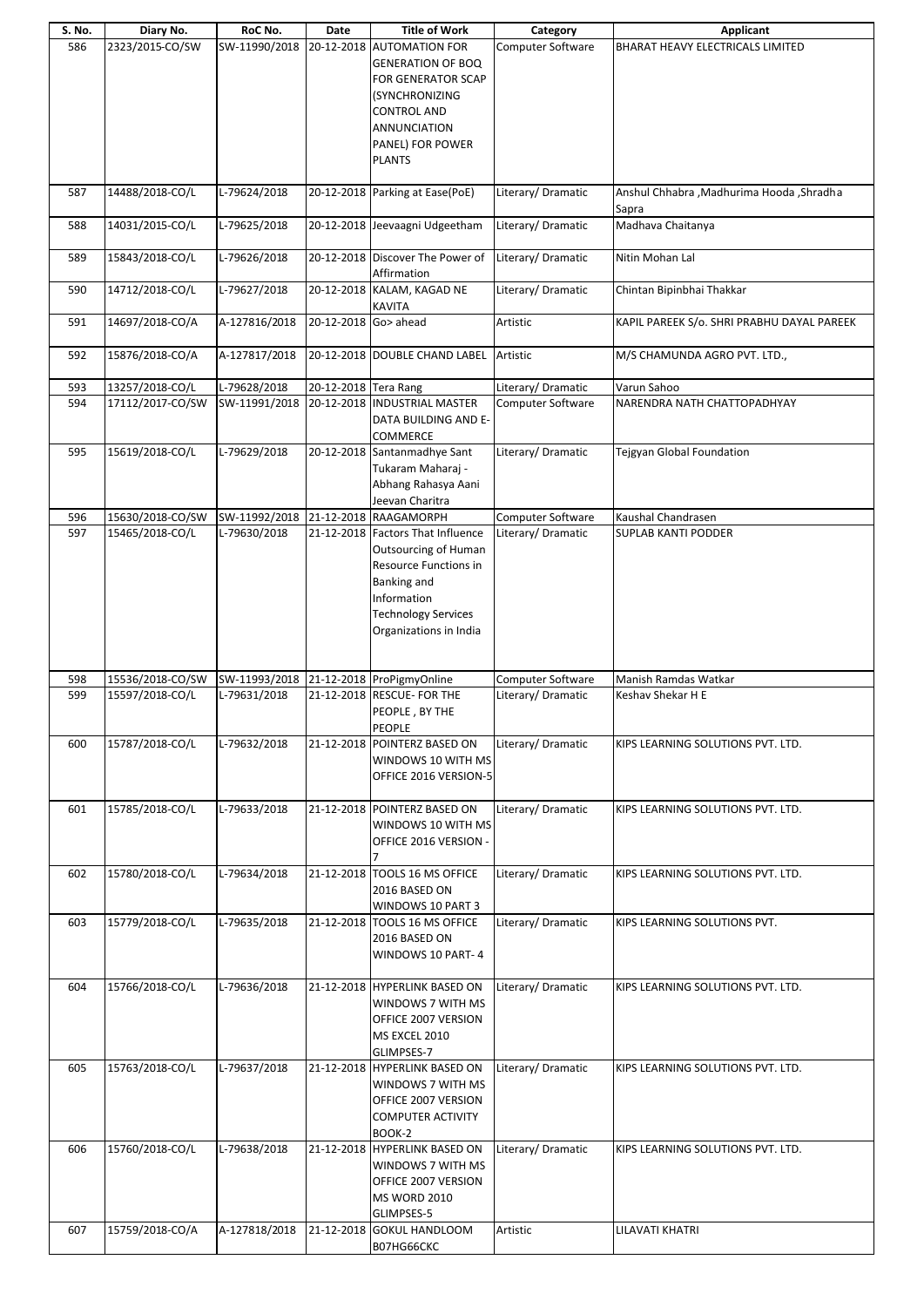| S. No. | Diary No. | RoC No. | Date | Title of Work | Category | Applicant |
|---|---|---|---|---|---|---|
| 586 | 2323/2015-CO/SW | SW-11990/2018 | 20-12-2018 | AUTOMATION FOR GENERATION OF BOQ FOR GENERATOR SCAP (SYNCHRONIZING CONTROL AND ANNUNCIATION PANEL) FOR POWER PLANTS | Computer Software | BHARAT HEAVY ELECTRICALS LIMITED |
| 587 | 14488/2018-CO/L | L-79624/2018 | 20-12-2018 | Parking at Ease(PoE) | Literary/ Dramatic | Anshul Chhabra ,Madhurima Hooda ,Shradha Sapra |
| 588 | 14031/2015-CO/L | L-79625/2018 | 20-12-2018 | Jeevaagni Udgeetham | Literary/ Dramatic | Madhava Chaitanya |
| 589 | 15843/2018-CO/L | L-79626/2018 | 20-12-2018 | Discover The Power of Affirmation | Literary/ Dramatic | Nitin Mohan Lal |
| 590 | 14712/2018-CO/L | L-79627/2018 | 20-12-2018 | KALAM, KAGAD NE KAVITA | Literary/ Dramatic | Chintan Bipinbhai Thakkar |
| 591 | 14697/2018-CO/A | A-127816/2018 | 20-12-2018 | Go> ahead | Artistic | KAPIL PAREEK S/o. SHRI PRABHU DAYAL PAREEK |
| 592 | 15876/2018-CO/A | A-127817/2018 | 20-12-2018 | DOUBLE CHAND LABEL | Artistic | M/S CHAMUNDA AGRO PVT. LTD., |
| 593 | 13257/2018-CO/L | L-79628/2018 | 20-12-2018 | Tera Rang | Literary/ Dramatic | Varun Sahoo |
| 594 | 17112/2017-CO/SW | SW-11991/2018 | 20-12-2018 | INDUSTRIAL MASTER DATA BUILDING AND E-COMMERCE | Computer Software | NARENDRA NATH CHATTOPADHYAY |
| 595 | 15619/2018-CO/L | L-79629/2018 | 20-12-2018 | Santanmadhye Sant Tukaram Maharaj - Abhang Rahasya Aani Jeevan Charitra | Literary/ Dramatic | Tejgyan Global Foundation |
| 596 | 15630/2018-CO/SW | SW-11992/2018 | 21-12-2018 | RAAGAMORPH | Computer Software | Kaushal Chandrasen |
| 597 | 15465/2018-CO/L | L-79630/2018 | 21-12-2018 | Factors That Influence Outsourcing of Human Resource Functions in Banking and Information Technology Services Organizations in India | Literary/ Dramatic | SUPLAB KANTI PODDER |
| 598 | 15536/2018-CO/SW | SW-11993/2018 | 21-12-2018 | ProPigmyOnline | Computer Software | Manish Ramdas Watkar |
| 599 | 15597/2018-CO/L | L-79631/2018 | 21-12-2018 | RESCUE- FOR THE PEOPLE , BY THE PEOPLE | Literary/ Dramatic | Keshav Shekar H E |
| 600 | 15787/2018-CO/L | L-79632/2018 | 21-12-2018 | POINTERZ BASED ON WINDOWS 10 WITH MS OFFICE 2016 VERSION-5 | Literary/ Dramatic | KIPS LEARNING SOLUTIONS PVT. LTD. |
| 601 | 15785/2018-CO/L | L-79633/2018 | 21-12-2018 | POINTERZ BASED ON WINDOWS 10 WITH MS OFFICE 2016 VERSION - 7 | Literary/ Dramatic | KIPS LEARNING SOLUTIONS PVT. LTD. |
| 602 | 15780/2018-CO/L | L-79634/2018 | 21-12-2018 | TOOLS 16 MS OFFICE 2016 BASED ON WINDOWS 10 PART 3 | Literary/ Dramatic | KIPS LEARNING SOLUTIONS PVT. LTD. |
| 603 | 15779/2018-CO/L | L-79635/2018 | 21-12-2018 | TOOLS 16 MS OFFICE 2016 BASED ON WINDOWS 10 PART- 4 | Literary/ Dramatic | KIPS LEARNING SOLUTIONS PVT. |
| 604 | 15766/2018-CO/L | L-79636/2018 | 21-12-2018 | HYPERLINK BASED ON WINDOWS 7 WITH MS OFFICE 2007 VERSION MS EXCEL 2010 GLIMPSES-7 | Literary/ Dramatic | KIPS LEARNING SOLUTIONS PVT. LTD. |
| 605 | 15763/2018-CO/L | L-79637/2018 | 21-12-2018 | HYPERLINK BASED ON WINDOWS 7 WITH MS OFFICE 2007 VERSION COMPUTER ACTIVITY BOOK-2 | Literary/ Dramatic | KIPS LEARNING SOLUTIONS PVT. LTD. |
| 606 | 15760/2018-CO/L | L-79638/2018 | 21-12-2018 | HYPERLINK BASED ON WINDOWS 7 WITH MS OFFICE 2007 VERSION MS WORD 2010 GLIMPSES-5 | Literary/ Dramatic | KIPS LEARNING SOLUTIONS PVT. LTD. |
| 607 | 15759/2018-CO/A | A-127818/2018 | 21-12-2018 | GOKUL HANDLOOM B07HG66CKC | Artistic | LILAVATI KHATRI |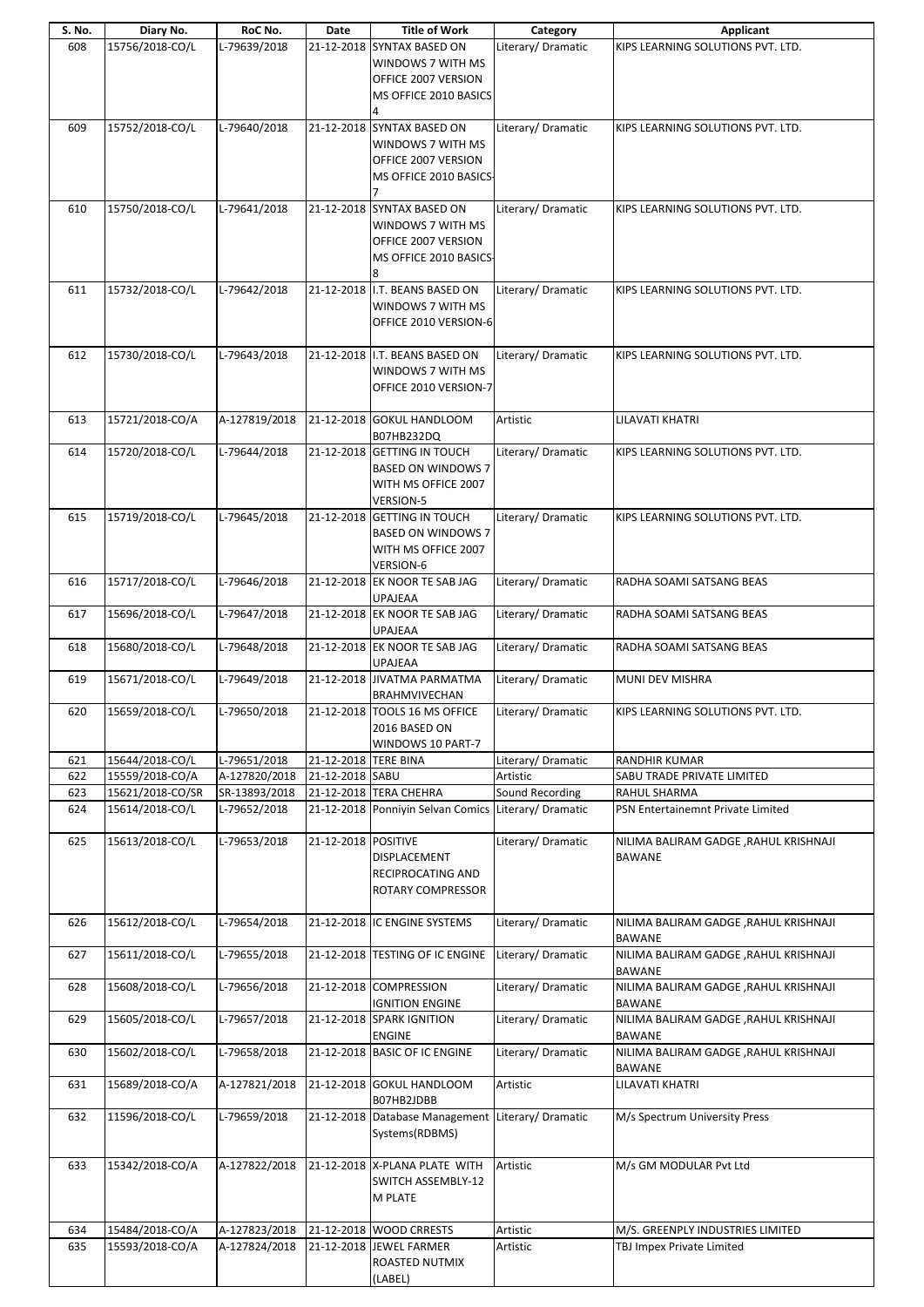| S. No. | Diary No. | RoC No. | Date | Title of Work | Category | Applicant |
|---|---|---|---|---|---|---|
| 608 | 15756/2018-CO/L | L-79639/2018 | 21-12-2018 | SYNTAX BASED ON WINDOWS 7 WITH MS OFFICE 2007 VERSION MS OFFICE 2010 BASICS 4 | Literary/ Dramatic | KIPS LEARNING SOLUTIONS PVT. LTD. |
| 609 | 15752/2018-CO/L | L-79640/2018 | 21-12-2018 | SYNTAX BASED ON WINDOWS 7 WITH MS OFFICE 2007 VERSION MS OFFICE 2010 BASICS-7 | Literary/ Dramatic | KIPS LEARNING SOLUTIONS PVT. LTD. |
| 610 | 15750/2018-CO/L | L-79641/2018 | 21-12-2018 | SYNTAX BASED ON WINDOWS 7 WITH MS OFFICE 2007 VERSION MS OFFICE 2010 BASICS-8 | Literary/ Dramatic | KIPS LEARNING SOLUTIONS PVT. LTD. |
| 611 | 15732/2018-CO/L | L-79642/2018 | 21-12-2018 | I.T. BEANS BASED ON WINDOWS 7 WITH MS OFFICE 2010 VERSION-6 | Literary/ Dramatic | KIPS LEARNING SOLUTIONS PVT. LTD. |
| 612 | 15730/2018-CO/L | L-79643/2018 | 21-12-2018 | I.T. BEANS BASED ON WINDOWS 7 WITH MS OFFICE 2010 VERSION-7 | Literary/ Dramatic | KIPS LEARNING SOLUTIONS PVT. LTD. |
| 613 | 15721/2018-CO/A | A-127819/2018 | 21-12-2018 | GOKUL HANDLOOM B07HB232DQ | Artistic | LILAVATI KHATRI |
| 614 | 15720/2018-CO/L | L-79644/2018 | 21-12-2018 | GETTING IN TOUCH BASED ON WINDOWS 7 WITH MS OFFICE 2007 VERSION-5 | Literary/ Dramatic | KIPS LEARNING SOLUTIONS PVT. LTD. |
| 615 | 15719/2018-CO/L | L-79645/2018 | 21-12-2018 | GETTING IN TOUCH BASED ON WINDOWS 7 WITH MS OFFICE 2007 VERSION-6 | Literary/ Dramatic | KIPS LEARNING SOLUTIONS PVT. LTD. |
| 616 | 15717/2018-CO/L | L-79646/2018 | 21-12-2018 | EK NOOR TE SAB JAG UPAJEAA | Literary/ Dramatic | RADHA SOAMI SATSANG BEAS |
| 617 | 15696/2018-CO/L | L-79647/2018 | 21-12-2018 | EK NOOR TE SAB JAG UPAJEAA | Literary/ Dramatic | RADHA SOAMI SATSANG BEAS |
| 618 | 15680/2018-CO/L | L-79648/2018 | 21-12-2018 | EK NOOR TE SAB JAG UPAJEAA | Literary/ Dramatic | RADHA SOAMI SATSANG BEAS |
| 619 | 15671/2018-CO/L | L-79649/2018 | 21-12-2018 | JIVATMA PARMATMA BRAHMVIVECHAN | Literary/ Dramatic | MUNI DEV MISHRA |
| 620 | 15659/2018-CO/L | L-79650/2018 | 21-12-2018 | TOOLS 16 MS OFFICE 2016 BASED ON WINDOWS 10 PART-7 | Literary/ Dramatic | KIPS LEARNING SOLUTIONS PVT. LTD. |
| 621 | 15644/2018-CO/L | L-79651/2018 | 21-12-2018 | TERE BINA | Literary/ Dramatic | RANDHIR KUMAR |
| 622 | 15559/2018-CO/A | A-127820/2018 | 21-12-2018 | SABU | Artistic | SABU TRADE PRIVATE LIMITED |
| 623 | 15621/2018-CO/SR | SR-13893/2018 | 21-12-2018 | TERA CHEHRA | Sound Recording | RAHUL SHARMA |
| 624 | 15614/2018-CO/L | L-79652/2018 | 21-12-2018 | Ponniyin Selvan Comics | Literary/ Dramatic | PSN Entertainemnt Private Limited |
| 625 | 15613/2018-CO/L | L-79653/2018 | 21-12-2018 | POSITIVE DISPLACEMENT RECIPROCATING AND ROTARY COMPRESSOR | Literary/ Dramatic | NILIMA BALIRAM GADGE ,RAHUL KRISHNAJI BAWANE |
| 626 | 15612/2018-CO/L | L-79654/2018 | 21-12-2018 | IC ENGINE SYSTEMS | Literary/ Dramatic | NILIMA BALIRAM GADGE ,RAHUL KRISHNAJI BAWANE |
| 627 | 15611/2018-CO/L | L-79655/2018 | 21-12-2018 | TESTING OF IC ENGINE | Literary/ Dramatic | NILIMA BALIRAM GADGE ,RAHUL KRISHNAJI BAWANE |
| 628 | 15608/2018-CO/L | L-79656/2018 | 21-12-2018 | COMPRESSION IGNITION ENGINE | Literary/ Dramatic | NILIMA BALIRAM GADGE ,RAHUL KRISHNAJI BAWANE |
| 629 | 15605/2018-CO/L | L-79657/2018 | 21-12-2018 | SPARK IGNITION ENGINE | Literary/ Dramatic | NILIMA BALIRAM GADGE ,RAHUL KRISHNAJI BAWANE |
| 630 | 15602/2018-CO/L | L-79658/2018 | 21-12-2018 | BASIC OF IC ENGINE | Literary/ Dramatic | NILIMA BALIRAM GADGE ,RAHUL KRISHNAJI BAWANE |
| 631 | 15689/2018-CO/A | A-127821/2018 | 21-12-2018 | GOKUL HANDLOOM B07HB2JDBB | Artistic | LILAVATI KHATRI |
| 632 | 11596/2018-CO/L | L-79659/2018 | 21-12-2018 | Database Management Systems(RDBMS) | Literary/ Dramatic | M/s Spectrum University Press |
| 633 | 15342/2018-CO/A | A-127822/2018 | 21-12-2018 | X-PLANA PLATE WITH SWITCH ASSEMBLY-12 M PLATE | Artistic | M/s GM MODULAR Pvt Ltd |
| 634 | 15484/2018-CO/A | A-127823/2018 | 21-12-2018 | WOOD CRRESTS | Artistic | M/S. GREENPLY INDUSTRIES LIMITED |
| 635 | 15593/2018-CO/A | A-127824/2018 | 21-12-2018 | JEWEL FARMER ROASTED NUTMIX (LABEL) | Artistic | TBJ Impex Private Limited |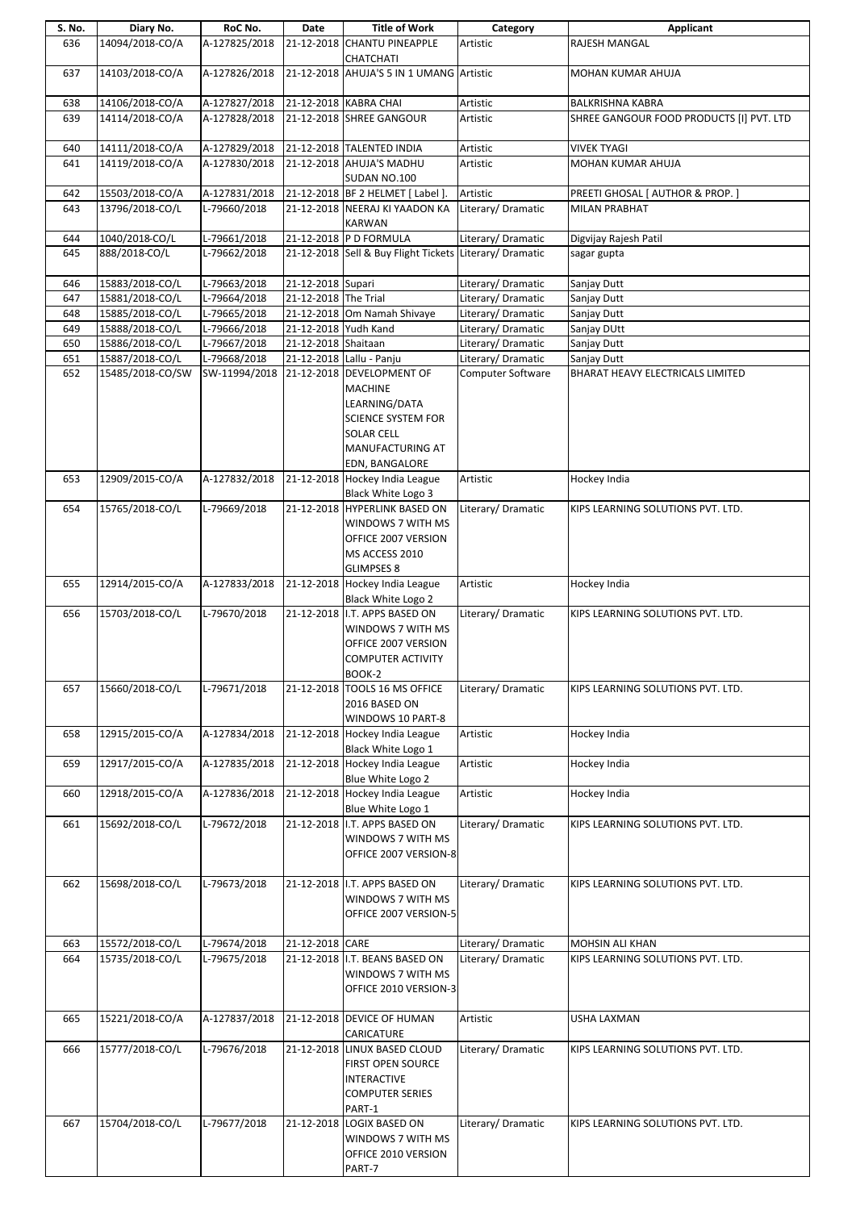| S. No. | Diary No. | RoC No. | Date | Title of Work | Category | Applicant |
|---|---|---|---|---|---|---|
| 636 | 14094/2018-CO/A | A-127825/2018 | 21-12-2018 | CHANTU PINEAPPLE CHATCHATI | Artistic | RAJESH MANGAL |
| 637 | 14103/2018-CO/A | A-127826/2018 | 21-12-2018 | AHUJA'S 5 IN 1 UMANG | Artistic | MOHAN KUMAR AHUJA |
| 638 | 14106/2018-CO/A | A-127827/2018 | 21-12-2018 | KABRA CHAI | Artistic | BALKRISHNA KABRA |
| 639 | 14114/2018-CO/A | A-127828/2018 | 21-12-2018 | SHREE GANGOUR | Artistic | SHREE GANGOUR FOOD PRODUCTS [I] PVT. LTD |
| 640 | 14111/2018-CO/A | A-127829/2018 | 21-12-2018 | TALENTED INDIA | Artistic | VIVEK TYAGI |
| 641 | 14119/2018-CO/A | A-127830/2018 | 21-12-2018 | AHUJA'S MADHU SUDAN NO.100 | Artistic | MOHAN KUMAR AHUJA |
| 642 | 15503/2018-CO/A | A-127831/2018 | 21-12-2018 | BF 2 HELMET [ Label ]. | Artistic | PREETI GHOSAL [ AUTHOR & PROP. ] |
| 643 | 13796/2018-CO/L | L-79660/2018 | 21-12-2018 | NEERAJ KI YAADON KA KARWAN | Literary/ Dramatic | MILAN PRABHAT |
| 644 | 1040/2018-CO/L | L-79661/2018 | 21-12-2018 | P D FORMULA | Literary/ Dramatic | Digvijay Rajesh Patil |
| 645 | 888/2018-CO/L | L-79662/2018 | 21-12-2018 | Sell & Buy Flight Tickets | Literary/ Dramatic | sagar gupta |
| 646 | 15883/2018-CO/L | L-79663/2018 | 21-12-2018 | Supari | Literary/ Dramatic | Sanjay Dutt |
| 647 | 15881/2018-CO/L | L-79664/2018 | 21-12-2018 | The Trial | Literary/ Dramatic | Sanjay Dutt |
| 648 | 15885/2018-CO/L | L-79665/2018 | 21-12-2018 | Om Namah Shivaye | Literary/ Dramatic | Sanjay Dutt |
| 649 | 15888/2018-CO/L | L-79666/2018 | 21-12-2018 | Yudh Kand | Literary/ Dramatic | Sanjay DUtt |
| 650 | 15886/2018-CO/L | L-79667/2018 | 21-12-2018 | Shaitaan | Literary/ Dramatic | Sanjay Dutt |
| 651 | 15887/2018-CO/L | L-79668/2018 | 21-12-2018 | Lallu - Panju | Literary/ Dramatic | Sanjay Dutt |
| 652 | 15485/2018-CO/SW | SW-11994/2018 | 21-12-2018 | DEVELOPMENT OF MACHINE LEARNING/DATA SCIENCE SYSTEM FOR SOLAR CELL MANUFACTURING AT EDN, BANGALORE | Computer Software | BHARAT HEAVY ELECTRICALS LIMITED |
| 653 | 12909/2015-CO/A | A-127832/2018 | 21-12-2018 | Hockey India League Black White Logo 3 | Artistic | Hockey India |
| 654 | 15765/2018-CO/L | L-79669/2018 | 21-12-2018 | HYPERLINK BASED ON WINDOWS 7 WITH MS OFFICE 2007 VERSION MS ACCESS 2010 GLIMPSES 8 | Literary/ Dramatic | KIPS LEARNING SOLUTIONS PVT. LTD. |
| 655 | 12914/2015-CO/A | A-127833/2018 | 21-12-2018 | Hockey India League Black White Logo 2 | Artistic | Hockey India |
| 656 | 15703/2018-CO/L | L-79670/2018 | 21-12-2018 | I.T. APPS BASED ON WINDOWS 7 WITH MS OFFICE 2007 VERSION COMPUTER ACTIVITY BOOK-2 | Literary/ Dramatic | KIPS LEARNING SOLUTIONS PVT. LTD. |
| 657 | 15660/2018-CO/L | L-79671/2018 | 21-12-2018 | TOOLS 16 MS OFFICE 2016 BASED ON WINDOWS 10 PART-8 | Literary/ Dramatic | KIPS LEARNING SOLUTIONS PVT. LTD. |
| 658 | 12915/2015-CO/A | A-127834/2018 | 21-12-2018 | Hockey India League Black White Logo 1 | Artistic | Hockey India |
| 659 | 12917/2015-CO/A | A-127835/2018 | 21-12-2018 | Hockey India League Blue White Logo 2 | Artistic | Hockey India |
| 660 | 12918/2015-CO/A | A-127836/2018 | 21-12-2018 | Hockey India League Blue White Logo 1 | Artistic | Hockey India |
| 661 | 15692/2018-CO/L | L-79672/2018 | 21-12-2018 | I.T. APPS BASED ON WINDOWS 7 WITH MS OFFICE 2007 VERSION-8 | Literary/ Dramatic | KIPS LEARNING SOLUTIONS PVT. LTD. |
| 662 | 15698/2018-CO/L | L-79673/2018 | 21-12-2018 | I.T. APPS BASED ON WINDOWS 7 WITH MS OFFICE 2007 VERSION-5 | Literary/ Dramatic | KIPS LEARNING SOLUTIONS PVT. LTD. |
| 663 | 15572/2018-CO/L | L-79674/2018 | 21-12-2018 | CARE | Literary/ Dramatic | MOHSIN ALI KHAN |
| 664 | 15735/2018-CO/L | L-79675/2018 | 21-12-2018 | I.T. BEANS BASED ON WINDOWS 7 WITH MS OFFICE 2010 VERSION-3 | Literary/ Dramatic | KIPS LEARNING SOLUTIONS PVT. LTD. |
| 665 | 15221/2018-CO/A | A-127837/2018 | 21-12-2018 | DEVICE OF HUMAN CARICATURE | Artistic | USHA LAXMAN |
| 666 | 15777/2018-CO/L | L-79676/2018 | 21-12-2018 | LINUX BASED CLOUD FIRST OPEN SOURCE INTERACTIVE COMPUTER SERIES PART-1 | Literary/ Dramatic | KIPS LEARNING SOLUTIONS PVT. LTD. |
| 667 | 15704/2018-CO/L | L-79677/2018 | 21-12-2018 | LOGIX BASED ON WINDOWS 7 WITH MS OFFICE 2010 VERSION PART-7 | Literary/ Dramatic | KIPS LEARNING SOLUTIONS PVT. LTD. |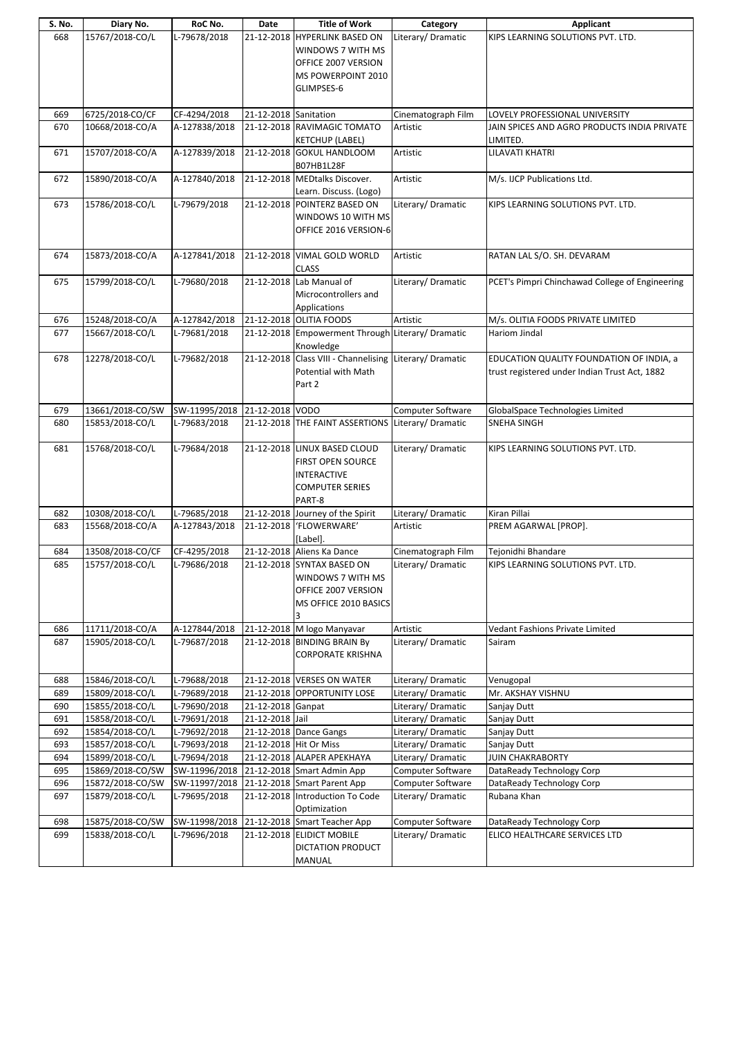| S. No. | Diary No. | RoC No. | Date | Title of Work | Category | Applicant |
|---|---|---|---|---|---|---|
| 668 | 15767/2018-CO/L | L-79678/2018 | 21-12-2018 | HYPERLINK BASED ON WINDOWS 7 WITH MS OFFICE 2007 VERSION MS POWERPOINT 2010 GLIMPSES-6 | Literary/ Dramatic | KIPS LEARNING SOLUTIONS PVT. LTD. |
| 669 | 6725/2018-CO/CF | CF-4294/2018 | 21-12-2018 | Sanitation | Cinematograph Film | LOVELY PROFESSIONAL UNIVERSITY |
| 670 | 10668/2018-CO/A | A-127838/2018 | 21-12-2018 | RAVIMAGIC TOMATO KETCHUP (LABEL) | Artistic | JAIN SPICES AND AGRO PRODUCTS INDIA PRIVATE LIMITED. |
| 671 | 15707/2018-CO/A | A-127839/2018 | 21-12-2018 | GOKUL HANDLOOM B07HB1L28F | Artistic | LILAVATI KHATRI |
| 672 | 15890/2018-CO/A | A-127840/2018 | 21-12-2018 | MEDtalks Discover. Learn. Discuss. (Logo) | Artistic | M/s. IJCP Publications Ltd. |
| 673 | 15786/2018-CO/L | L-79679/2018 | 21-12-2018 | POINTERZ BASED ON WINDOWS 10 WITH MS OFFICE 2016 VERSION-6 | Literary/ Dramatic | KIPS LEARNING SOLUTIONS PVT. LTD. |
| 674 | 15873/2018-CO/A | A-127841/2018 | 21-12-2018 | VIMAL GOLD WORLD CLASS | Artistic | RATAN LAL S/O. SH. DEVARAM |
| 675 | 15799/2018-CO/L | L-79680/2018 | 21-12-2018 | Lab Manual of Microcontrollers and Applications | Literary/ Dramatic | PCET's Pimpri Chinchawad College of Engineering |
| 676 | 15248/2018-CO/A | A-127842/2018 | 21-12-2018 | OLITIA FOODS | Artistic | M/s. OLITIA FOODS PRIVATE LIMITED |
| 677 | 15667/2018-CO/L | L-79681/2018 | 21-12-2018 | Empowerment Through Knowledge | Literary/ Dramatic | Hariom Jindal |
| 678 | 12278/2018-CO/L | L-79682/2018 | 21-12-2018 | Class VIII - Channelising Potential with Math Part 2 | Literary/ Dramatic | EDUCATION QUALITY FOUNDATION OF INDIA, a trust registered under Indian Trust Act, 1882 |
| 679 | 13661/2018-CO/SW | SW-11995/2018 | 21-12-2018 | VODO | Computer Software | GlobalSpace Technologies Limited |
| 680 | 15853/2018-CO/L | L-79683/2018 | 21-12-2018 | THE FAINT ASSERTIONS | Literary/ Dramatic | SNEHA SINGH |
| 681 | 15768/2018-CO/L | L-79684/2018 | 21-12-2018 | LINUX BASED CLOUD FIRST OPEN SOURCE INTERACTIVE COMPUTER SERIES PART-8 | Literary/ Dramatic | KIPS LEARNING SOLUTIONS PVT. LTD. |
| 682 | 10308/2018-CO/L | L-79685/2018 | 21-12-2018 | Journey of the Spirit | Literary/ Dramatic | Kiran Pillai |
| 683 | 15568/2018-CO/A | A-127843/2018 | 21-12-2018 | 'FLOWERWARE' [Label]. | Artistic | PREM AGARWAL [PROP]. |
| 684 | 13508/2018-CO/CF | CF-4295/2018 | 21-12-2018 | Aliens Ka Dance | Cinematograph Film | Tejonidhi Bhandare |
| 685 | 15757/2018-CO/L | L-79686/2018 | 21-12-2018 | SYNTAX BASED ON WINDOWS 7 WITH MS OFFICE 2007 VERSION MS OFFICE 2010 BASICS 3 | Literary/ Dramatic | KIPS LEARNING SOLUTIONS PVT. LTD. |
| 686 | 11711/2018-CO/A | A-127844/2018 | 21-12-2018 | M logo Manyavar | Artistic | Vedant Fashions Private Limited |
| 687 | 15905/2018-CO/L | L-79687/2018 | 21-12-2018 | BINDING BRAIN By CORPORATE KRISHNA | Literary/ Dramatic | Sairam |
| 688 | 15846/2018-CO/L | L-79688/2018 | 21-12-2018 | VERSES ON WATER | Literary/ Dramatic | Venugopal |
| 689 | 15809/2018-CO/L | L-79689/2018 | 21-12-2018 | OPPORTUNITY LOSE | Literary/ Dramatic | Mr. AKSHAY VISHNU |
| 690 | 15855/2018-CO/L | L-79690/2018 | 21-12-2018 | Ganpat | Literary/ Dramatic | Sanjay Dutt |
| 691 | 15858/2018-CO/L | L-79691/2018 | 21-12-2018 | Jail | Literary/ Dramatic | Sanjay Dutt |
| 692 | 15854/2018-CO/L | L-79692/2018 | 21-12-2018 | Dance Gangs | Literary/ Dramatic | Sanjay Dutt |
| 693 | 15857/2018-CO/L | L-79693/2018 | 21-12-2018 | Hit Or Miss | Literary/ Dramatic | Sanjay Dutt |
| 694 | 15899/2018-CO/L | L-79694/2018 | 21-12-2018 | ALAPER APEKHAYA | Literary/ Dramatic | JUIN CHAKRABORTY |
| 695 | 15869/2018-CO/SW | SW-11996/2018 | 21-12-2018 | Smart Admin App | Computer Software | DataReady Technology Corp |
| 696 | 15872/2018-CO/SW | SW-11997/2018 | 21-12-2018 | Smart Parent App | Computer Software | DataReady Technology Corp |
| 697 | 15879/2018-CO/L | L-79695/2018 | 21-12-2018 | Introduction To Code Optimization | Literary/ Dramatic | Rubana Khan |
| 698 | 15875/2018-CO/SW | SW-11998/2018 | 21-12-2018 | Smart Teacher App | Computer Software | DataReady Technology Corp |
| 699 | 15838/2018-CO/L | L-79696/2018 | 21-12-2018 | ELIDICT MOBILE DICTATION PRODUCT MANUAL | Literary/ Dramatic | ELICO HEALTHCARE SERVICES LTD |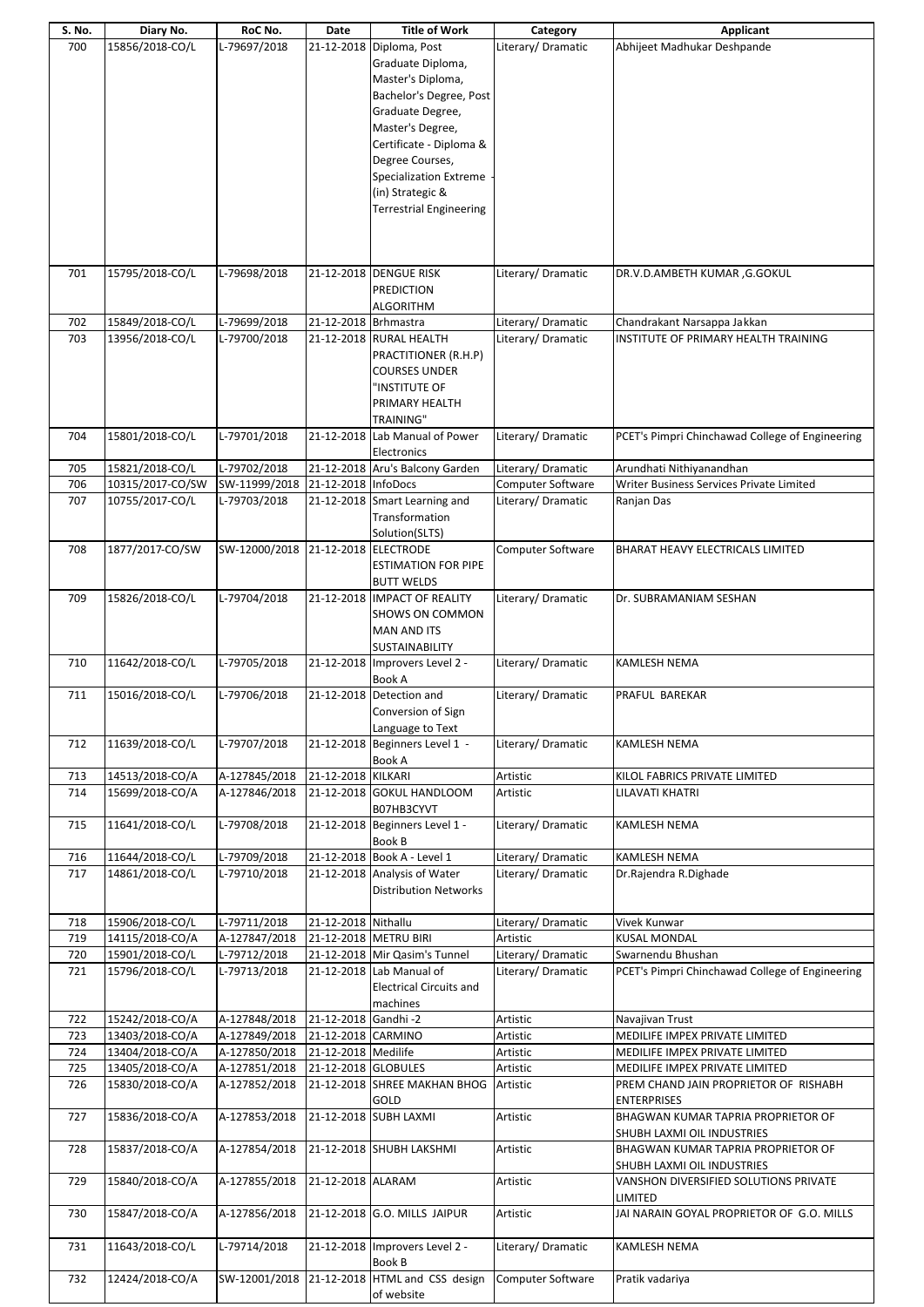| S. No. | Diary No. | RoC No. | Date | Title of Work | Category | Applicant |
|---|---|---|---|---|---|---|
| 700 | 15856/2018-CO/L | L-79697/2018 | 21-12-2018 | Diploma, Post Graduate Diploma, Master's Diploma, Bachelor's Degree, Post Graduate Degree, Master's Degree, Certificate - Diploma & Degree Courses, Specialization Extreme - (in) Strategic & Terrestrial Engineering | Literary/ Dramatic | Abhijeet Madhukar Deshpande |
| 701 | 15795/2018-CO/L | L-79698/2018 | 21-12-2018 | DENGUE RISK PREDICTION ALGORITHM | Literary/ Dramatic | DR.V.D.AMBETH KUMAR ,G.GOKUL |
| 702 | 15849/2018-CO/L | L-79699/2018 | 21-12-2018 | Brhmastra | Literary/ Dramatic | Chandrakant Narsappa Jakkan |
| 703 | 13956/2018-CO/L | L-79700/2018 | 21-12-2018 | RURAL HEALTH PRACTITIONER (R.H.P) COURSES UNDER "INSTITUTE OF PRIMARY HEALTH TRAINING" | Literary/ Dramatic | INSTITUTE OF PRIMARY HEALTH TRAINING |
| 704 | 15801/2018-CO/L | L-79701/2018 | 21-12-2018 | Lab Manual of Power Electronics | Literary/ Dramatic | PCET's Pimpri Chinchawad College of Engineering |
| 705 | 15821/2018-CO/L | L-79702/2018 | 21-12-2018 | Aru's Balcony Garden | Literary/ Dramatic | Arundhati Nithiyanandhan |
| 706 | 10315/2017-CO/SW | SW-11999/2018 | 21-12-2018 | InfoDocs | Computer Software | Writer Business Services Private Limited |
| 707 | 10755/2017-CO/L | L-79703/2018 | 21-12-2018 | Smart Learning and Transformation Solution(SLTS) | Literary/ Dramatic | Ranjan Das |
| 708 | 1877/2017-CO/SW | SW-12000/2018 | 21-12-2018 | ELECTRODE ESTIMATION FOR PIPE BUTT WELDS | Computer Software | BHARAT HEAVY ELECTRICALS LIMITED |
| 709 | 15826/2018-CO/L | L-79704/2018 | 21-12-2018 | IMPACT OF REALITY SHOWS ON COMMON MAN AND ITS SUSTAINABILITY | Literary/ Dramatic | Dr. SUBRAMANIAM SESHAN |
| 710 | 11642/2018-CO/L | L-79705/2018 | 21-12-2018 | Improvers Level 2 - Book A | Literary/ Dramatic | KAMLESH NEMA |
| 711 | 15016/2018-CO/L | L-79706/2018 | 21-12-2018 | Detection and Conversion of Sign Language to Text | Literary/ Dramatic | PRAFUL BAREKAR |
| 712 | 11639/2018-CO/L | L-79707/2018 | 21-12-2018 | Beginners Level 1 - Book A | Literary/ Dramatic | KAMLESH NEMA |
| 713 | 14513/2018-CO/A | A-127845/2018 | 21-12-2018 | KILKARI | Artistic | KILOL FABRICS PRIVATE LIMITED |
| 714 | 15699/2018-CO/A | A-127846/2018 | 21-12-2018 | GOKUL HANDLOOM B07HB3CYVT | Artistic | LILAVATI KHATRI |
| 715 | 11641/2018-CO/L | L-79708/2018 | 21-12-2018 | Beginners Level 1 - Book B | Literary/ Dramatic | KAMLESH NEMA |
| 716 | 11644/2018-CO/L | L-79709/2018 | 21-12-2018 | Book A - Level 1 | Literary/ Dramatic | KAMLESH NEMA |
| 717 | 14861/2018-CO/L | L-79710/2018 | 21-12-2018 | Analysis of Water Distribution Networks | Literary/ Dramatic | Dr.Rajendra R.Dighade |
| 718 | 15906/2018-CO/L | L-79711/2018 | 21-12-2018 | Nithallu | Literary/ Dramatic | Vivek Kunwar |
| 719 | 14115/2018-CO/A | A-127847/2018 | 21-12-2018 | METRU BIRI | Artistic | KUSAL MONDAL |
| 720 | 15901/2018-CO/L | L-79712/2018 | 21-12-2018 | Mir Qasim's Tunnel | Literary/ Dramatic | Swarnendu Bhushan |
| 721 | 15796/2018-CO/L | L-79713/2018 | 21-12-2018 | Lab Manual of Electrical Circuits and machines | Literary/ Dramatic | PCET's Pimpri Chinchawad College of Engineering |
| 722 | 15242/2018-CO/A | A-127848/2018 | 21-12-2018 | Gandhi -2 | Artistic | Navajivan Trust |
| 723 | 13403/2018-CO/A | A-127849/2018 | 21-12-2018 | CARMINO | Artistic | MEDILIFE IMPEX PRIVATE LIMITED |
| 724 | 13404/2018-CO/A | A-127850/2018 | 21-12-2018 | Medilife | Artistic | MEDILIFE IMPEX PRIVATE LIMITED |
| 725 | 13405/2018-CO/A | A-127851/2018 | 21-12-2018 | GLOBULES | Artistic | MEDILIFE IMPEX PRIVATE LIMITED |
| 726 | 15830/2018-CO/A | A-127852/2018 | 21-12-2018 | SHREE MAKHAN BHOG GOLD | Artistic | PREM CHAND JAIN PROPRIETOR OF RISHABH ENTERPRISES |
| 727 | 15836/2018-CO/A | A-127853/2018 | 21-12-2018 | SUBH LAXMI | Artistic | BHAGWAN KUMAR TAPRIA PROPRIETOR OF SHUBH LAXMI OIL INDUSTRIES |
| 728 | 15837/2018-CO/A | A-127854/2018 | 21-12-2018 | SHUBH LAKSHMI | Artistic | BHAGWAN KUMAR TAPRIA PROPRIETOR OF SHUBH LAXMI OIL INDUSTRIES |
| 729 | 15840/2018-CO/A | A-127855/2018 | 21-12-2018 | ALARAM | Artistic | VANSHON DIVERSIFIED SOLUTIONS PRIVATE LIMITED |
| 730 | 15847/2018-CO/A | A-127856/2018 | 21-12-2018 | G.O. MILLS JAIPUR | Artistic | JAI NARAIN GOYAL PROPRIETOR OF G.O. MILLS |
| 731 | 11643/2018-CO/L | L-79714/2018 | 21-12-2018 | Improvers Level 2 - Book B | Literary/ Dramatic | KAMLESH NEMA |
| 732 | 12424/2018-CO/A | SW-12001/2018 | 21-12-2018 | HTML and CSS design of website | Computer Software | Pratik vadariya |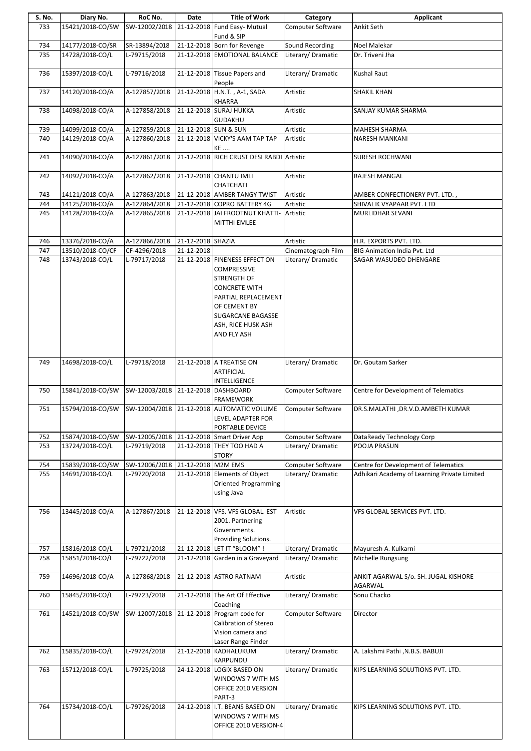| S. No. | Diary No. | RoC No. | Date | Title of Work | Category | Applicant |
|---|---|---|---|---|---|---|
| 733 | 15421/2018-CO/SW | SW-12002/2018 | 21-12-2018 | Fund Easy- Mutual Fund & SIP | Computer Software | Ankit Seth |
| 734 | 14177/2018-CO/SR | SR-13894/2018 | 21-12-2018 | Born for Revenge | Sound Recording | Noel Malekar |
| 735 | 14728/2018-CO/L | L-79715/2018 | 21-12-2018 | EMOTIONAL BALANCE | Literary/ Dramatic | Dr. Triveni Jha |
| 736 | 15397/2018-CO/L | L-79716/2018 | 21-12-2018 | Tissue Papers and People | Literary/ Dramatic | Kushal Raut |
| 737 | 14120/2018-CO/A | A-127857/2018 | 21-12-2018 | H.N.T. , A-1, SADA KHARRA | Artistic | SHAKIL KHAN |
| 738 | 14098/2018-CO/A | A-127858/2018 | 21-12-2018 | SURAJ HUKKA GUDAKHU | Artistic | SANJAY KUMAR SHARMA |
| 739 | 14099/2018-CO/A | A-127859/2018 | 21-12-2018 | SUN & SUN | Artistic | MAHESH SHARMA |
| 740 | 14129/2018-CO/A | A-127860/2018 | 21-12-2018 | VICKY'S AAM TAP TAP KE .... | Artistic | NARESH MANKANI |
| 741 | 14090/2018-CO/A | A-127861/2018 | 21-12-2018 | RICH CRUST DESI RABDI | Artistic | SURESH ROCHWANI |
| 742 | 14092/2018-CO/A | A-127862/2018 | 21-12-2018 | CHANTU IMLI CHATCHATI | Artistic | RAJESH MANGAL |
| 743 | 14121/2018-CO/A | A-127863/2018 | 21-12-2018 | AMBER TANGY TWIST | Artistic | AMBER CONFECTIONERY PVT. LTD. , |
| 744 | 14125/2018-CO/A | A-127864/2018 | 21-12-2018 | COPRO BATTERY 4G | Artistic | SHIVALIK VYAAPAAR PVT. LTD |
| 745 | 14128/2018-CO/A | A-127865/2018 | 21-12-2018 | JAI FROOTNUT KHATTI-MITTHI EMLEE | Artistic | MURLIDHAR SEVANI |
| 746 | 13376/2018-CO/A | A-127866/2018 | 21-12-2018 | SHAZIA | Artistic | H.R. EXPORTS PVT. LTD. |
| 747 | 13510/2018-CO/CF | CF-4296/2018 | 21-12-2018 | | Cinematograph Film | BIG Animation India Pvt. Ltd |
| 748 | 13743/2018-CO/L | L-79717/2018 | 21-12-2018 | FINENESS EFFECT ON COMPRESSIVE STRENGTH OF CONCRETE WITH PARTIAL REPLACEMENT OF CEMENT BY SUGARCANE BAGASSE ASH, RICE HUSK ASH AND FLY ASH | Literary/ Dramatic | SAGAR WASUDEO DHENGARE |
| 749 | 14698/2018-CO/L | L-79718/2018 | 21-12-2018 | A TREATISE ON ARTIFICIAL INTELLIGENCE | Literary/ Dramatic | Dr. Goutam Sarker |
| 750 | 15841/2018-CO/SW | SW-12003/2018 | 21-12-2018 | DASHBOARD FRAMEWORK | Computer Software | Centre for Development of Telematics |
| 751 | 15794/2018-CO/SW | SW-12004/2018 | 21-12-2018 | AUTOMATIC VOLUME LEVEL ADAPTER FOR PORTABLE DEVICE | Computer Software | DR.S.MALATHI ,DR.V.D.AMBETH KUMAR |
| 752 | 15874/2018-CO/SW | SW-12005/2018 | 21-12-2018 | Smart Driver App | Computer Software | DataReady Technology Corp |
| 753 | 13724/2018-CO/L | L-79719/2018 | 21-12-2018 | THEY TOO HAD A STORY | Literary/ Dramatic | POOJA PRASUN |
| 754 | 15839/2018-CO/SW | SW-12006/2018 | 21-12-2018 | M2M EMS | Computer Software | Centre for Development of Telematics |
| 755 | 14691/2018-CO/L | L-79720/2018 | 21-12-2018 | Elements of Object Oriented Programming using Java | Literary/ Dramatic | Adhikari Academy of Learning Private Limited |
| 756 | 13445/2018-CO/A | A-127867/2018 | 21-12-2018 | VFS. VFS GLOBAL. EST 2001. Partnering Governments. Providing Solutions. | Artistic | VFS GLOBAL SERVICES PVT. LTD. |
| 757 | 15816/2018-CO/L | L-79721/2018 | 21-12-2018 | LET IT "BLOOM" ! | Literary/ Dramatic | Mayuresh A. Kulkarni |
| 758 | 15851/2018-CO/L | L-79722/2018 | 21-12-2018 | Garden in a Graveyard | Literary/ Dramatic | Michelle Rungsung |
| 759 | 14696/2018-CO/A | A-127868/2018 | 21-12-2018 | ASTRO RATNAM | Artistic | ANKIT AGARWAL S/o. SH. JUGAL KISHORE AGARWAL |
| 760 | 15845/2018-CO/L | L-79723/2018 | 21-12-2018 | The Art Of Effective Coaching | Literary/ Dramatic | Sonu Chacko |
| 761 | 14521/2018-CO/SW | SW-12007/2018 | 21-12-2018 | Program code for Calibration of Stereo Vision camera and Laser Range Finder | Computer Software | Director |
| 762 | 15835/2018-CO/L | L-79724/2018 | 21-12-2018 | KADHALUKUM KARPUNDU | Literary/ Dramatic | A. Lakshmi Pathi ,N.B.S. BABUJI |
| 763 | 15712/2018-CO/L | L-79725/2018 | 24-12-2018 | LOGIX BASED ON WINDOWS 7 WITH MS OFFICE 2010 VERSION PART-3 | Literary/ Dramatic | KIPS LEARNING SOLUTIONS PVT. LTD. |
| 764 | 15734/2018-CO/L | L-79726/2018 | 24-12-2018 | I.T. BEANS BASED ON WINDOWS 7 WITH MS OFFICE 2010 VERSION-4 | Literary/ Dramatic | KIPS LEARNING SOLUTIONS PVT. LTD. |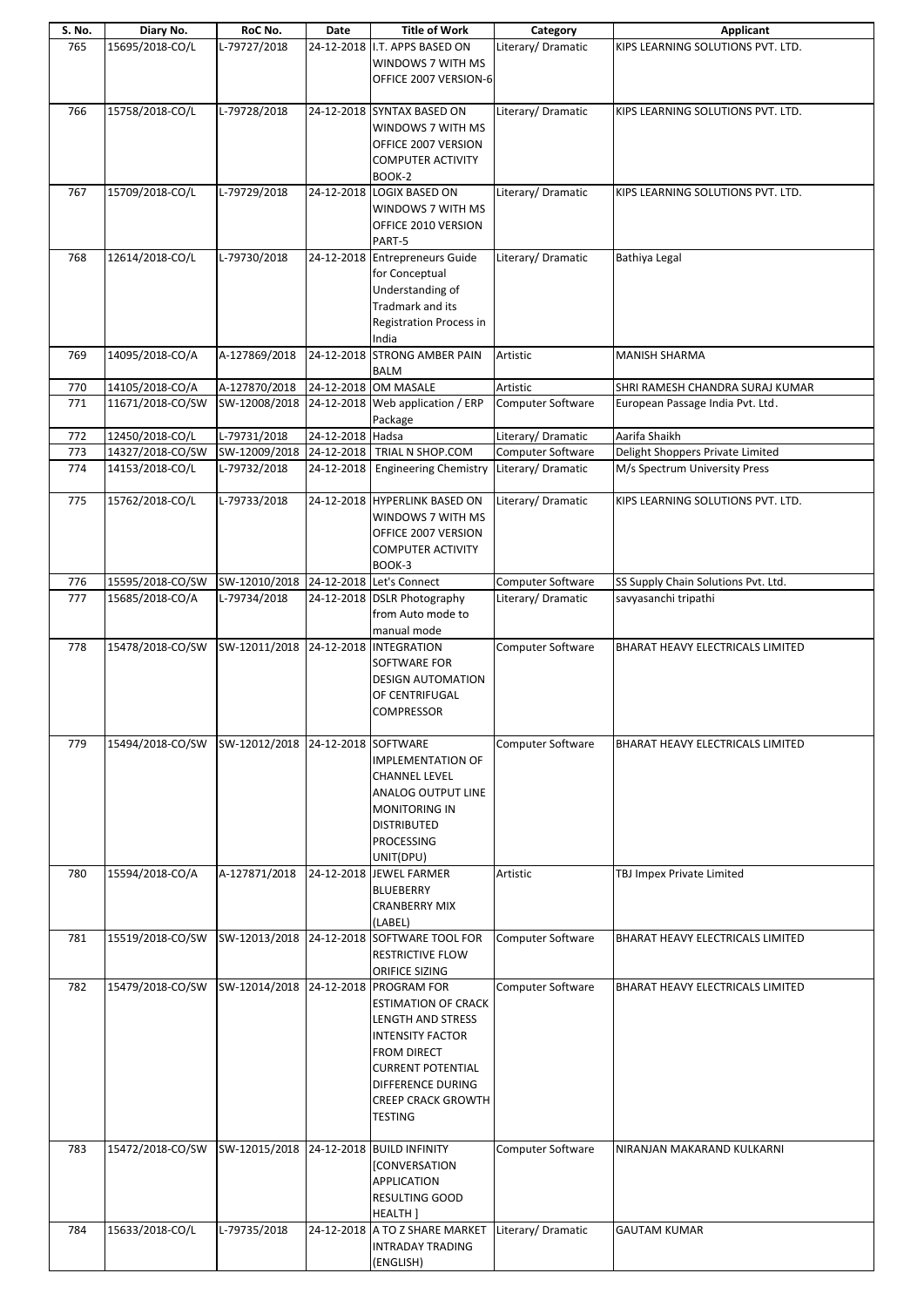| S. No. | Diary No. | RoC No. | Date | Title of Work | Category | Applicant |
|---|---|---|---|---|---|---|
| 765 | 15695/2018-CO/L | L-79727/2018 | 24-12-2018 | I.T. APPS BASED ON WINDOWS 7 WITH MS OFFICE 2007 VERSION-6 | Literary/ Dramatic | KIPS LEARNING SOLUTIONS PVT. LTD. |
| 766 | 15758/2018-CO/L | L-79728/2018 | 24-12-2018 | SYNTAX BASED ON WINDOWS 7 WITH MS OFFICE 2007 VERSION COMPUTER ACTIVITY BOOK-2 | Literary/ Dramatic | KIPS LEARNING SOLUTIONS PVT. LTD. |
| 767 | 15709/2018-CO/L | L-79729/2018 | 24-12-2018 | LOGIX BASED ON WINDOWS 7 WITH MS OFFICE 2010 VERSION PART-5 | Literary/ Dramatic | KIPS LEARNING SOLUTIONS PVT. LTD. |
| 768 | 12614/2018-CO/L | L-79730/2018 | 24-12-2018 | Entrepreneurs Guide for Conceptual Understanding of Tradmark and its Registration Process in India | Literary/ Dramatic | Bathiya Legal |
| 769 | 14095/2018-CO/A | A-127869/2018 | 24-12-2018 | STRONG AMBER PAIN BALM | Artistic | MANISH SHARMA |
| 770 | 14105/2018-CO/A | A-127870/2018 | 24-12-2018 | OM MASALE | Artistic | SHRI RAMESH CHANDRA SURAJ KUMAR |
| 771 | 11671/2018-CO/SW | SW-12008/2018 | 24-12-2018 | Web application / ERP Package | Computer Software | European Passage India Pvt. Ltd. |
| 772 | 12450/2018-CO/L | L-79731/2018 | 24-12-2018 | Hadsa | Literary/ Dramatic | Aarifa Shaikh |
| 773 | 14327/2018-CO/SW | SW-12009/2018 | 24-12-2018 | TRIAL N SHOP.COM | Computer Software | Delight Shoppers Private Limited |
| 774 | 14153/2018-CO/L | L-79732/2018 | 24-12-2018 | Engineering Chemistry | Literary/ Dramatic | M/s Spectrum University Press |
| 775 | 15762/2018-CO/L | L-79733/2018 | 24-12-2018 | HYPERLINK BASED ON WINDOWS 7 WITH MS OFFICE 2007 VERSION COMPUTER ACTIVITY BOOK-3 | Literary/ Dramatic | KIPS LEARNING SOLUTIONS PVT. LTD. |
| 776 | 15595/2018-CO/SW | SW-12010/2018 | 24-12-2018 | Let's Connect | Computer Software | SS Supply Chain Solutions Pvt. Ltd. |
| 777 | 15685/2018-CO/A | L-79734/2018 | 24-12-2018 | DSLR Photography from Auto mode to manual mode | Literary/ Dramatic | savyasanchi tripathi |
| 778 | 15478/2018-CO/SW | SW-12011/2018 | 24-12-2018 | INTEGRATION SOFTWARE FOR DESIGN AUTOMATION OF CENTRIFUGAL COMPRESSOR | Computer Software | BHARAT HEAVY ELECTRICALS LIMITED |
| 779 | 15494/2018-CO/SW | SW-12012/2018 | 24-12-2018 | SOFTWARE IMPLEMENTATION OF CHANNEL LEVEL ANALOG OUTPUT LINE MONITORING IN DISTRIBUTED PROCESSING UNIT(DPU) | Computer Software | BHARAT HEAVY ELECTRICALS LIMITED |
| 780 | 15594/2018-CO/A | A-127871/2018 | 24-12-2018 | JEWEL FARMER BLUEBERRY CRANBERRY MIX (LABEL) | Artistic | TBJ Impex Private Limited |
| 781 | 15519/2018-CO/SW | SW-12013/2018 | 24-12-2018 | SOFTWARE TOOL FOR RESTRICTIVE FLOW ORIFICE SIZING | Computer Software | BHARAT HEAVY ELECTRICALS LIMITED |
| 782 | 15479/2018-CO/SW | SW-12014/2018 | 24-12-2018 | PROGRAM FOR ESTIMATION OF CRACK LENGTH AND STRESS INTENSITY FACTOR FROM DIRECT CURRENT POTENTIAL DIFFERENCE DURING CREEP CRACK GROWTH TESTING | Computer Software | BHARAT HEAVY ELECTRICALS LIMITED |
| 783 | 15472/2018-CO/SW | SW-12015/2018 | 24-12-2018 | BUILD INFINITY [CONVERSATION APPLICATION RESULTING GOOD HEALTH ] | Computer Software | NIRANJAN MAKARAND KULKARNI |
| 784 | 15633/2018-CO/L | L-79735/2018 | 24-12-2018 | A TO Z SHARE MARKET INTRADAY TRADING (ENGLISH) | Literary/ Dramatic | GAUTAM KUMAR |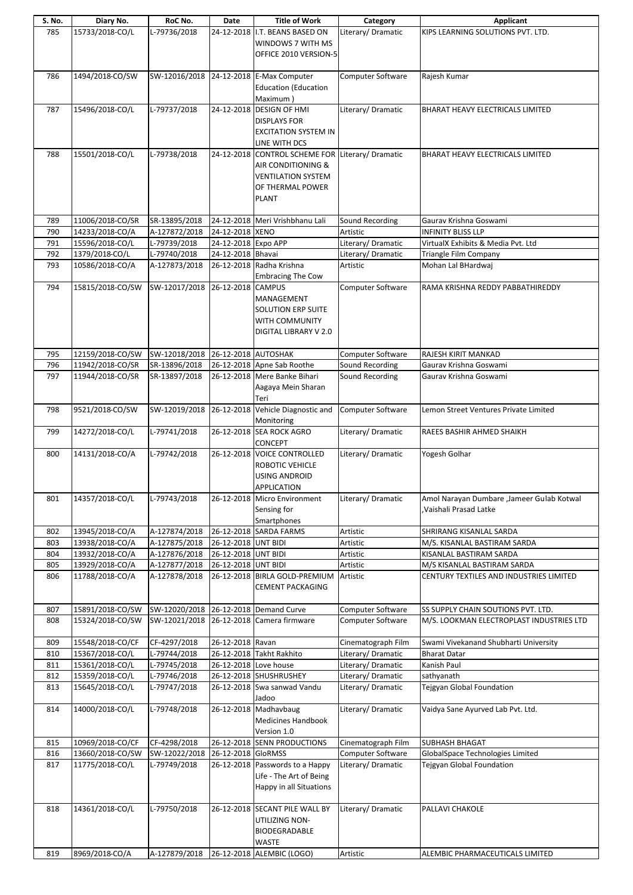| S. No. | Diary No. | RoC No. | Date | Title of Work | Category | Applicant |
|---|---|---|---|---|---|---|
| 785 | 15733/2018-CO/L | L-79736/2018 | 24-12-2018 | I.T. BEANS BASED ON WINDOWS 7 WITH MS OFFICE 2010 VERSION-5 | Literary/ Dramatic | KIPS LEARNING SOLUTIONS PVT. LTD. |
| 786 | 1494/2018-CO/SW | SW-12016/2018 | 24-12-2018 | E-Max Computer Education (Education Maximum ) | Computer Software | Rajesh Kumar |
| 787 | 15496/2018-CO/L | L-79737/2018 | 24-12-2018 | DESIGN OF HMI DISPLAYS FOR EXCITATION SYSTEM IN LINE WITH DCS | Literary/ Dramatic | BHARAT HEAVY ELECTRICALS LIMITED |
| 788 | 15501/2018-CO/L | L-79738/2018 | 24-12-2018 | CONTROL SCHEME FOR AIR CONDITIONING & VENTILATION SYSTEM OF THERMAL POWER PLANT | Literary/ Dramatic | BHARAT HEAVY ELECTRICALS LIMITED |
| 789 | 11006/2018-CO/SR | SR-13895/2018 | 24-12-2018 | Meri Vrishbhanu Lali | Sound Recording | Gaurav Krishna Goswami |
| 790 | 14233/2018-CO/A | A-127872/2018 | 24-12-2018 | XENO | Artistic | INFINITY BLISS LLP |
| 791 | 15596/2018-CO/L | L-79739/2018 | 24-12-2018 | Expo APP | Literary/ Dramatic | VirtualX Exhibits & Media Pvt. Ltd |
| 792 | 1379/2018-CO/L | L-79740/2018 | 24-12-2018 | Bhavai | Literary/ Dramatic | Triangle Film Company |
| 793 | 10586/2018-CO/A | A-127873/2018 | 26-12-2018 | Radha Krishna Embracing The Cow | Artistic | Mohan Lal BHardwaj |
| 794 | 15815/2018-CO/SW | SW-12017/2018 | 26-12-2018 | CAMPUS MANAGEMENT SOLUTION ERP SUITE WITH COMMUNITY DIGITAL LIBRARY V 2.0 | Computer Software | RAMA KRISHNA REDDY PABBATHIREDDY |
| 795 | 12159/2018-CO/SW | SW-12018/2018 | 26-12-2018 | AUTOSHAK | Computer Software | RAJESH KIRIT MANKAD |
| 796 | 11942/2018-CO/SR | SR-13896/2018 | 26-12-2018 | Apne Sab Roothe | Sound Recording | Gaurav Krishna Goswami |
| 797 | 11944/2018-CO/SR | SR-13897/2018 | 26-12-2018 | Mere Banke Bihari Aagaya Mein Sharan Teri | Sound Recording | Gaurav Krishna Goswami |
| 798 | 9521/2018-CO/SW | SW-12019/2018 | 26-12-2018 | Vehicle Diagnostic and Monitoring | Computer Software | Lemon Street Ventures Private Limited |
| 799 | 14272/2018-CO/L | L-79741/2018 | 26-12-2018 | SEA ROCK AGRO CONCEPT | Literary/ Dramatic | RAEES BASHIR AHMED SHAIKH |
| 800 | 14131/2018-CO/A | L-79742/2018 | 26-12-2018 | VOICE CONTROLLED ROBOTIC VEHICLE USING ANDROID APPLICATION | Literary/ Dramatic | Yogesh Golhar |
| 801 | 14357/2018-CO/L | L-79743/2018 | 26-12-2018 | Micro Environment Sensing for Smartphones | Literary/ Dramatic | Amol Narayan Dumbare ,Jameer Gulab Kotwal ,Vaishali Prasad Latke |
| 802 | 13945/2018-CO/A | A-127874/2018 | 26-12-2018 | SARDA FARMS | Artistic | SHRIRANG KISANLAL SARDA |
| 803 | 13938/2018-CO/A | A-127875/2018 | 26-12-2018 | UNT BIDI | Artistic | M/S. KISANLAL BASTIRAM SARDA |
| 804 | 13932/2018-CO/A | A-127876/2018 | 26-12-2018 | UNT BIDI | Artistic | KISANLAL BASTIRAM SARDA |
| 805 | 13929/2018-CO/A | A-127877/2018 | 26-12-2018 | UNT BIDI | Artistic | M/S KISANLAL BASTIRAM SARDA |
| 806 | 11788/2018-CO/A | A-127878/2018 | 26-12-2018 | BIRLA GOLD-PREMIUM CEMENT PACKAGING | Artistic | CENTURY TEXTILES AND INDUSTRIES LIMITED |
| 807 | 15891/2018-CO/SW | SW-12020/2018 | 26-12-2018 | Demand Curve | Computer Software | SS SUPPLY CHAIN SOUTIONS PVT. LTD. |
| 808 | 15324/2018-CO/SW | SW-12021/2018 | 26-12-2018 | Camera firmware | Computer Software | M/S. LOOKMAN ELECTROPLAST INDUSTRIES LTD |
| 809 | 15548/2018-CO/CF | CF-4297/2018 | 26-12-2018 | Ravan | Cinematograph Film | Swami Vivekanand Shubharti University |
| 810 | 15367/2018-CO/L | L-79744/2018 | 26-12-2018 | Takht Rakhito | Literary/ Dramatic | Bharat Datar |
| 811 | 15361/2018-CO/L | L-79745/2018 | 26-12-2018 | Love house | Literary/ Dramatic | Kanish Paul |
| 812 | 15359/2018-CO/L | L-79746/2018 | 26-12-2018 | SHUSHRUSHEY | Literary/ Dramatic | sathyanath |
| 813 | 15645/2018-CO/L | L-79747/2018 | 26-12-2018 | Swa sanwad Vandu Jadoo | Literary/ Dramatic | Tejgyan Global Foundation |
| 814 | 14000/2018-CO/L | L-79748/2018 | 26-12-2018 | Madhavbaug Medicines Handbook Version 1.0 | Literary/ Dramatic | Vaidya Sane Ayurved Lab Pvt. Ltd. |
| 815 | 10969/2018-CO/CF | CF-4298/2018 | 26-12-2018 | SENN PRODUCTIONS | Cinematograph Film | SUBHASH BHAGAT |
| 816 | 13660/2018-CO/SW | SW-12022/2018 | 26-12-2018 | GloRMSS | Computer Software | GlobalSpace Technologies Limited |
| 817 | 11775/2018-CO/L | L-79749/2018 | 26-12-2018 | Passwords to a Happy Life - The Art of Being Happy in all Situations | Literary/ Dramatic | Tejgyan Global Foundation |
| 818 | 14361/2018-CO/L | L-79750/2018 | 26-12-2018 | SECANT PILE WALL BY UTILIZING NON-BIODEGRADABLE WASTE | Literary/ Dramatic | PALLAVI CHAKOLE |
| 819 | 8969/2018-CO/A | A-127879/2018 | 26-12-2018 | ALEMBIC (LOGO) | Artistic | ALEMBIC PHARMACEUTICALS LIMITED |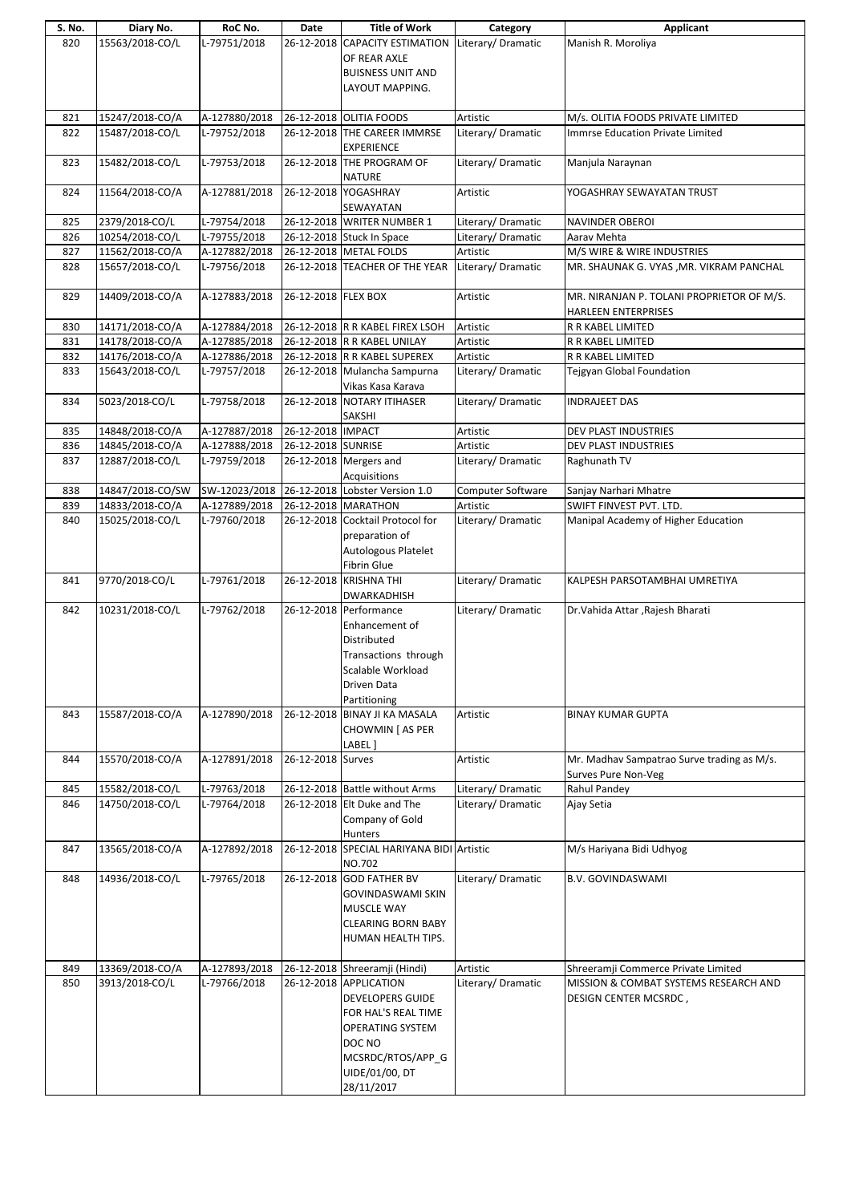| S. No. | Diary No. | RoC No. | Date | Title of Work | Category | Applicant |
|---|---|---|---|---|---|---|
| 820 | 15563/2018-CO/L | L-79751/2018 | 26-12-2018 | CAPACITY ESTIMATION OF REAR AXLE BUISNESS UNIT AND LAYOUT MAPPING. | Literary/ Dramatic | Manish R. Moroliya |
| 821 | 15247/2018-CO/A | A-127880/2018 | 26-12-2018 | OLITIA FOODS | Artistic | M/s. OLITIA FOODS PRIVATE LIMITED |
| 822 | 15487/2018-CO/L | L-79752/2018 | 26-12-2018 | THE CAREER IMMRSE EXPERIENCE | Literary/ Dramatic | Immrse Education Private Limited |
| 823 | 15482/2018-CO/L | L-79753/2018 | 26-12-2018 | THE PROGRAM OF NATURE | Literary/ Dramatic | Manjula Naraynan |
| 824 | 11564/2018-CO/A | A-127881/2018 | 26-12-2018 | YOGASHRAY SEWAYATAN | Artistic | YOGASHRAY SEWAYATAN TRUST |
| 825 | 2379/2018-CO/L | L-79754/2018 | 26-12-2018 | WRITER NUMBER 1 | Literary/ Dramatic | NAVINDER OBEROI |
| 826 | 10254/2018-CO/L | L-79755/2018 | 26-12-2018 | Stuck In Space | Literary/ Dramatic | Aarav Mehta |
| 827 | 11562/2018-CO/A | A-127882/2018 | 26-12-2018 | METAL FOLDS | Artistic | M/S WIRE & WIRE INDUSTRIES |
| 828 | 15657/2018-CO/L | L-79756/2018 | 26-12-2018 | TEACHER OF THE YEAR | Literary/ Dramatic | MR. SHAUNAK G. VYAS ,MR. VIKRAM PANCHAL |
| 829 | 14409/2018-CO/A | A-127883/2018 | 26-12-2018 | FLEX BOX | Artistic | MR. NIRANJAN P. TOLANI PROPRIETOR OF M/S. HARLEEN ENTERPRISES |
| 830 | 14171/2018-CO/A | A-127884/2018 | 26-12-2018 | R R KABEL FIREX LSOH | Artistic | R R KABEL LIMITED |
| 831 | 14178/2018-CO/A | A-127885/2018 | 26-12-2018 | R R KABEL UNILAY | Artistic | R R KABEL LIMITED |
| 832 | 14176/2018-CO/A | A-127886/2018 | 26-12-2018 | R R KABEL SUPEREX | Artistic | R R KABEL LIMITED |
| 833 | 15643/2018-CO/L | L-79757/2018 | 26-12-2018 | Mulancha Sampurna Vikas Kasa Karava | Literary/ Dramatic | Tejgyan Global Foundation |
| 834 | 5023/2018-CO/L | L-79758/2018 | 26-12-2018 | NOTARY ITIHASER SAKSHI | Literary/ Dramatic | INDRAJEET DAS |
| 835 | 14848/2018-CO/A | A-127887/2018 | 26-12-2018 | IMPACT | Artistic | DEV PLAST INDUSTRIES |
| 836 | 14845/2018-CO/A | A-127888/2018 | 26-12-2018 | SUNRISE | Artistic | DEV PLAST INDUSTRIES |
| 837 | 12887/2018-CO/L | L-79759/2018 | 26-12-2018 | Mergers and Acquisitions | Literary/ Dramatic | Raghunath TV |
| 838 | 14847/2018-CO/SW | SW-12023/2018 | 26-12-2018 | Lobster Version 1.0 | Computer Software | Sanjay Narhari Mhatre |
| 839 | 14833/2018-CO/A | A-127889/2018 | 26-12-2018 | MARATHON | Artistic | SWIFT FINVEST PVT. LTD. |
| 840 | 15025/2018-CO/L | L-79760/2018 | 26-12-2018 | Cocktail Protocol for preparation of Autologous Platelet Fibrin Glue | Literary/ Dramatic | Manipal Academy of Higher Education |
| 841 | 9770/2018-CO/L | L-79761/2018 | 26-12-2018 | KRISHNA THI DWARKADHISH | Literary/ Dramatic | KALPESH PARSOTAMBHAI UMRETIYA |
| 842 | 10231/2018-CO/L | L-79762/2018 | 26-12-2018 | Performance Enhancement of Distributed Transactions through Scalable Workload Driven Data Partitioning | Literary/ Dramatic | Dr.Vahida Attar ,Rajesh Bharati |
| 843 | 15587/2018-CO/A | A-127890/2018 | 26-12-2018 | BINAY JI KA MASALA CHOWMIN [ AS PER LABEL ] | Artistic | BINAY KUMAR GUPTA |
| 844 | 15570/2018-CO/A | A-127891/2018 | 26-12-2018 | Surves | Artistic | Mr. Madhav Sampatrao Surve trading as M/s. Surves Pure Non-Veg |
| 845 | 15582/2018-CO/L | L-79763/2018 | 26-12-2018 | Battle without Arms | Literary/ Dramatic | Rahul Pandey |
| 846 | 14750/2018-CO/L | L-79764/2018 | 26-12-2018 | Elt Duke and The Company of Gold Hunters | Literary/ Dramatic | Ajay Setia |
| 847 | 13565/2018-CO/A | A-127892/2018 | 26-12-2018 | SPECIAL HARIYANA BIDI NO.702 | Artistic | M/s Hariyana Bidi Udhyog |
| 848 | 14936/2018-CO/L | L-79765/2018 | 26-12-2018 | GOD FATHER BV GOVINDASWAMI SKIN MUSCLE WAY CLEARING BORN BABY HUMAN HEALTH TIPS. | Literary/ Dramatic | B.V. GOVINDASWAMI |
| 849 | 13369/2018-CO/A | A-127893/2018 | 26-12-2018 | Shreeramji (Hindi) | Artistic | Shreeramji Commerce Private Limited |
| 850 | 3913/2018-CO/L | L-79766/2018 | 26-12-2018 | APPLICATION DEVELOPERS GUIDE FOR HAL'S REAL TIME OPERATING SYSTEM DOC NO MCSRDC/RTOS/APP_GUIDE/01/00, DT 28/11/2017 | Literary/ Dramatic | MISSION & COMBAT SYSTEMS RESEARCH AND DESIGN CENTER MCSRDC , |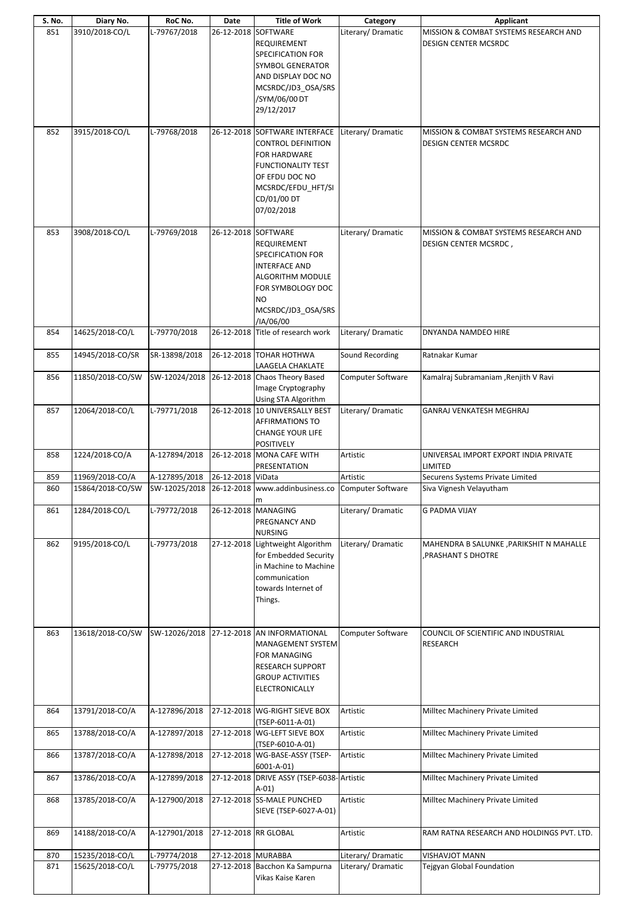| S. No. | Diary No. | RoC No. | Date | Title of Work | Category | Applicant |
|---|---|---|---|---|---|---|
| 851 | 3910/2018-CO/L | L-79767/2018 | 26-12-2018 | SOFTWARE REQUIREMENT SPECIFICATION FOR SYMBOL GENERATOR AND DISPLAY DOC NO MCSRDC/JD3_OSA/SRS /SYM/06/00 DT 29/12/2017 | Literary/ Dramatic | MISSION & COMBAT SYSTEMS RESEARCH AND DESIGN CENTER MCSRDC |
| 852 | 3915/2018-CO/L | L-79768/2018 | 26-12-2018 | SOFTWARE INTERFACE CONTROL DEFINITION FOR HARDWARE FUNCTIONALITY TEST OF EFDU DOC NO MCSRDC/EFDU_HFT/SI CD/01/00 DT 07/02/2018 | Literary/ Dramatic | MISSION & COMBAT SYSTEMS RESEARCH AND DESIGN CENTER MCSRDC |
| 853 | 3908/2018-CO/L | L-79769/2018 | 26-12-2018 | SOFTWARE REQUIREMENT SPECIFICATION FOR INTERFACE AND ALGORITHM MODULE FOR SYMBOLOGY DOC NO MCSRDC/JD3_OSA/SRS /IA/06/00 | Literary/ Dramatic | MISSION & COMBAT SYSTEMS RESEARCH AND DESIGN CENTER MCSRDC , |
| 854 | 14625/2018-CO/L | L-79770/2018 | 26-12-2018 | Title of research work | Literary/ Dramatic | DNYANDA NAMDEO HIRE |
| 855 | 14945/2018-CO/SR | SR-13898/2018 | 26-12-2018 | TOHAR HOTHWA LAAGELA CHAKLATE | Sound Recording | Ratnakar Kumar |
| 856 | 11850/2018-CO/SW | SW-12024/2018 | 26-12-2018 | Chaos Theory Based Image Cryptography Using STA Algorithm | Computer Software | Kamalraj Subramaniam ,Renjith V Ravi |
| 857 | 12064/2018-CO/L | L-79771/2018 | 26-12-2018 | 10 UNIVERSALLY BEST AFFIRMATIONS TO CHANGE YOUR LIFE POSITIVELY | Literary/ Dramatic | GANRAJ VENKATESH MEGHRAJ |
| 858 | 1224/2018-CO/A | A-127894/2018 | 26-12-2018 | MONA CAFE WITH PRESENTATION | Artistic | UNIVERSAL IMPORT EXPORT INDIA PRIVATE LIMITED |
| 859 | 11969/2018-CO/A | A-127895/2018 | 26-12-2018 | ViData | Artistic | Securens Systems Private Limited |
| 860 | 15864/2018-CO/SW | SW-12025/2018 | 26-12-2018 | www.addinbusiness.com | Computer Software | Siva Vignesh Velayutham |
| 861 | 1284/2018-CO/L | L-79772/2018 | 26-12-2018 | MANAGING PREGNANCY AND NURSING | Literary/ Dramatic | G PADMA VIJAY |
| 862 | 9195/2018-CO/L | L-79773/2018 | 27-12-2018 | Lightweight Algorithm for Embedded Security in Machine to Machine communication towards Internet of Things. | Literary/ Dramatic | MAHENDRA B SALUNKE ,PARIKSHIT N MAHALLE ,PRASHANT S DHOTRE |
| 863 | 13618/2018-CO/SW | SW-12026/2018 | 27-12-2018 | AN INFORMATIONAL MANAGEMENT SYSTEM FOR MANAGING RESEARCH SUPPORT GROUP ACTIVITIES ELECTRONICALLY | Computer Software | COUNCIL OF SCIENTIFIC AND INDUSTRIAL RESEARCH |
| 864 | 13791/2018-CO/A | A-127896/2018 | 27-12-2018 | WG-RIGHT SIEVE BOX (TSEP-6011-A-01) | Artistic | Milltec Machinery Private Limited |
| 865 | 13788/2018-CO/A | A-127897/2018 | 27-12-2018 | WG-LEFT SIEVE BOX (TSEP-6010-A-01) | Artistic | Milltec Machinery Private Limited |
| 866 | 13787/2018-CO/A | A-127898/2018 | 27-12-2018 | WG-BASE-ASSY (TSEP-6001-A-01) | Artistic | Milltec Machinery Private Limited |
| 867 | 13786/2018-CO/A | A-127899/2018 | 27-12-2018 | DRIVE ASSY (TSEP-6038-A-01) | Artistic | Milltec Machinery Private Limited |
| 868 | 13785/2018-CO/A | A-127900/2018 | 27-12-2018 | SS-MALE PUNCHED SIEVE (TSEP-6027-A-01) | Artistic | Milltec Machinery Private Limited |
| 869 | 14188/2018-CO/A | A-127901/2018 | 27-12-2018 | RR GLOBAL | Artistic | RAM RATNA RESEARCH AND HOLDINGS PVT. LTD. |
| 870 | 15235/2018-CO/L | L-79774/2018 | 27-12-2018 | MURABBA | Literary/ Dramatic | VISHAVJOT MANN |
| 871 | 15625/2018-CO/L | L-79775/2018 | 27-12-2018 | Bacchon Ka Sampurna Vikas Kaise Karen | Literary/ Dramatic | Tejgyan Global Foundation |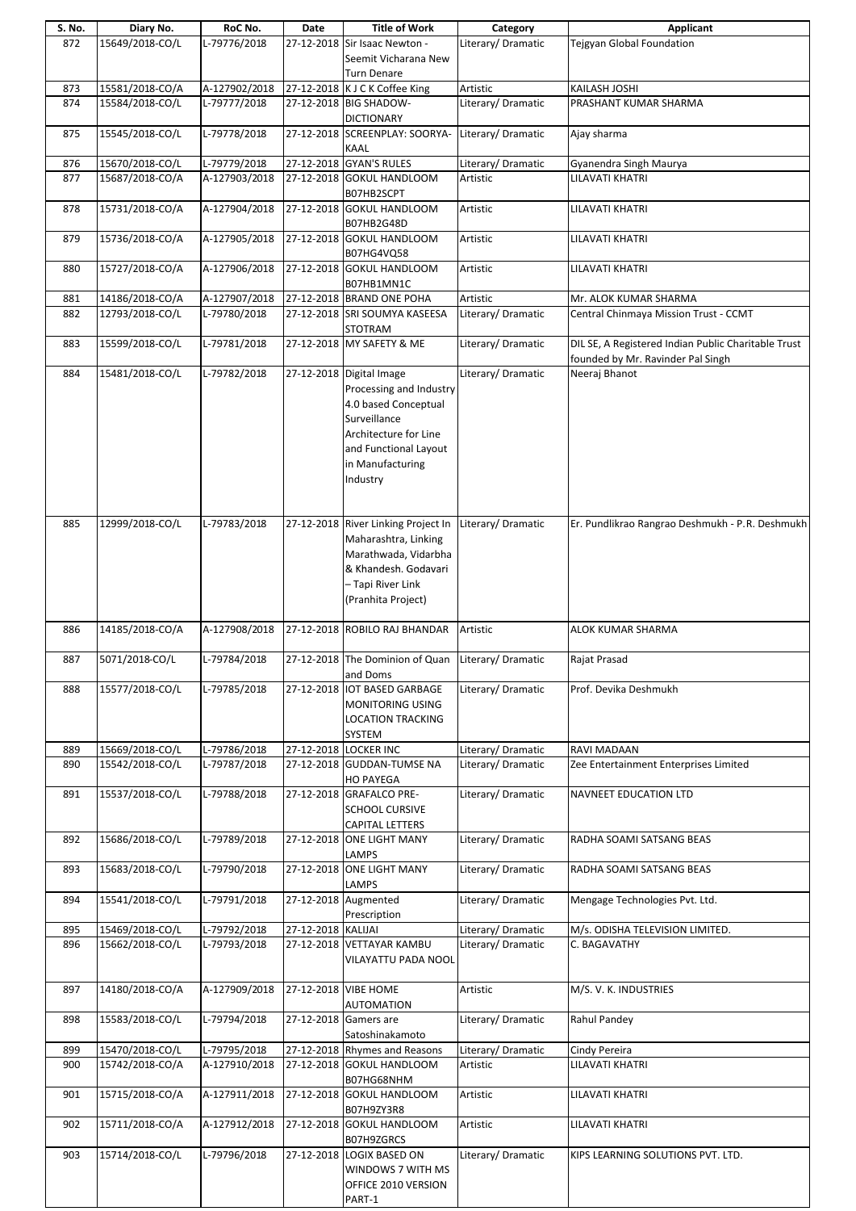| S. No. | Diary No. | RoC No. | Date | Title of Work | Category | Applicant |
|---|---|---|---|---|---|---|
| 872 | 15649/2018-CO/L | L-79776/2018 | 27-12-2018 | Sir Isaac Newton - Seemit Vicharana New Turn Denare | Literary/ Dramatic | Tejgyan Global Foundation |
| 873 | 15581/2018-CO/A | A-127902/2018 | 27-12-2018 | K J C K Coffee King | Artistic | KAILASH JOSHI |
| 874 | 15584/2018-CO/L | L-79777/2018 | 27-12-2018 | BIG SHADOW-DICTIONARY | Literary/ Dramatic | PRASHANT KUMAR SHARMA |
| 875 | 15545/2018-CO/L | L-79778/2018 | 27-12-2018 | SCREENPLAY: SOORYA-KAAL | Literary/ Dramatic | Ajay sharma |
| 876 | 15670/2018-CO/L | L-79779/2018 | 27-12-2018 | GYAN'S RULES | Literary/ Dramatic | Gyanendra Singh Maurya |
| 877 | 15687/2018-CO/A | A-127903/2018 | 27-12-2018 | GOKUL HANDLOOM B07HB2SCPT | Artistic | LILAVATI KHATRI |
| 878 | 15731/2018-CO/A | A-127904/2018 | 27-12-2018 | GOKUL HANDLOOM B07HB2G48D | Artistic | LILAVATI KHATRI |
| 879 | 15736/2018-CO/A | A-127905/2018 | 27-12-2018 | GOKUL HANDLOOM B07HG4VQ58 | Artistic | LILAVATI KHATRI |
| 880 | 15727/2018-CO/A | A-127906/2018 | 27-12-2018 | GOKUL HANDLOOM B07HB1MN1C | Artistic | LILAVATI KHATRI |
| 881 | 14186/2018-CO/A | A-127907/2018 | 27-12-2018 | BRAND ONE POHA | Artistic | Mr. ALOK KUMAR SHARMA |
| 882 | 12793/2018-CO/L | L-79780/2018 | 27-12-2018 | SRI SOUMYA KASEESA STOTRAM | Literary/ Dramatic | Central Chinmaya Mission Trust - CCMT |
| 883 | 15599/2018-CO/L | L-79781/2018 | 27-12-2018 | MY SAFETY & ME | Literary/ Dramatic | DIL SE, A Registered Indian Public Charitable Trust founded by Mr. Ravinder Pal Singh |
| 884 | 15481/2018-CO/L | L-79782/2018 | 27-12-2018 | Digital Image Processing and Industry 4.0 based Conceptual Surveillance Architecture for Line and Functional Layout in Manufacturing Industry | Literary/ Dramatic | Neeraj Bhanot |
| 885 | 12999/2018-CO/L | L-79783/2018 | 27-12-2018 | River Linking Project In Maharashtra, Linking Marathwada, Vidarbha & Khandesh. Godavari – Tapi River Link (Pranhita Project) | Literary/ Dramatic | Er. Pundlikrao Rangrao Deshmukh - P.R. Deshmukh |
| 886 | 14185/2018-CO/A | A-127908/2018 | 27-12-2018 | ROBILO RAJ BHANDAR | Artistic | ALOK KUMAR SHARMA |
| 887 | 5071/2018-CO/L | L-79784/2018 | 27-12-2018 | The Dominion of Quan and Doms | Literary/ Dramatic | Rajat Prasad |
| 888 | 15577/2018-CO/L | L-79785/2018 | 27-12-2018 | IOT BASED GARBAGE MONITORING USING LOCATION TRACKING SYSTEM | Literary/ Dramatic | Prof. Devika Deshmukh |
| 889 | 15669/2018-CO/L | L-79786/2018 | 27-12-2018 | LOCKER INC | Literary/ Dramatic | RAVI MADAAN |
| 890 | 15542/2018-CO/L | L-79787/2018 | 27-12-2018 | GUDDAN-TUMSE NA HO PAYEGA | Literary/ Dramatic | Zee Entertainment Enterprises Limited |
| 891 | 15537/2018-CO/L | L-79788/2018 | 27-12-2018 | GRAFALCO PRE-SCHOOL CURSIVE CAPITAL LETTERS | Literary/ Dramatic | NAVNEET EDUCATION LTD |
| 892 | 15686/2018-CO/L | L-79789/2018 | 27-12-2018 | ONE LIGHT MANY LAMPS | Literary/ Dramatic | RADHA SOAMI SATSANG BEAS |
| 893 | 15683/2018-CO/L | L-79790/2018 | 27-12-2018 | ONE LIGHT MANY LAMPS | Literary/ Dramatic | RADHA SOAMI SATSANG BEAS |
| 894 | 15541/2018-CO/L | L-79791/2018 | 27-12-2018 | Augmented Prescription | Literary/ Dramatic | Mengage Technologies Pvt. Ltd. |
| 895 | 15469/2018-CO/L | L-79792/2018 | 27-12-2018 | KALIJAI | Literary/ Dramatic | M/s. ODISHA TELEVISION LIMITED. |
| 896 | 15662/2018-CO/L | L-79793/2018 | 27-12-2018 | VETTAYAR KAMBU VILAYATTU PADA NOOL | Literary/ Dramatic | C. BAGAVATHY |
| 897 | 14180/2018-CO/A | A-127909/2018 | 27-12-2018 | VIBE HOME AUTOMATION | Artistic | M/S. V. K. INDUSTRIES |
| 898 | 15583/2018-CO/L | L-79794/2018 | 27-12-2018 | Gamers are Satoshinakamoto | Literary/ Dramatic | Rahul Pandey |
| 899 | 15470/2018-CO/L | L-79795/2018 | 27-12-2018 | Rhymes and Reasons | Literary/ Dramatic | Cindy Pereira |
| 900 | 15742/2018-CO/A | A-127910/2018 | 27-12-2018 | GOKUL HANDLOOM B07HG68NHM | Artistic | LILAVATI KHATRI |
| 901 | 15715/2018-CO/A | A-127911/2018 | 27-12-2018 | GOKUL HANDLOOM B07H9ZY3R8 | Artistic | LILAVATI KHATRI |
| 902 | 15711/2018-CO/A | A-127912/2018 | 27-12-2018 | GOKUL HANDLOOM B07H9ZGRCS | Artistic | LILAVATI KHATRI |
| 903 | 15714/2018-CO/L | L-79796/2018 | 27-12-2018 | LOGIX BASED ON WINDOWS 7 WITH MS OFFICE 2010 VERSION PART-1 | Literary/ Dramatic | KIPS LEARNING SOLUTIONS PVT. LTD. |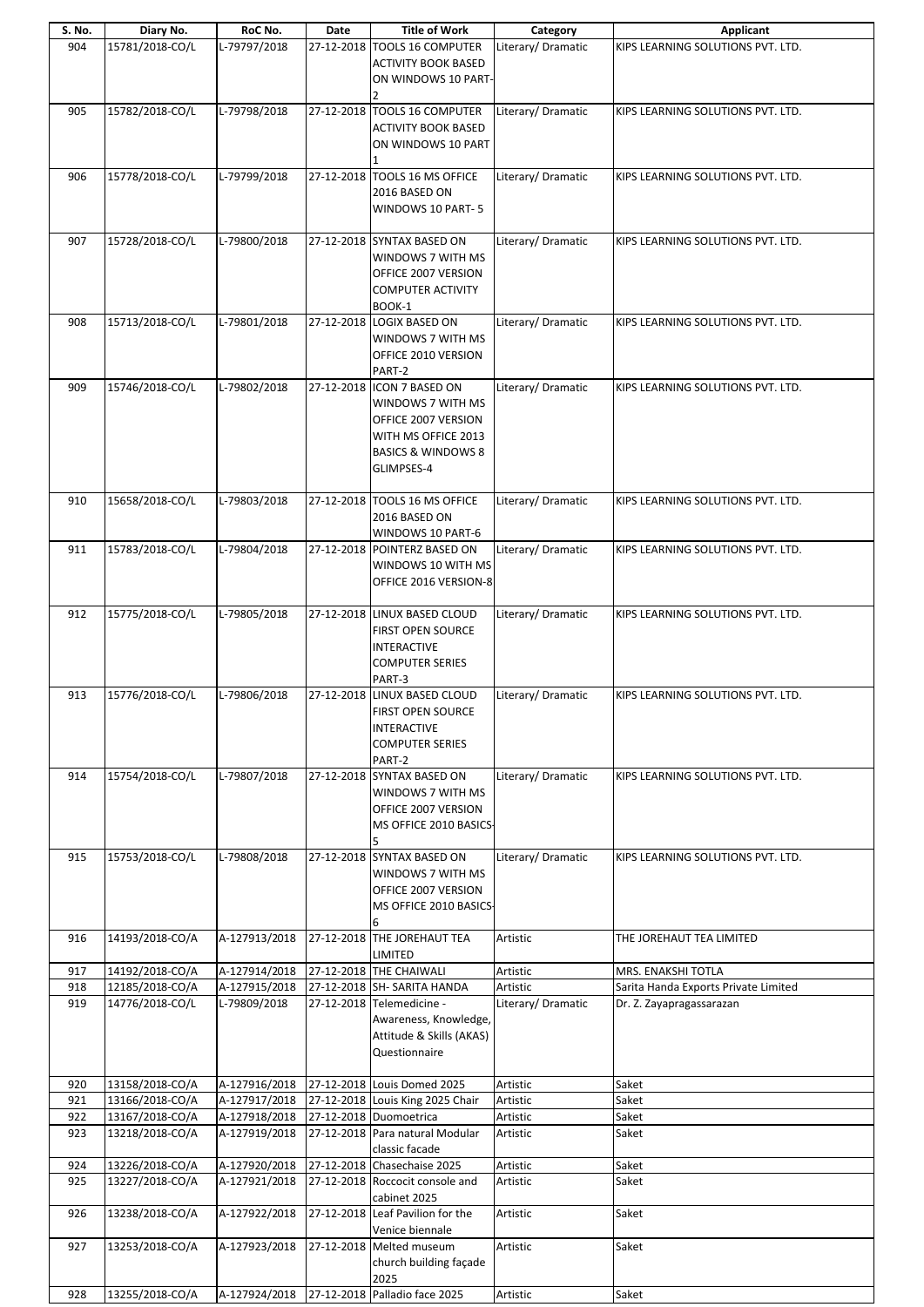| S. No. | Diary No. | RoC No. | Date | Title of Work | Category | Applicant |
|---|---|---|---|---|---|---|
| 904 | 15781/2018-CO/L | L-79797/2018 | 27-12-2018 | TOOLS 16 COMPUTER ACTIVITY BOOK BASED ON WINDOWS 10 PART-2 | Literary/ Dramatic | KIPS LEARNING SOLUTIONS PVT. LTD. |
| 905 | 15782/2018-CO/L | L-79798/2018 | 27-12-2018 | TOOLS 16 COMPUTER ACTIVITY BOOK BASED ON WINDOWS 10 PART 1 | Literary/ Dramatic | KIPS LEARNING SOLUTIONS PVT. LTD. |
| 906 | 15778/2018-CO/L | L-79799/2018 | 27-12-2018 | TOOLS 16 MS OFFICE 2016 BASED ON WINDOWS 10 PART- 5 | Literary/ Dramatic | KIPS LEARNING SOLUTIONS PVT. LTD. |
| 907 | 15728/2018-CO/L | L-79800/2018 | 27-12-2018 | SYNTAX BASED ON WINDOWS 7 WITH MS OFFICE 2007 VERSION COMPUTER ACTIVITY BOOK-1 | Literary/ Dramatic | KIPS LEARNING SOLUTIONS PVT. LTD. |
| 908 | 15713/2018-CO/L | L-79801/2018 | 27-12-2018 | LOGIX BASED ON WINDOWS 7 WITH MS OFFICE 2010 VERSION PART-2 | Literary/ Dramatic | KIPS LEARNING SOLUTIONS PVT. LTD. |
| 909 | 15746/2018-CO/L | L-79802/2018 | 27-12-2018 | ICON 7 BASED ON WINDOWS 7 WITH MS OFFICE 2007 VERSION WITH MS OFFICE 2013 BASICS & WINDOWS 8 GLIMPSES-4 | Literary/ Dramatic | KIPS LEARNING SOLUTIONS PVT. LTD. |
| 910 | 15658/2018-CO/L | L-79803/2018 | 27-12-2018 | TOOLS 16 MS OFFICE 2016 BASED ON WINDOWS 10 PART-6 | Literary/ Dramatic | KIPS LEARNING SOLUTIONS PVT. LTD. |
| 911 | 15783/2018-CO/L | L-79804/2018 | 27-12-2018 | POINTERZ BASED ON WINDOWS 10 WITH MS OFFICE 2016 VERSION-8 | Literary/ Dramatic | KIPS LEARNING SOLUTIONS PVT. LTD. |
| 912 | 15775/2018-CO/L | L-79805/2018 | 27-12-2018 | LINUX BASED CLOUD FIRST OPEN SOURCE INTERACTIVE COMPUTER SERIES PART-3 | Literary/ Dramatic | KIPS LEARNING SOLUTIONS PVT. LTD. |
| 913 | 15776/2018-CO/L | L-79806/2018 | 27-12-2018 | LINUX BASED CLOUD FIRST OPEN SOURCE INTERACTIVE COMPUTER SERIES PART-2 | Literary/ Dramatic | KIPS LEARNING SOLUTIONS PVT. LTD. |
| 914 | 15754/2018-CO/L | L-79807/2018 | 27-12-2018 | SYNTAX BASED ON WINDOWS 7 WITH MS OFFICE 2007 VERSION MS OFFICE 2010 BASICS-5 | Literary/ Dramatic | KIPS LEARNING SOLUTIONS PVT. LTD. |
| 915 | 15753/2018-CO/L | L-79808/2018 | 27-12-2018 | SYNTAX BASED ON WINDOWS 7 WITH MS OFFICE 2007 VERSION MS OFFICE 2010 BASICS-6 | Literary/ Dramatic | KIPS LEARNING SOLUTIONS PVT. LTD. |
| 916 | 14193/2018-CO/A | A-127913/2018 | 27-12-2018 | THE JOREHAUT TEA LIMITED | Artistic | THE JOREHAUT TEA LIMITED |
| 917 | 14192/2018-CO/A | A-127914/2018 | 27-12-2018 | THE CHAIWALI | Artistic | MRS. ENAKSHI TOTLA |
| 918 | 12185/2018-CO/A | A-127915/2018 | 27-12-2018 | SH- SARITA HANDA | Artistic | Sarita Handa Exports Private Limited |
| 919 | 14776/2018-CO/L | L-79809/2018 | 27-12-2018 | Telemedicine - Awareness, Knowledge, Attitude & Skills (AKAS) Questionnaire | Literary/ Dramatic | Dr. Z. Zayapragassarazan |
| 920 | 13158/2018-CO/A | A-127916/2018 | 27-12-2018 | Louis Domed 2025 | Artistic | Saket |
| 921 | 13166/2018-CO/A | A-127917/2018 | 27-12-2018 | Louis King 2025 Chair | Artistic | Saket |
| 922 | 13167/2018-CO/A | A-127918/2018 | 27-12-2018 | Duomoetrica | Artistic | Saket |
| 923 | 13218/2018-CO/A | A-127919/2018 | 27-12-2018 | Para natural Modular classic facade | Artistic | Saket |
| 924 | 13226/2018-CO/A | A-127920/2018 | 27-12-2018 | Chasechaise 2025 | Artistic | Saket |
| 925 | 13227/2018-CO/A | A-127921/2018 | 27-12-2018 | Roccocit console and cabinet 2025 | Artistic | Saket |
| 926 | 13238/2018-CO/A | A-127922/2018 | 27-12-2018 | Leaf Pavilion for the Venice biennale | Artistic | Saket |
| 927 | 13253/2018-CO/A | A-127923/2018 | 27-12-2018 | Melted museum church building façade 2025 | Artistic | Saket |
| 928 | 13255/2018-CO/A | A-127924/2018 | 27-12-2018 | Palladio face 2025 | Artistic | Saket |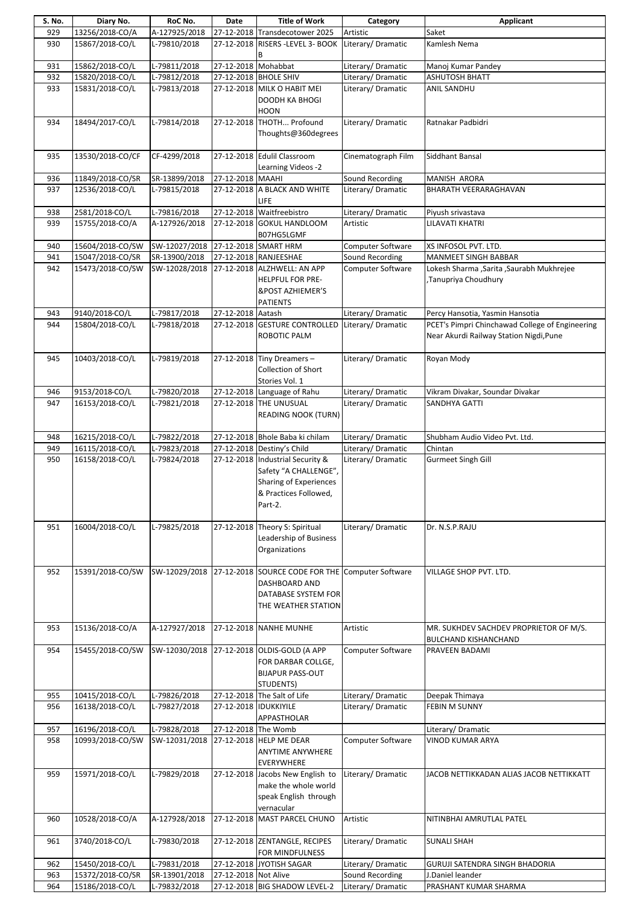| S. No. | Diary No. | RoC No. | Date | Title of Work | Category | Applicant |
|---|---|---|---|---|---|---|
| 929 | 13256/2018-CO/A | A-127925/2018 | 27-12-2018 | Transdecotower 2025 | Artistic | Saket |
| 930 | 15867/2018-CO/L | L-79810/2018 | 27-12-2018 | RISERS -LEVEL 3- BOOK B | Literary/ Dramatic | Kamlesh Nema |
| 931 | 15862/2018-CO/L | L-79811/2018 | 27-12-2018 | Mohabbat | Literary/ Dramatic | Manoj Kumar Pandey |
| 932 | 15820/2018-CO/L | L-79812/2018 | 27-12-2018 | BHOLE SHIV | Literary/ Dramatic | ASHUTOSH BHATT |
| 933 | 15831/2018-CO/L | L-79813/2018 | 27-12-2018 | MILK O HABIT MEI DOODH KA BHOGI HOON | Literary/ Dramatic | ANIL SANDHU |
| 934 | 18494/2017-CO/L | L-79814/2018 | 27-12-2018 | THOTH... Profound Thoughts@360degrees | Literary/ Dramatic | Ratnakar Padbidri |
| 935 | 13530/2018-CO/CF | CF-4299/2018 | 27-12-2018 | Edulil Classroom Learning Videos -2 | Cinematograph Film | Siddhant Bansal |
| 936 | 11849/2018-CO/SR | SR-13899/2018 | 27-12-2018 | MAAHI | Sound Recording | MANISH ARORA |
| 937 | 12536/2018-CO/L | L-79815/2018 | 27-12-2018 | A BLACK AND WHITE LIFE | Literary/ Dramatic | BHARATH VEERARAGHAVAN |
| 938 | 2581/2018-CO/L | L-79816/2018 | 27-12-2018 | Waitfreebistro | Literary/ Dramatic | Piyush srivastava |
| 939 | 15755/2018-CO/A | A-127926/2018 | 27-12-2018 | GOKUL HANDLOOM B07HG5LGMF | Artistic | LILAVATI KHATRI |
| 940 | 15604/2018-CO/SW | SW-12027/2018 | 27-12-2018 | SMART HRM | Computer Software | XS INFOSOL PVT. LTD. |
| 941 | 15047/2018-CO/SR | SR-13900/2018 | 27-12-2018 | RANJEESHAE | Sound Recording | MANMEET SINGH BABBAR |
| 942 | 15473/2018-CO/SW | SW-12028/2018 | 27-12-2018 | ALZHWELL: AN APP HELPFUL FOR PRE- &POST AZHIEMER'S PATIENTS | Computer Software | Lokesh Sharma ,Sarita ,Saurabh Mukhrejee ,Tanupriya Choudhury |
| 943 | 9140/2018-CO/L | L-79817/2018 | 27-12-2018 | Aatash | Literary/ Dramatic | Percy Hansotia, Yasmin Hansotia |
| 944 | 15804/2018-CO/L | L-79818/2018 | 27-12-2018 | GESTURE CONTROLLED ROBOTIC PALM | Literary/ Dramatic | PCET's Pimpri Chinchawad College of Engineering Near Akurdi Railway Station Nigdi,Pune |
| 945 | 10403/2018-CO/L | L-79819/2018 | 27-12-2018 | Tiny Dreamers – Collection of Short Stories Vol. 1 | Literary/ Dramatic | Royan Mody |
| 946 | 9153/2018-CO/L | L-79820/2018 | 27-12-2018 | Language of Rahu | Literary/ Dramatic | Vikram Divakar, Soundar Divakar |
| 947 | 16153/2018-CO/L | L-79821/2018 | 27-12-2018 | THE UNUSUAL READING NOOK (TURN) | Literary/ Dramatic | SANDHYA GATTI |
| 948 | 16215/2018-CO/L | L-79822/2018 | 27-12-2018 | Bhole Baba ki chilam | Literary/ Dramatic | Shubham Audio Video Pvt. Ltd. |
| 949 | 16115/2018-CO/L | L-79823/2018 | 27-12-2018 | Destiny's Child | Literary/ Dramatic | Chintan |
| 950 | 16158/2018-CO/L | L-79824/2018 | 27-12-2018 | Industrial Security & Safety "A CHALLENGE", Sharing of Experiences & Practices Followed, Part-2. | Literary/ Dramatic | Gurmeet Singh Gill |
| 951 | 16004/2018-CO/L | L-79825/2018 | 27-12-2018 | Theory S: Spiritual Leadership of Business Organizations | Literary/ Dramatic | Dr. N.S.P.RAJU |
| 952 | 15391/2018-CO/SW | SW-12029/2018 | 27-12-2018 | SOURCE CODE FOR THE DASHBOARD AND DATABASE SYSTEM FOR THE WEATHER STATION | Computer Software | VILLAGE SHOP PVT. LTD. |
| 953 | 15136/2018-CO/A | A-127927/2018 | 27-12-2018 | NANHE MUNHE | Artistic | MR. SUKHDEV SACHDEV PROPRIETOR OF M/S. BULCHAND KISHANCHAND |
| 954 | 15455/2018-CO/SW | SW-12030/2018 | 27-12-2018 | OLDIS-GOLD (A APP FOR DARBAR COLLGE, BIJAPUR PASS-OUT STUDENTS) | Computer Software | PRAVEEN BADAMI |
| 955 | 10415/2018-CO/L | L-79826/2018 | 27-12-2018 | The Salt of Life | Literary/ Dramatic | Deepak Thimaya |
| 956 | 16138/2018-CO/L | L-79827/2018 | 27-12-2018 | IDUKKIYILE APPASTHOLAR | Literary/ Dramatic | FEBIN M SUNNY |
| 957 | 16196/2018-CO/L | L-79828/2018 | 27-12-2018 | The Womb | | Literary/ Dramatic |
| 958 | 10993/2018-CO/SW | SW-12031/2018 | 27-12-2018 | HELP ME DEAR ANYTIME ANYWHERE EVERYWHERE | Computer Software | VINOD KUMAR ARYA |
| 959 | 15971/2018-CO/L | L-79829/2018 | 27-12-2018 | Jacobs New English to make the whole world speak English through vernacular | Literary/ Dramatic | JACOB NETTIKKADAN ALIAS JACOB NETTIKKATT |
| 960 | 10528/2018-CO/A | A-127928/2018 | 27-12-2018 | MAST PARCEL CHUNO | Artistic | NITINBHAI AMRUTLAL PATEL |
| 961 | 3740/2018-CO/L | L-79830/2018 | 27-12-2018 | ZENTANGLE, RECIPES FOR MINDFULNESS | Literary/ Dramatic | SUNALI SHAH |
| 962 | 15450/2018-CO/L | L-79831/2018 | 27-12-2018 | JYOTISH SAGAR | Literary/ Dramatic | GURUJI SATENDRA SINGH BHADORIA |
| 963 | 15372/2018-CO/SR | SR-13901/2018 | 27-12-2018 | Not Alive | Sound Recording | J.Daniel leander |
| 964 | 15186/2018-CO/L | L-79832/2018 | 27-12-2018 | BIG SHADOW LEVEL-2 | Literary/ Dramatic | PRASHANT KUMAR SHARMA |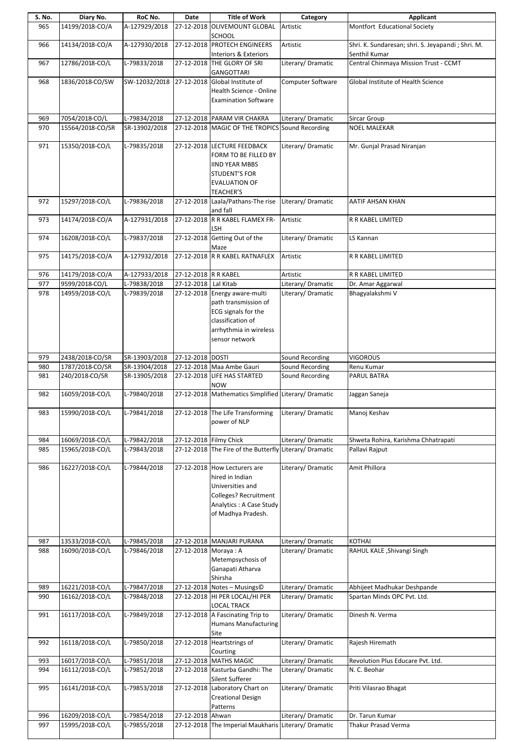| S. No. | Diary No. | RoC No. | Date | Title of Work | Category | Applicant |
|---|---|---|---|---|---|---|
| 965 | 14199/2018-CO/A | A-127929/2018 | 27-12-2018 | OLIVEMOUNT GLOBAL SCHOOL | Artistic | Montfort Educational Society |
| 966 | 14134/2018-CO/A | A-127930/2018 | 27-12-2018 | PROTECH ENGINEERS Interiors & Exteriors | Artistic | Shri. K. Sundaresan; shri. S. Jeyapandi ; Shri. M. Senthil Kumar |
| 967 | 12786/2018-CO/L | L-79833/2018 | 27-12-2018 | THE GLORY OF SRI GANGOTTARI | Literary/ Dramatic | Central Chinmaya Mission Trust - CCMT |
| 968 | 1836/2018-CO/SW | SW-12032/2018 | 27-12-2018 | Global Institute of Health Science - Online Examination Software | Computer Software | Global Institute of Health Science |
| 969 | 7054/2018-CO/L | L-79834/2018 | 27-12-2018 | PARAM VIR CHAKRA | Literary/ Dramatic | Sircar Group |
| 970 | 15564/2018-CO/SR | SR-13902/2018 | 27-12-2018 | MAGIC OF THE TROPICS | Sound Recording | NOEL MALEKAR |
| 971 | 15350/2018-CO/L | L-79835/2018 | 27-12-2018 | LECTURE FEEDBACK FORM TO BE FILLED BY IIND YEAR MBBS STUDENT'S FOR EVALUATION OF TEACHER'S | Literary/ Dramatic | Mr. Gunjal Prasad Niranjan |
| 972 | 15297/2018-CO/L | L-79836/2018 | 27-12-2018 | Laala/Pathans-The rise and fall | Literary/ Dramatic | AATIF AHSAN KHAN |
| 973 | 14174/2018-CO/A | A-127931/2018 | 27-12-2018 | R R KABEL FLAMEX FR-LSH | Artistic | R R KABEL LIMITED |
| 974 | 16208/2018-CO/L | L-79837/2018 | 27-12-2018 | Getting Out of the Maze | Literary/ Dramatic | LS Kannan |
| 975 | 14175/2018-CO/A | A-127932/2018 | 27-12-2018 | R R KABEL RATNAFLEX | Artistic | R R KABEL LIMITED |
| 976 | 14179/2018-CO/A | A-127933/2018 | 27-12-2018 | R R KABEL | Artistic | R R KABEL LIMITED |
| 977 | 9599/2018-CO/L | L-79838/2018 | 27-12-2018 | Lal Kitab | Literary/ Dramatic | Dr. Amar Aggarwal |
| 978 | 14959/2018-CO/L | L-79839/2018 | 27-12-2018 | Energy aware-multi path transmission of ECG signals for the classification of arrhythmia in wireless sensor network | Literary/ Dramatic | Bhagyalakshmi V |
| 979 | 2438/2018-CO/SR | SR-13903/2018 | 27-12-2018 | DOSTI | Sound Recording | VIGOROUS |
| 980 | 1787/2018-CO/SR | SR-13904/2018 | 27-12-2018 | Maa Ambe Gauri | Sound Recording | Renu Kumar |
| 981 | 240/2018-CO/SR | SR-13905/2018 | 27-12-2018 | LIFE HAS STARTED NOW | Sound Recording | PARUL BATRA |
| 982 | 16059/2018-CO/L | L-79840/2018 | 27-12-2018 | Mathematics Simplified | Literary/ Dramatic | Jaggan Saneja |
| 983 | 15990/2018-CO/L | L-79841/2018 | 27-12-2018 | The Life Transforming power of NLP | Literary/ Dramatic | Manoj Keshav |
| 984 | 16069/2018-CO/L | L-79842/2018 | 27-12-2018 | Filmy Chick | Literary/ Dramatic | Shweta Rohira, Karishma Chhatrapati |
| 985 | 15965/2018-CO/L | L-79843/2018 | 27-12-2018 | The Fire of the Butterfly | Literary/ Dramatic | Pallavi Rajput |
| 986 | 16227/2018-CO/L | L-79844/2018 | 27-12-2018 | How Lecturers are hired in Indian Universities and Colleges? Recruitment Analytics : A Case Study of Madhya Pradesh. | Literary/ Dramatic | Amit Phillora |
| 987 | 13533/2018-CO/L | L-79845/2018 | 27-12-2018 | MANJARI PURANA | Literary/ Dramatic | KOTHAI |
| 988 | 16090/2018-CO/L | L-79846/2018 | 27-12-2018 | Moraya : A Metempsychosis of Ganapati Atharva Shirsha | Literary/ Dramatic | RAHUL KALE ,Shivangi Singh |
| 989 | 16221/2018-CO/L | L-79847/2018 | 27-12-2018 | Notes – Musings© | Literary/ Dramatic | Abhijeet Madhukar Deshpande |
| 990 | 16162/2018-CO/L | L-79848/2018 | 27-12-2018 | HI PER LOCAL/HI PER LOCAL TRACK | Literary/ Dramatic | Spartan Minds OPC Pvt. Ltd. |
| 991 | 16117/2018-CO/L | L-79849/2018 | 27-12-2018 | A Fascinating Trip to Humans Manufacturing Site | Literary/ Dramatic | Dinesh N. Verma |
| 992 | 16118/2018-CO/L | L-79850/2018 | 27-12-2018 | Heartstrings of Courting | Literary/ Dramatic | Rajesh Hiremath |
| 993 | 16017/2018-CO/L | L-79851/2018 | 27-12-2018 | MATHS MAGIC | Literary/ Dramatic | Revolution Plus Educare Pvt. Ltd. |
| 994 | 16112/2018-CO/L | L-79852/2018 | 27-12-2018 | Kasturba Gandhi: The Silent Sufferer | Literary/ Dramatic | N. C. Beohar |
| 995 | 16141/2018-CO/L | L-79853/2018 | 27-12-2018 | Laboratory Chart on Creational Design Patterns | Literary/ Dramatic | Priti Vilasrao Bhagat |
| 996 | 16209/2018-CO/L | L-79854/2018 | 27-12-2018 | Ahwan | Literary/ Dramatic | Dr. Tarun Kumar |
| 997 | 15995/2018-CO/L | L-79855/2018 | 27-12-2018 | The Imperial Maukharis | Literary/ Dramatic | Thakur Prasad Verma |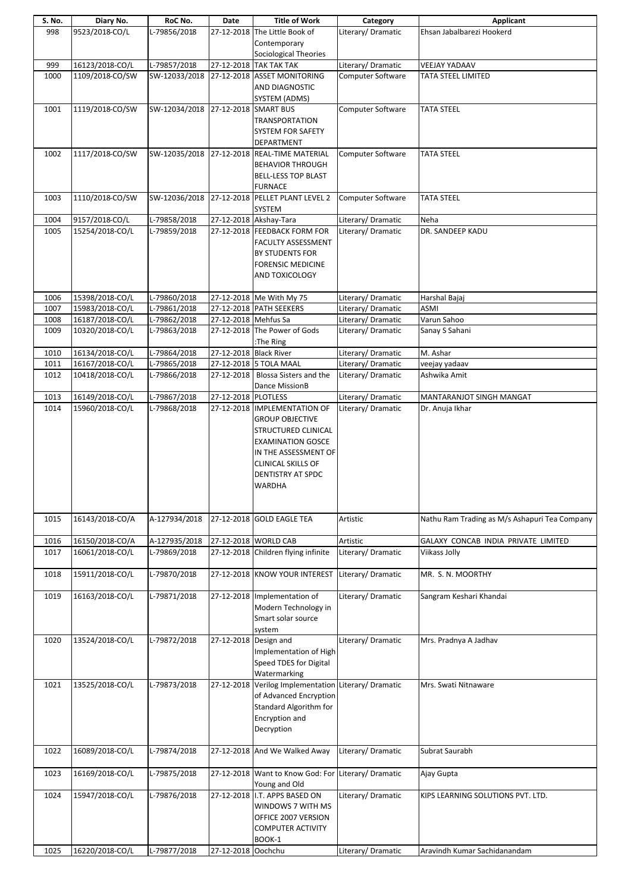| S. No. | Diary No. | RoC No. | Date | Title of Work | Category | Applicant |
|---|---|---|---|---|---|---|
| 998 | 9523/2018-CO/L | L-79856/2018 | 27-12-2018 | The Little Book of Contemporary Sociological Theories | Literary/ Dramatic | Ehsan Jabalbarezi Hookerd |
| 999 | 16123/2018-CO/L | L-79857/2018 | 27-12-2018 | TAK TAK TAK | Literary/ Dramatic | VEEJAY YADAAV |
| 1000 | 1109/2018-CO/SW | SW-12033/2018 | 27-12-2018 | ASSET MONITORING AND DIAGNOSTIC SYSTEM (ADMS) | Computer Software | TATA STEEL LIMITED |
| 1001 | 1119/2018-CO/SW | SW-12034/2018 | 27-12-2018 | SMART BUS TRANSPORTATION SYSTEM FOR SAFETY DEPARTMENT | Computer Software | TATA STEEL |
| 1002 | 1117/2018-CO/SW | SW-12035/2018 | 27-12-2018 | REAL-TIME MATERIAL BEHAVIOR THROUGH BELL-LESS TOP BLAST FURNACE | Computer Software | TATA STEEL |
| 1003 | 1110/2018-CO/SW | SW-12036/2018 | 27-12-2018 | PELLET PLANT LEVEL 2 SYSTEM | Computer Software | TATA STEEL |
| 1004 | 9157/2018-CO/L | L-79858/2018 | 27-12-2018 | Akshay-Tara | Literary/ Dramatic | Neha |
| 1005 | 15254/2018-CO/L | L-79859/2018 | 27-12-2018 | FEEDBACK FORM FOR FACULTY ASSESSMENT BY STUDENTS FOR FORENSIC MEDICINE AND TOXICOLOGY | Literary/ Dramatic | DR. SANDEEP KADU |
| 1006 | 15398/2018-CO/L | L-79860/2018 | 27-12-2018 | Me With My 75 | Literary/ Dramatic | Harshal Bajaj |
| 1007 | 15983/2018-CO/L | L-79861/2018 | 27-12-2018 | PATH SEEKERS | Literary/ Dramatic | ASMI |
| 1008 | 16187/2018-CO/L | L-79862/2018 | 27-12-2018 | Mehfus Sa | Literary/ Dramatic | Varun Sahoo |
| 1009 | 10320/2018-CO/L | L-79863/2018 | 27-12-2018 | The Power of Gods :The Ring | Literary/ Dramatic | Sanay S Sahani |
| 1010 | 16134/2018-CO/L | L-79864/2018 | 27-12-2018 | Black River | Literary/ Dramatic | M. Ashar |
| 1011 | 16167/2018-CO/L | L-79865/2018 | 27-12-2018 | 5 TOLA MAAL | Literary/ Dramatic | veejay yadaav |
| 1012 | 10418/2018-CO/L | L-79866/2018 | 27-12-2018 | Blossa Sisters and the Dance MissionB | Literary/ Dramatic | Ashwika Amit |
| 1013 | 16149/2018-CO/L | L-79867/2018 | 27-12-2018 | PLOTLESS | Literary/ Dramatic | MANTARANJOT SINGH MANGAT |
| 1014 | 15960/2018-CO/L | L-79868/2018 | 27-12-2018 | IMPLEMENTATION OF GROUP OBJECTIVE STRUCTURED CLINICAL EXAMINATION GOSCE IN THE ASSESSMENT OF CLINICAL SKILLS OF DENTISTRY AT SPDC WARDHA | Literary/ Dramatic | Dr. Anuja Ikhar |
| 1015 | 16143/2018-CO/A | A-127934/2018 | 27-12-2018 | GOLD EAGLE TEA | Artistic | Nathu Ram Trading as M/s Ashapuri Tea Company |
| 1016 | 16150/2018-CO/A | A-127935/2018 | 27-12-2018 | WORLD CAB | Artistic | GALAXY CONCAB INDIA PRIVATE LIMITED |
| 1017 | 16061/2018-CO/L | L-79869/2018 | 27-12-2018 | Children flying infinite | Literary/ Dramatic | Viikass Jolly |
| 1018 | 15911/2018-CO/L | L-79870/2018 | 27-12-2018 | KNOW YOUR INTEREST | Literary/ Dramatic | MR. S. N. MOORTHY |
| 1019 | 16163/2018-CO/L | L-79871/2018 | 27-12-2018 | Implementation of Modern Technology in Smart solar source system | Literary/ Dramatic | Sangram Keshari Khandai |
| 1020 | 13524/2018-CO/L | L-79872/2018 | 27-12-2018 | Design and Implementation of High Speed TDES for Digital Watermarking | Literary/ Dramatic | Mrs. Pradnya A Jadhav |
| 1021 | 13525/2018-CO/L | L-79873/2018 | 27-12-2018 | Verilog Implementation of Advanced Encryption Standard Algorithm for Encryption and Decryption | Literary/ Dramatic | Mrs. Swati Nitnaware |
| 1022 | 16089/2018-CO/L | L-79874/2018 | 27-12-2018 | And We Walked Away | Literary/ Dramatic | Subrat Saurabh |
| 1023 | 16169/2018-CO/L | L-79875/2018 | 27-12-2018 | Want to Know God: For Young and Old | Literary/ Dramatic | Ajay Gupta |
| 1024 | 15947/2018-CO/L | L-79876/2018 | 27-12-2018 | I.T. APPS BASED ON WINDOWS 7 WITH MS OFFICE 2007 VERSION COMPUTER ACTIVITY BOOK-1 | Literary/ Dramatic | KIPS LEARNING SOLUTIONS PVT. LTD. |
| 1025 | 16220/2018-CO/L | L-79877/2018 | 27-12-2018 | Oochchu | Literary/ Dramatic | Aravindh Kumar Sachidanandam |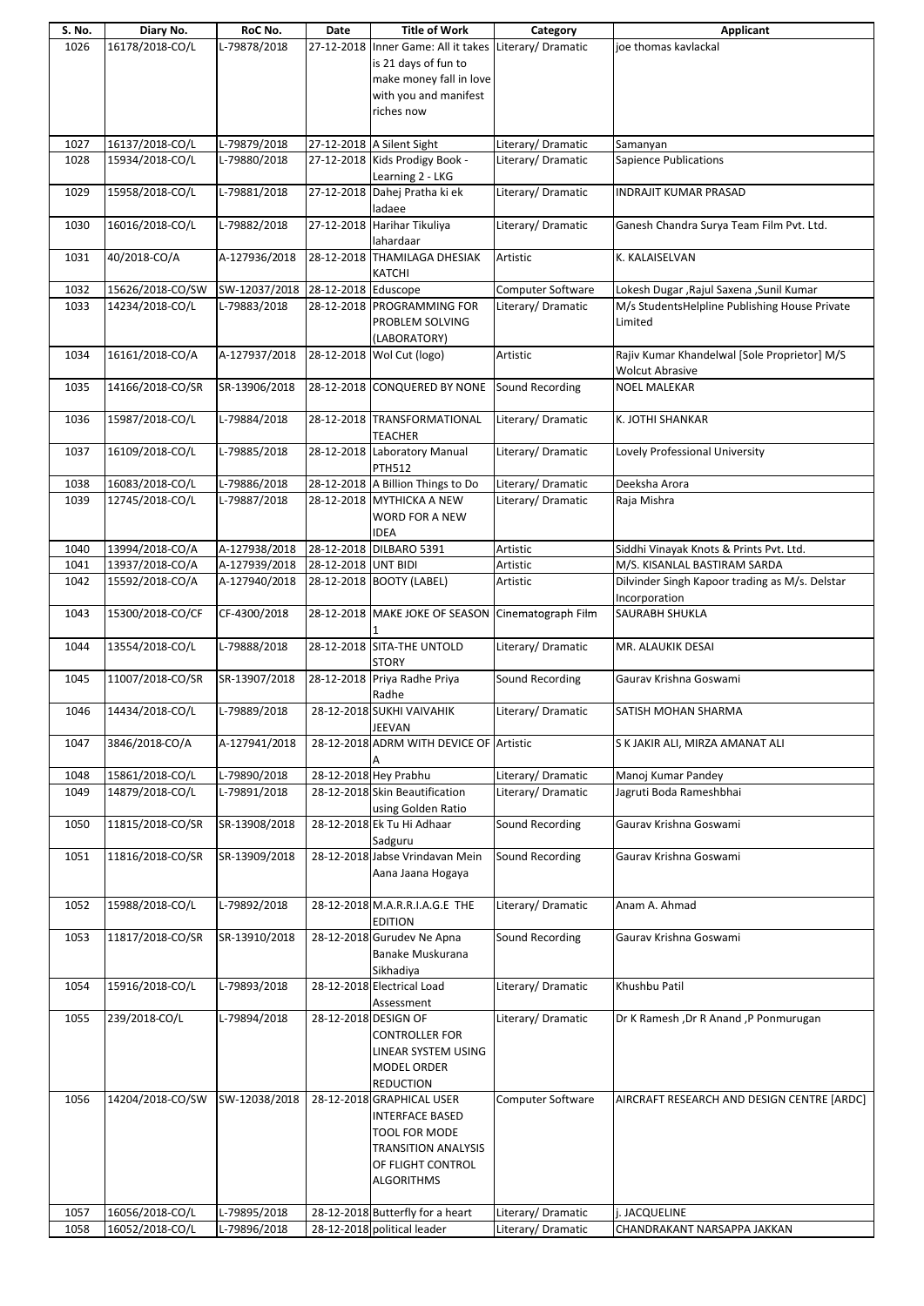| S. No. | Diary No. | RoC No. | Date | Title of Work | Category | Applicant |
|---|---|---|---|---|---|---|
| 1026 | 16178/2018-CO/L | L-79878/2018 | 27-12-2018 | Inner Game: All it takes is 21 days of fun to make money fall in love with you and manifest riches now | Literary/ Dramatic | joe thomas kavlackal |
| 1027 | 16137/2018-CO/L | L-79879/2018 | 27-12-2018 | A Silent Sight | Literary/ Dramatic | Samanyan |
| 1028 | 15934/2018-CO/L | L-79880/2018 | 27-12-2018 | Kids Prodigy Book - Learning 2 - LKG | Literary/ Dramatic | Sapience Publications |
| 1029 | 15958/2018-CO/L | L-79881/2018 | 27-12-2018 | Dahej Pratha ki ek ladaee | Literary/ Dramatic | INDRAJIT KUMAR PRASAD |
| 1030 | 16016/2018-CO/L | L-79882/2018 | 27-12-2018 | Harihar Tikuliya lahardaar | Literary/ Dramatic | Ganesh Chandra Surya Team Film Pvt. Ltd. |
| 1031 | 40/2018-CO/A | A-127936/2018 | 28-12-2018 | THAMILAGA DHESIAK KATCHI | Artistic | K. KALAISELVAN |
| 1032 | 15626/2018-CO/SW | SW-12037/2018 | 28-12-2018 | Eduscope | Computer Software | Lokesh Dugar ,Rajul Saxena ,Sunil Kumar |
| 1033 | 14234/2018-CO/L | L-79883/2018 | 28-12-2018 | PROGRAMMING FOR PROBLEM SOLVING (LABORATORY) | Literary/ Dramatic | M/s StudentsHelpline Publishing House Private Limited |
| 1034 | 16161/2018-CO/A | A-127937/2018 | 28-12-2018 | Wol Cut (logo) | Artistic | Rajiv Kumar Khandelwal [Sole Proprietor] M/S Wolcut Abrasive |
| 1035 | 14166/2018-CO/SR | SR-13906/2018 | 28-12-2018 | CONQUERED BY NONE | Sound Recording | NOEL MALEKAR |
| 1036 | 15987/2018-CO/L | L-79884/2018 | 28-12-2018 | TRANSFORMATIONAL TEACHER | Literary/ Dramatic | K. JOTHI SHANKAR |
| 1037 | 16109/2018-CO/L | L-79885/2018 | 28-12-2018 | Laboratory Manual PTH512 | Literary/ Dramatic | Lovely Professional University |
| 1038 | 16083/2018-CO/L | L-79886/2018 | 28-12-2018 | A Billion Things to Do | Literary/ Dramatic | Deeksha Arora |
| 1039 | 12745/2018-CO/L | L-79887/2018 | 28-12-2018 | MYTHICKA A NEW WORD FOR A NEW IDEA | Literary/ Dramatic | Raja Mishra |
| 1040 | 13994/2018-CO/A | A-127938/2018 | 28-12-2018 | DILBARO 5391 | Artistic | Siddhi Vinayak Knots & Prints Pvt. Ltd. |
| 1041 | 13937/2018-CO/A | A-127939/2018 | 28-12-2018 | UNT BIDI | Artistic | M/S. KISANLAL BASTIRAM SARDA |
| 1042 | 15592/2018-CO/A | A-127940/2018 | 28-12-2018 | BOOTY (LABEL) | Artistic | Dilvinder Singh Kapoor trading as M/s. Delstar Incorporation |
| 1043 | 15300/2018-CO/CF | CF-4300/2018 | 28-12-2018 | MAKE JOKE OF SEASON 1 | Cinematograph Film | SAURABH SHUKLA |
| 1044 | 13554/2018-CO/L | L-79888/2018 | 28-12-2018 | SITA-THE UNTOLD STORY | Literary/ Dramatic | MR. ALAUKIK DESAI |
| 1045 | 11007/2018-CO/SR | SR-13907/2018 | 28-12-2018 | Priya Radhe Priya Radhe | Sound Recording | Gaurav Krishna Goswami |
| 1046 | 14434/2018-CO/L | L-79889/2018 | 28-12-2018 | SUKHI VAIVAHIK JEEVAN | Literary/ Dramatic | SATISH MOHAN SHARMA |
| 1047 | 3846/2018-CO/A | A-127941/2018 | 28-12-2018 | ADRM WITH DEVICE OF A | Artistic | S K JAKIR ALI, MIRZA AMANAT ALI |
| 1048 | 15861/2018-CO/L | L-79890/2018 | 28-12-2018 | Hey Prabhu | Literary/ Dramatic | Manoj Kumar Pandey |
| 1049 | 14879/2018-CO/L | L-79891/2018 | 28-12-2018 | Skin Beautification using Golden Ratio | Literary/ Dramatic | Jagruti Boda Rameshbhai |
| 1050 | 11815/2018-CO/SR | SR-13908/2018 | 28-12-2018 | Ek Tu Hi Adhaar Sadguru | Sound Recording | Gaurav Krishna Goswami |
| 1051 | 11816/2018-CO/SR | SR-13909/2018 | 28-12-2018 | Jabse Vrindavan Mein Aana Jaana Hogaya | Sound Recording | Gaurav Krishna Goswami |
| 1052 | 15988/2018-CO/L | L-79892/2018 | 28-12-2018 | M.A.R.R.I.A.G.E THE EDITION | Literary/ Dramatic | Anam A. Ahmad |
| 1053 | 11817/2018-CO/SR | SR-13910/2018 | 28-12-2018 | Gurudev Ne Apna Banake Muskurana Sikhadiya | Sound Recording | Gaurav Krishna Goswami |
| 1054 | 15916/2018-CO/L | L-79893/2018 | 28-12-2018 | Electrical Load Assessment | Literary/ Dramatic | Khushbu Patil |
| 1055 | 239/2018-CO/L | L-79894/2018 | 28-12-2018 | DESIGN OF CONTROLLER FOR LINEAR SYSTEM USING MODEL ORDER REDUCTION | Literary/ Dramatic | Dr K Ramesh ,Dr R Anand ,P Ponmurugan |
| 1056 | 14204/2018-CO/SW | SW-12038/2018 | 28-12-2018 | GRAPHICAL USER INTERFACE BASED TOOL FOR MODE TRANSITION ANALYSIS OF FLIGHT CONTROL ALGORITHMS | Computer Software | AIRCRAFT RESEARCH AND DESIGN CENTRE [ARDC] |
| 1057 | 16056/2018-CO/L | L-79895/2018 | 28-12-2018 | Butterfly for a heart | Literary/ Dramatic | j. JACQUELINE |
| 1058 | 16052/2018-CO/L | L-79896/2018 | 28-12-2018 | political leader | Literary/ Dramatic | CHANDRAKANT NARSAPPA JAKKAN |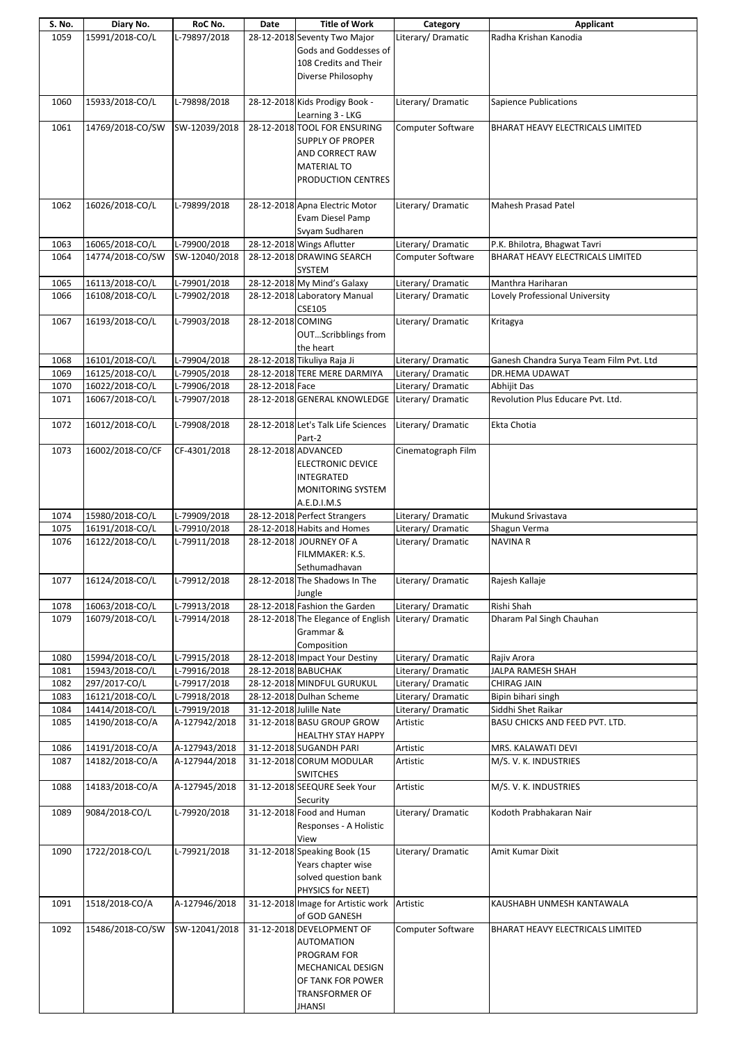| S. No. | Diary No. | RoC No. | Date | Title of Work | Category | Applicant |
|---|---|---|---|---|---|---|
| 1059 | 15991/2018-CO/L | L-79897/2018 | 28-12-2018 | Seventy Two Major Gods and Goddesses of 108 Credits and Their Diverse Philosophy | Literary/ Dramatic | Radha Krishan Kanodia |
| 1060 | 15933/2018-CO/L | L-79898/2018 | 28-12-2018 | Kids Prodigy Book - Learning 3 - LKG | Literary/ Dramatic | Sapience Publications |
| 1061 | 14769/2018-CO/SW | SW-12039/2018 | 28-12-2018 | TOOL FOR ENSURING SUPPLY OF PROPER AND CORRECT RAW MATERIAL TO PRODUCTION CENTRES | Computer Software | BHARAT HEAVY ELECTRICALS LIMITED |
| 1062 | 16026/2018-CO/L | L-79899/2018 | 28-12-2018 | Apna Electric Motor Evam Diesel Pamp Svyam Sudharen | Literary/ Dramatic | Mahesh Prasad Patel |
| 1063 | 16065/2018-CO/L | L-79900/2018 | 28-12-2018 | Wings Aflutter | Literary/ Dramatic | P.K. Bhilotra, Bhagwat Tavri |
| 1064 | 14774/2018-CO/SW | SW-12040/2018 | 28-12-2018 | DRAWING SEARCH SYSTEM | Computer Software | BHARAT HEAVY ELECTRICALS LIMITED |
| 1065 | 16113/2018-CO/L | L-79901/2018 | 28-12-2018 | My Mind's Galaxy | Literary/ Dramatic | Manthra Hariharan |
| 1066 | 16108/2018-CO/L | L-79902/2018 | 28-12-2018 | Laboratory Manual CSE105 | Literary/ Dramatic | Lovely Professional University |
| 1067 | 16193/2018-CO/L | L-79903/2018 | 28-12-2018 | COMING OUT...Scribblings from the heart | Literary/ Dramatic | Kritagya |
| 1068 | 16101/2018-CO/L | L-79904/2018 | 28-12-2018 | Tikuliya Raja Ji | Literary/ Dramatic | Ganesh Chandra Surya Team Film Pvt. Ltd |
| 1069 | 16125/2018-CO/L | L-79905/2018 | 28-12-2018 | TERE MERE DARMIYA | Literary/ Dramatic | DR.HEMA UDAWAT |
| 1070 | 16022/2018-CO/L | L-79906/2018 | 28-12-2018 | Face | Literary/ Dramatic | Abhijit Das |
| 1071 | 16067/2018-CO/L | L-79907/2018 | 28-12-2018 | GENERAL KNOWLEDGE | Literary/ Dramatic | Revolution Plus Educare Pvt. Ltd. |
| 1072 | 16012/2018-CO/L | L-79908/2018 | 28-12-2018 | Let's Talk Life Sciences Part-2 | Literary/ Dramatic | Ekta Chotia |
| 1073 | 16002/2018-CO/CF | CF-4301/2018 | 28-12-2018 | ADVANCED ELECTRONIC DEVICE INTEGRATED MONITORING SYSTEM A.E.D.I.M.S | Cinematograph Film | |
| 1074 | 15980/2018-CO/L | L-79909/2018 | 28-12-2018 | Perfect Strangers | Literary/ Dramatic | Mukund Srivastava |
| 1075 | 16191/2018-CO/L | L-79910/2018 | 28-12-2018 | Habits and Homes | Literary/ Dramatic | Shagun Verma |
| 1076 | 16122/2018-CO/L | L-79911/2018 | 28-12-2018 | JOURNEY OF A FILMMAKER: K.S. Sethumadhavan | Literary/ Dramatic | NAVINA R |
| 1077 | 16124/2018-CO/L | L-79912/2018 | 28-12-2018 | The Shadows In The Jungle | Literary/ Dramatic | Rajesh Kallaje |
| 1078 | 16063/2018-CO/L | L-79913/2018 | 28-12-2018 | Fashion the Garden | Literary/ Dramatic | Rishi Shah |
| 1079 | 16079/2018-CO/L | L-79914/2018 | 28-12-2018 | The Elegance of English Grammar & Composition | Literary/ Dramatic | Dharam Pal Singh Chauhan |
| 1080 | 15994/2018-CO/L | L-79915/2018 | 28-12-2018 | Impact Your Destiny | Literary/ Dramatic | Rajiv Arora |
| 1081 | 15943/2018-CO/L | L-79916/2018 | 28-12-2018 | BABUCHAK | Literary/ Dramatic | JALPA RAMESH SHAH |
| 1082 | 297/2017-CO/L | L-79917/2018 | 28-12-2018 | MINDFUL GURUKUL | Literary/ Dramatic | CHIRAG JAIN |
| 1083 | 16121/2018-CO/L | L-79918/2018 | 28-12-2018 | Dulhan Scheme | Literary/ Dramatic | Bipin bihari singh |
| 1084 | 14414/2018-CO/L | L-79919/2018 | 31-12-2018 | Julille Nate | Literary/ Dramatic | Siddhi Shet Raikar |
| 1085 | 14190/2018-CO/A | A-127942/2018 | 31-12-2018 | BASU GROUP GROW HEALTHY STAY HAPPY | Artistic | BASU CHICKS AND FEED PVT. LTD. |
| 1086 | 14191/2018-CO/A | A-127943/2018 | 31-12-2018 | SUGANDH PARI | Artistic | MRS. KALAWATI DEVI |
| 1087 | 14182/2018-CO/A | A-127944/2018 | 31-12-2018 | CORUM MODULAR SWITCHES | Artistic | M/S. V. K. INDUSTRIES |
| 1088 | 14183/2018-CO/A | A-127945/2018 | 31-12-2018 | SEEQURE Seek Your Security | Artistic | M/S. V. K. INDUSTRIES |
| 1089 | 9084/2018-CO/L | L-79920/2018 | 31-12-2018 | Food and Human Responses - A Holistic View | Literary/ Dramatic | Kodoth Prabhakaran Nair |
| 1090 | 1722/2018-CO/L | L-79921/2018 | 31-12-2018 | Speaking Book (15 Years chapter wise solved question bank PHYSICS for NEET) | Literary/ Dramatic | Amit Kumar Dixit |
| 1091 | 1518/2018-CO/A | A-127946/2018 | 31-12-2018 | Image for Artistic work of GOD GANESH | Artistic | KAUSHABH UNMESH KANTAWALA |
| 1092 | 15486/2018-CO/SW | SW-12041/2018 | 31-12-2018 | DEVELOPMENT OF AUTOMATION PROGRAM FOR MECHANICAL DESIGN OF TANK FOR POWER TRANSFORMER OF JHANSI | Computer Software | BHARAT HEAVY ELECTRICALS LIMITED |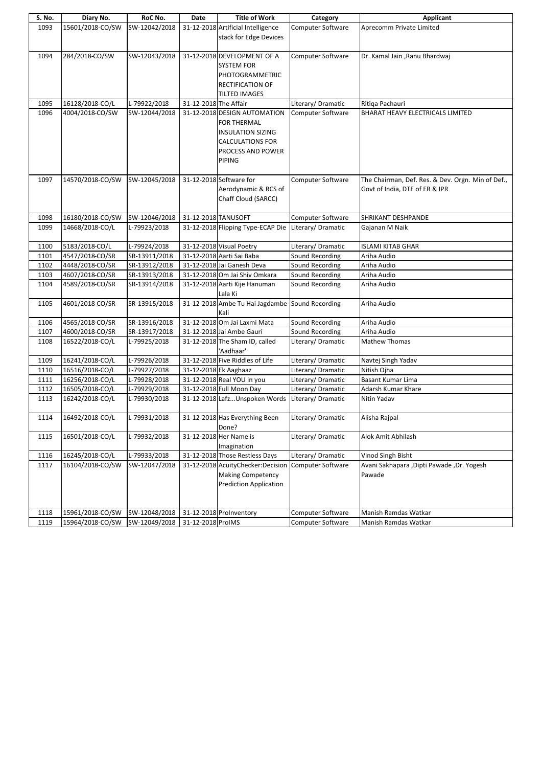| S. No. | Diary No. | RoC No. | Date | Title of Work | Category | Applicant |
|---|---|---|---|---|---|---|
| 1093 | 15601/2018-CO/SW | SW-12042/2018 | 31-12-2018 | Artificial Intelligence stack for Edge Devices | Computer Software | Aprecomm Private Limited |
| 1094 | 284/2018-CO/SW | SW-12043/2018 | 31-12-2018 | DEVELOPMENT OF A SYSTEM FOR PHOTOGRAMMETRIC RECTIFICATION OF TILTED IMAGES | Computer Software | Dr. Kamal Jain ,Ranu Bhardwaj |
| 1095 | 16128/2018-CO/L | L-79922/2018 | 31-12-2018 | The Affair | Literary/ Dramatic | Ritiqa Pachauri |
| 1096 | 4004/2018-CO/SW | SW-12044/2018 | 31-12-2018 | DESIGN AUTOMATION FOR THERMAL INSULATION SIZING CALCULATIONS FOR PROCESS AND POWER PIPING | Computer Software | BHARAT HEAVY ELECTRICALS LIMITED |
| 1097 | 14570/2018-CO/SW | SW-12045/2018 | 31-12-2018 | Software for Aerodynamic & RCS of Chaff Cloud (SARCC) | Computer Software | The Chairman, Def. Res. & Dev. Orgn. Min of Def., Govt of India, DTE of ER & IPR |
| 1098 | 16180/2018-CO/SW | SW-12046/2018 | 31-12-2018 | TANUSOFT | Computer Software | SHRIKANT DESHPANDE |
| 1099 | 14668/2018-CO/L | L-79923/2018 | 31-12-2018 | Flipping Type-ECAP Die | Literary/ Dramatic | Gajanan M Naik |
| 1100 | 5183/2018-CO/L | L-79924/2018 | 31-12-2018 | Visual Poetry | Literary/ Dramatic | ISLAMI KITAB GHAR |
| 1101 | 4547/2018-CO/SR | SR-13911/2018 | 31-12-2018 | Aarti Sai Baba | Sound Recording | Ariha Audio |
| 1102 | 4448/2018-CO/SR | SR-13912/2018 | 31-12-2018 | Jai Ganesh Deva | Sound Recording | Ariha Audio |
| 1103 | 4607/2018-CO/SR | SR-13913/2018 | 31-12-2018 | Om Jai Shiv Omkara | Sound Recording | Ariha Audio |
| 1104 | 4589/2018-CO/SR | SR-13914/2018 | 31-12-2018 | Aarti Kije Hanuman Lala Ki | Sound Recording | Ariha Audio |
| 1105 | 4601/2018-CO/SR | SR-13915/2018 | 31-12-2018 | Ambe Tu Hai Jagdambe Kali | Sound Recording | Ariha Audio |
| 1106 | 4565/2018-CO/SR | SR-13916/2018 | 31-12-2018 | Om Jai Laxmi Mata | Sound Recording | Ariha Audio |
| 1107 | 4600/2018-CO/SR | SR-13917/2018 | 31-12-2018 | Jai Ambe Gauri | Sound Recording | Ariha Audio |
| 1108 | 16522/2018-CO/L | L-79925/2018 | 31-12-2018 | The Sham ID, called 'Aadhaar' | Literary/ Dramatic | Mathew Thomas |
| 1109 | 16241/2018-CO/L | L-79926/2018 | 31-12-2018 | Five Riddles of Life | Literary/ Dramatic | Navtej Singh Yadav |
| 1110 | 16516/2018-CO/L | L-79927/2018 | 31-12-2018 | Ek Aaghaaz | Literary/ Dramatic | Nitish Ojha |
| 1111 | 16256/2018-CO/L | L-79928/2018 | 31-12-2018 | Real YOU in you | Literary/ Dramatic | Basant Kumar Lima |
| 1112 | 16505/2018-CO/L | L-79929/2018 | 31-12-2018 | Full Moon Day | Literary/ Dramatic | Adarsh Kumar Khare |
| 1113 | 16242/2018-CO/L | L-79930/2018 | 31-12-2018 | Lafz...Unspoken Words | Literary/ Dramatic | Nitin Yadav |
| 1114 | 16492/2018-CO/L | L-79931/2018 | 31-12-2018 | Has Everything Been Done? | Literary/ Dramatic | Alisha Rajpal |
| 1115 | 16501/2018-CO/L | L-79932/2018 | 31-12-2018 | Her Name is Imagination | Literary/ Dramatic | Alok Amit Abhilash |
| 1116 | 16245/2018-CO/L | L-79933/2018 | 31-12-2018 | Those Restless Days | Literary/ Dramatic | Vinod Singh Bisht |
| 1117 | 16104/2018-CO/SW | SW-12047/2018 | 31-12-2018 | AcuityChecker:Decision Making Competency Prediction Application | Computer Software | Avani Sakhapara ,Dipti Pawade ,Dr. Yogesh Pawade |
| 1118 | 15961/2018-CO/SW | SW-12048/2018 | 31-12-2018 | ProInventory | Computer Software | Manish Ramdas Watkar |
| 1119 | 15964/2018-CO/SW | SW-12049/2018 | 31-12-2018 | ProIMS | Computer Software | Manish Ramdas Watkar |